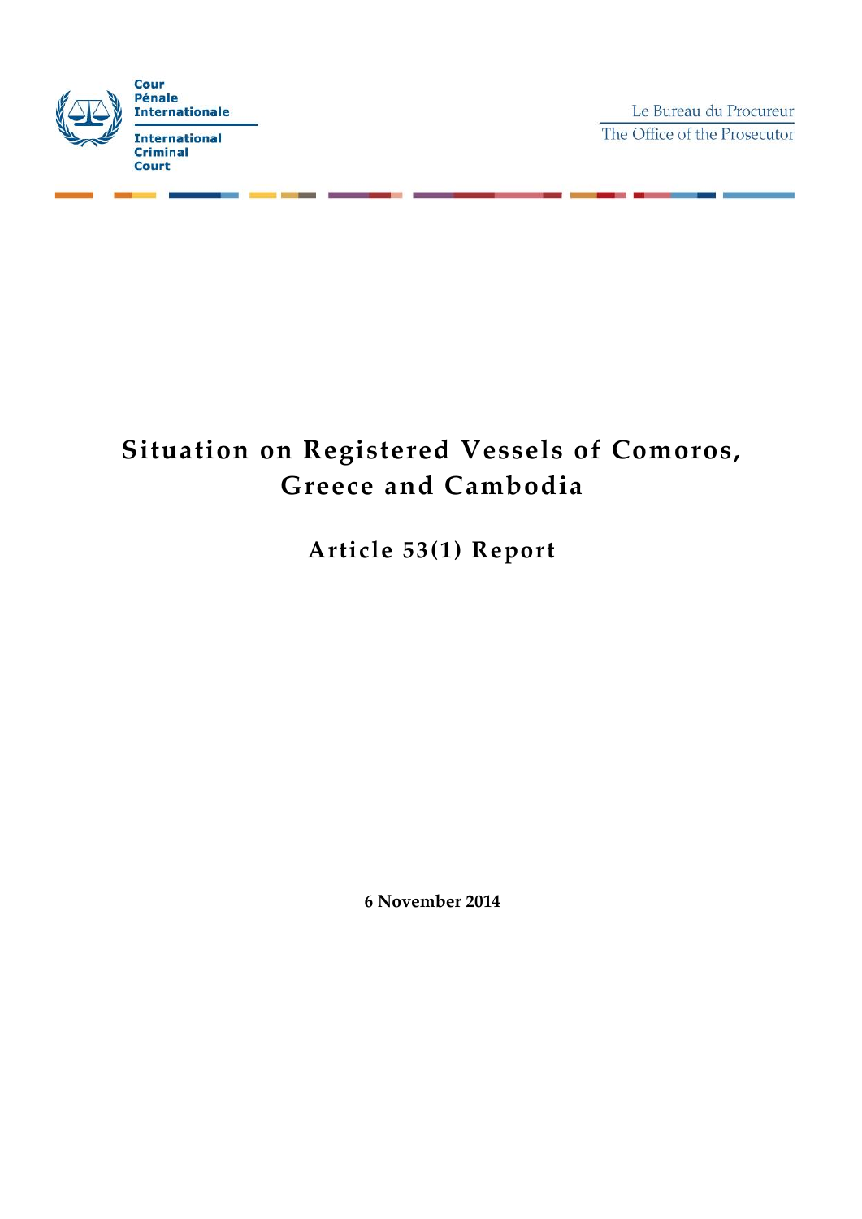Cour Pénale Internationale

International Criminal Court

Le Bureau du Procureur

The Office of the Prosecutor

# Situation on Registered Vessels of Comoros, Greece and Cambodia

## Article 53(1) Report

**6 November 2014**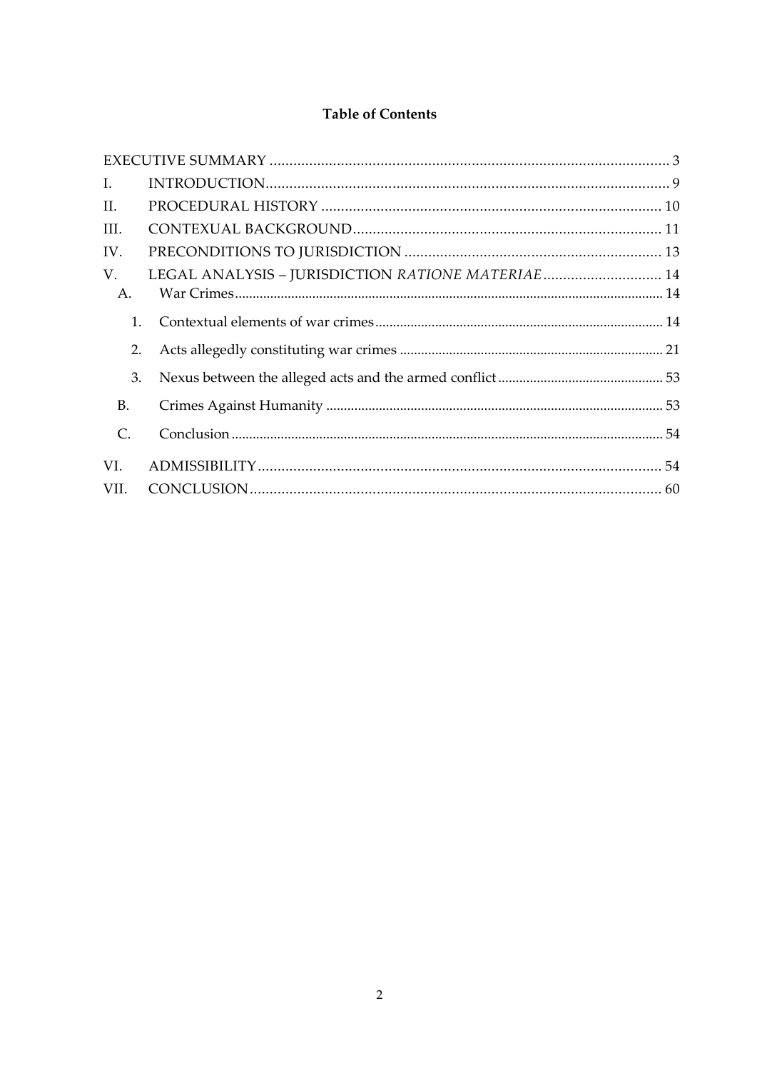**Table of Contents**

EXECUTIVE SUMMARY ..................................................................................................... 3

I. INTRODUCTION ....................................................................................................... 9

II. PROCEDURAL HISTORY ....................................................................................... 10

III. CONTEXUAL BACKGROUND .............................................................................. 11

IV. PRECONDITIONS TO JURISDICTION ................................................................. 13

V. LEGAL ANALYSIS – JURISDICTION *RATIONE MATERIAE* .............................. 14

- A. War Crimes ........................................................................................................... 14
  - 1. Contextual elements of war crimes ................................................................. 14
  - 2. Acts allegedly constituting war crimes .......................................................... 21
  - 3. Nexus between the alleged acts and the armed conflict ............................... 53
- B. Crimes Against Humanity ................................................................................. 53
- C. Conclusion .......................................................................................................... 54

VI. ADMISSIBILITY ....................................................................................................... 54

VII. CONCLUSION ......................................................................................................... 60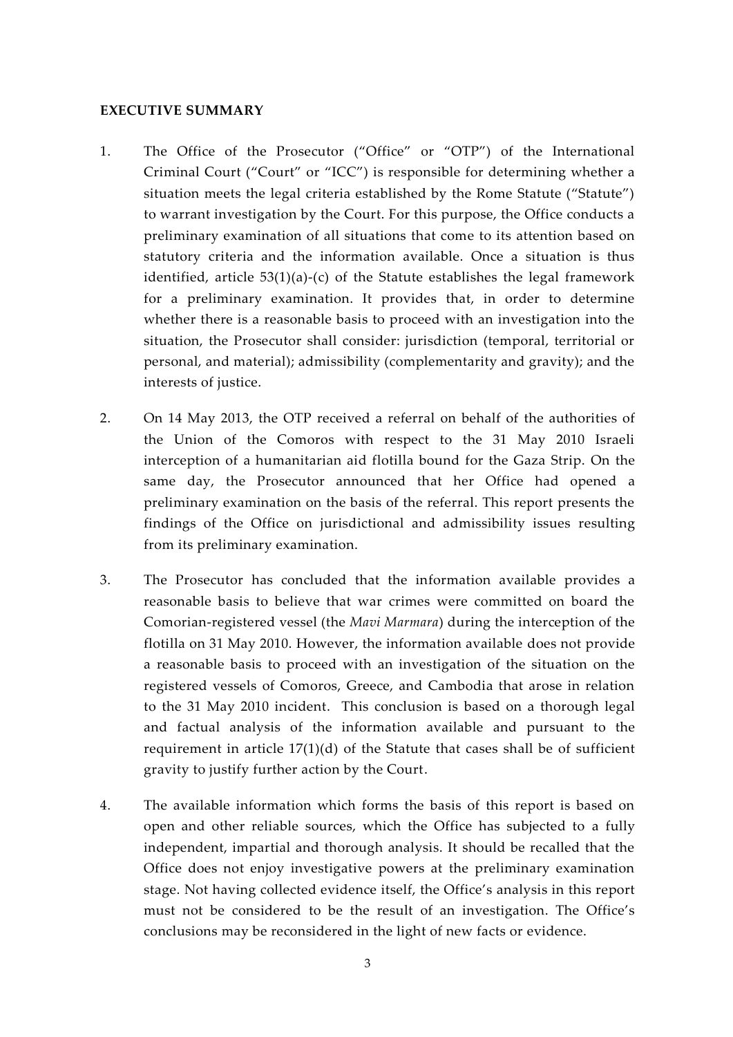## EXECUTIVE SUMMARY

1. The Office of the Prosecutor ("Office" or "OTP") of the International Criminal Court ("Court" or "ICC") is responsible for determining whether a situation meets the legal criteria established by the Rome Statute ("Statute") to warrant investigation by the Court. For this purpose, the Office conducts a preliminary examination of all situations that come to its attention based on statutory criteria and the information available. Once a situation is thus identified, article 53(1)(a)-(c) of the Statute establishes the legal framework for a preliminary examination. It provides that, in order to determine whether there is a reasonable basis to proceed with an investigation into the situation, the Prosecutor shall consider: jurisdiction (temporal, territorial or personal, and material); admissibility (complementarity and gravity); and the interests of justice.

2. On 14 May 2013, the OTP received a referral on behalf of the authorities of the Union of the Comoros with respect to the 31 May 2010 Israeli interception of a humanitarian aid flotilla bound for the Gaza Strip. On the same day, the Prosecutor announced that her Office had opened a preliminary examination on the basis of the referral. This report presents the findings of the Office on jurisdictional and admissibility issues resulting from its preliminary examination.

3. The Prosecutor has concluded that the information available provides a reasonable basis to believe that war crimes were committed on board the Comorian-registered vessel (the *Mavi Marmara*) during the interception of the flotilla on 31 May 2010. However, the information available does not provide a reasonable basis to proceed with an investigation of the situation on the registered vessels of Comoros, Greece, and Cambodia that arose in relation to the 31 May 2010 incident. This conclusion is based on a thorough legal and factual analysis of the information available and pursuant to the requirement in article 17(1)(d) of the Statute that cases shall be of sufficient gravity to justify further action by the Court.

4. The available information which forms the basis of this report is based on open and other reliable sources, which the Office has subjected to a fully independent, impartial and thorough analysis. It should be recalled that the Office does not enjoy investigative powers at the preliminary examination stage. Not having collected evidence itself, the Office's analysis in this report must not be considered to be the result of an investigation. The Office's conclusions may be reconsidered in the light of new facts or evidence.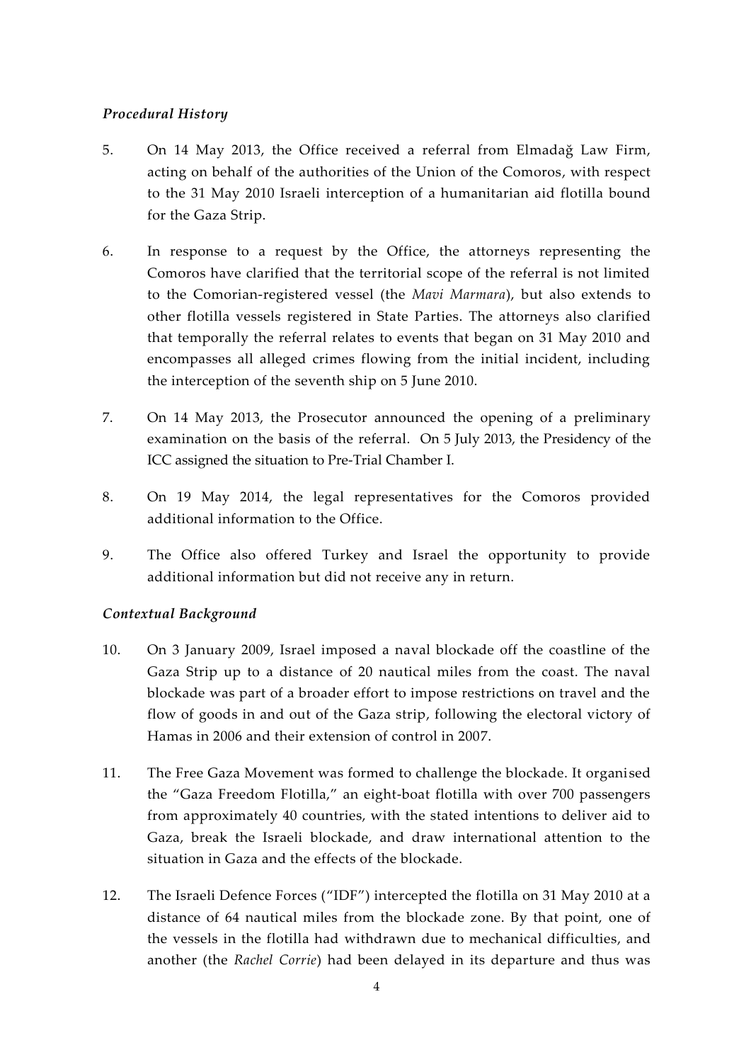*Procedural History*

5. On 14 May 2013, the Office received a referral from Elmadağ Law Firm, acting on behalf of the authorities of the Union of the Comoros, with respect to the 31 May 2010 Israeli interception of a humanitarian aid flotilla bound for the Gaza Strip.

6. In response to a request by the Office, the attorneys representing the Comoros have clarified that the territorial scope of the referral is not limited to the Comorian-registered vessel (the *Mavi Marmara*), but also extends to other flotilla vessels registered in State Parties. The attorneys also clarified that temporally the referral relates to events that began on 31 May 2010 and encompasses all alleged crimes flowing from the initial incident, including the interception of the seventh ship on 5 June 2010.

7. On 14 May 2013, the Prosecutor announced the opening of a preliminary examination on the basis of the referral. On 5 July 2013, the Presidency of the ICC assigned the situation to Pre-Trial Chamber I.

8. On 19 May 2014, the legal representatives for the Comoros provided additional information to the Office.

9. The Office also offered Turkey and Israel the opportunity to provide additional information but did not receive any in return.

*Contextual Background*

10. On 3 January 2009, Israel imposed a naval blockade off the coastline of the Gaza Strip up to a distance of 20 nautical miles from the coast. The naval blockade was part of a broader effort to impose restrictions on travel and the flow of goods in and out of the Gaza strip, following the electoral victory of Hamas in 2006 and their extension of control in 2007.

11. The Free Gaza Movement was formed to challenge the blockade. It organised the "Gaza Freedom Flotilla," an eight-boat flotilla with over 700 passengers from approximately 40 countries, with the stated intentions to deliver aid to Gaza, break the Israeli blockade, and draw international attention to the situation in Gaza and the effects of the blockade.

12. The Israeli Defence Forces ("IDF") intercepted the flotilla on 31 May 2010 at a distance of 64 nautical miles from the blockade zone. By that point, one of the vessels in the flotilla had withdrawn due to mechanical difficulties, and another (the *Rachel Corrie*) had been delayed in its departure and thus was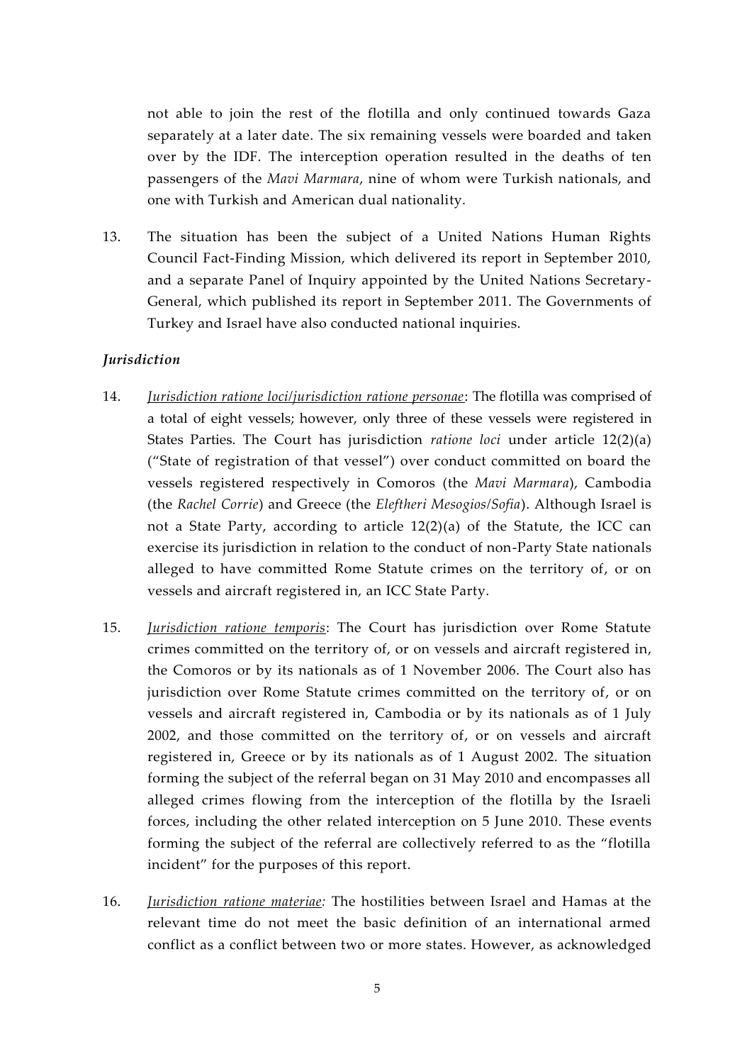not able to join the rest of the flotilla and only continued towards Gaza separately at a later date. The six remaining vessels were boarded and taken over by the IDF. The interception operation resulted in the deaths of ten passengers of the *Mavi Marmara*, nine of whom were Turkish nationals, and one with Turkish and American dual nationality.

13. The situation has been the subject of a United Nations Human Rights Council Fact-Finding Mission, which delivered its report in September 2010, and a separate Panel of Inquiry appointed by the United Nations Secretary-General, which published its report in September 2011. The Governments of Turkey and Israel have also conducted national inquiries.

### *Jurisdiction*

14. *Jurisdiction ratione loci/jurisdiction ratione personae*: The flotilla was comprised of a total of eight vessels; however, only three of these vessels were registered in States Parties. The Court has jurisdiction *ratione loci* under article 12(2)(a) ("State of registration of that vessel") over conduct committed on board the vessels registered respectively in Comoros (the *Mavi Marmara*), Cambodia (the *Rachel Corrie*) and Greece (the *Eleftheri Mesogios/Sofia*). Although Israel is not a State Party, according to article 12(2)(a) of the Statute, the ICC can exercise its jurisdiction in relation to the conduct of non-Party State nationals alleged to have committed Rome Statute crimes on the territory of, or on vessels and aircraft registered in, an ICC State Party.

15. *Jurisdiction ratione temporis*: The Court has jurisdiction over Rome Statute crimes committed on the territory of, or on vessels and aircraft registered in, the Comoros or by its nationals as of 1 November 2006. The Court also has jurisdiction over Rome Statute crimes committed on the territory of, or on vessels and aircraft registered in, Cambodia or by its nationals as of 1 July 2002, and those committed on the territory of, or on vessels and aircraft registered in, Greece or by its nationals as of 1 August 2002. The situation forming the subject of the referral began on 31 May 2010 and encompasses all alleged crimes flowing from the interception of the flotilla by the Israeli forces, including the other related interception on 5 June 2010. These events forming the subject of the referral are collectively referred to as the "flotilla incident" for the purposes of this report.

16. *Jurisdiction ratione materiae:* The hostilities between Israel and Hamas at the relevant time do not meet the basic definition of an international armed conflict as a conflict between two or more states. However, as acknowledged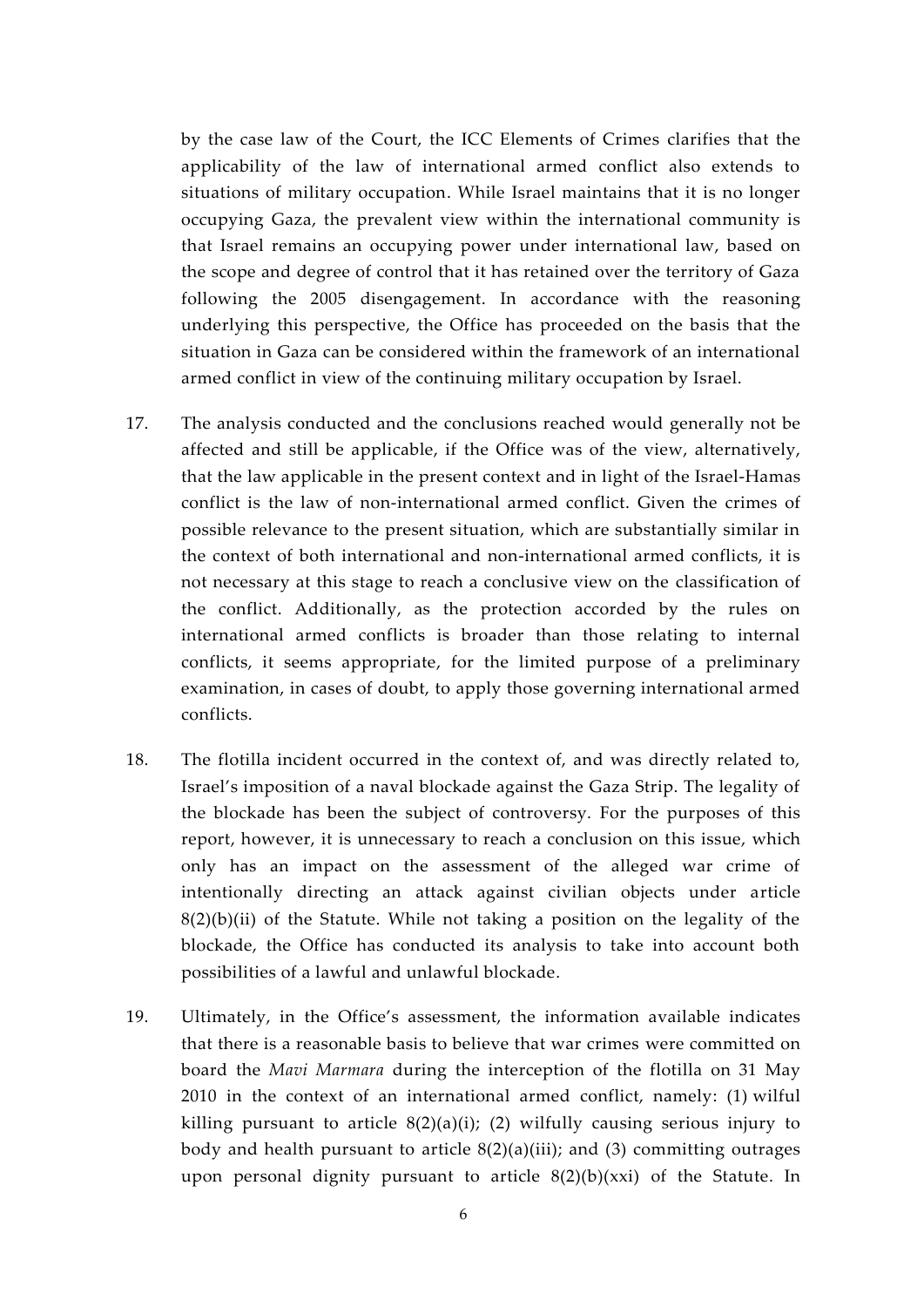by the case law of the Court, the ICC Elements of Crimes clarifies that the applicability of the law of international armed conflict also extends to situations of military occupation. While Israel maintains that it is no longer occupying Gaza, the prevalent view within the international community is that Israel remains an occupying power under international law, based on the scope and degree of control that it has retained over the territory of Gaza following the 2005 disengagement. In accordance with the reasoning underlying this perspective, the Office has proceeded on the basis that the situation in Gaza can be considered within the framework of an international armed conflict in view of the continuing military occupation by Israel.

17. The analysis conducted and the conclusions reached would generally not be affected and still be applicable, if the Office was of the view, alternatively, that the law applicable in the present context and in light of the Israel-Hamas conflict is the law of non-international armed conflict. Given the crimes of possible relevance to the present situation, which are substantially similar in the context of both international and non-international armed conflicts, it is not necessary at this stage to reach a conclusive view on the classification of the conflict. Additionally, as the protection accorded by the rules on international armed conflicts is broader than those relating to internal conflicts, it seems appropriate, for the limited purpose of a preliminary examination, in cases of doubt, to apply those governing international armed conflicts.

18. The flotilla incident occurred in the context of, and was directly related to, Israel's imposition of a naval blockade against the Gaza Strip. The legality of the blockade has been the subject of controversy. For the purposes of this report, however, it is unnecessary to reach a conclusion on this issue, which only has an impact on the assessment of the alleged war crime of intentionally directing an attack against civilian objects under article 8(2)(b)(ii) of the Statute. While not taking a position on the legality of the blockade, the Office has conducted its analysis to take into account both possibilities of a lawful and unlawful blockade.

19. Ultimately, in the Office's assessment, the information available indicates that there is a reasonable basis to believe that war crimes were committed on board the *Mavi Marmara* during the interception of the flotilla on 31 May 2010 in the context of an international armed conflict, namely: (1) wilful killing pursuant to article 8(2)(a)(i); (2) wilfully causing serious injury to body and health pursuant to article 8(2)(a)(iii); and (3) committing outrages upon personal dignity pursuant to article 8(2)(b)(xxi) of the Statute. In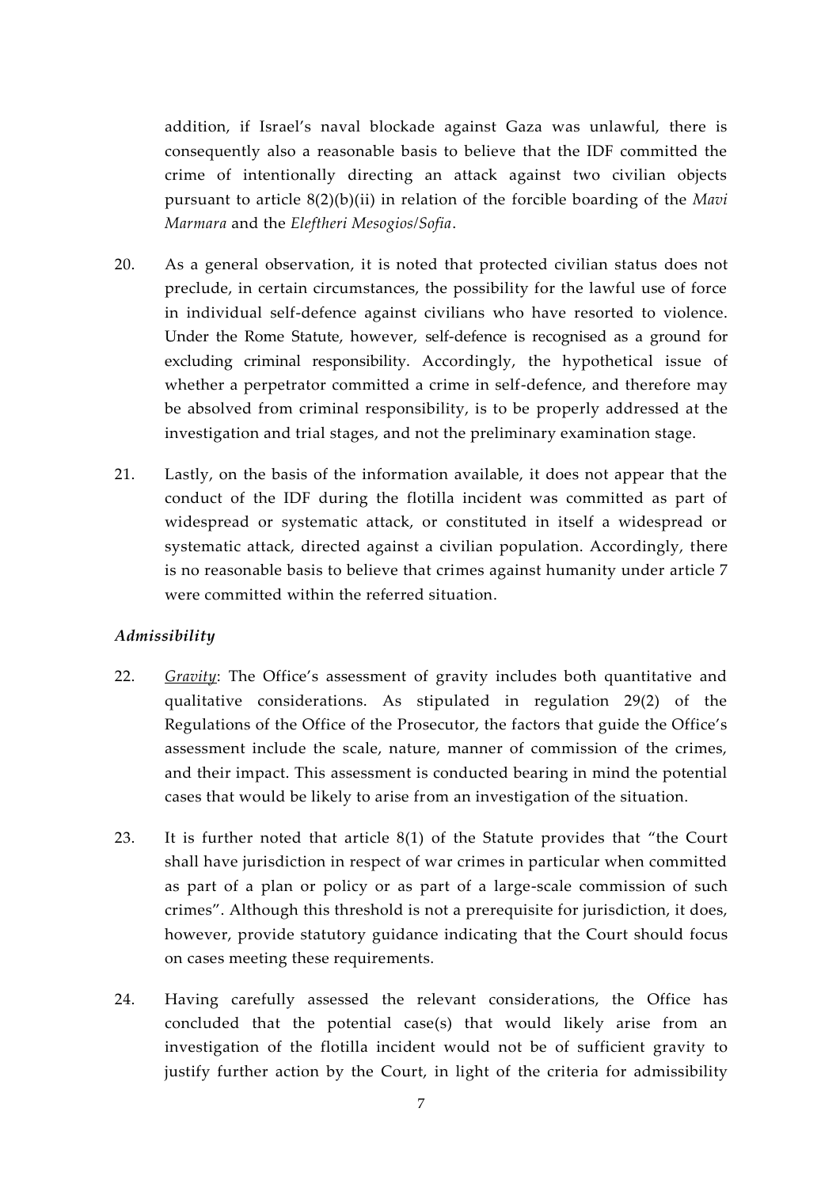addition, if Israel's naval blockade against Gaza was unlawful, there is consequently also a reasonable basis to believe that the IDF committed the crime of intentionally directing an attack against two civilian objects pursuant to article 8(2)(b)(ii) in relation of the forcible boarding of the *Mavi Marmara* and the *Eleftheri Mesogios/Sofia*.

20. As a general observation, it is noted that protected civilian status does not preclude, in certain circumstances, the possibility for the lawful use of force in individual self-defence against civilians who have resorted to violence. Under the Rome Statute, however, self-defence is recognised as a ground for excluding criminal responsibility. Accordingly, the hypothetical issue of whether a perpetrator committed a crime in self-defence, and therefore may be absolved from criminal responsibility, is to be properly addressed at the investigation and trial stages, and not the preliminary examination stage.

21. Lastly, on the basis of the information available, it does not appear that the conduct of the IDF during the flotilla incident was committed as part of widespread or systematic attack, or constituted in itself a widespread or systematic attack, directed against a civilian population. Accordingly, there is no reasonable basis to believe that crimes against humanity under article 7 were committed within the referred situation.

### *Admissibility*

22. *Gravity*: The Office's assessment of gravity includes both quantitative and qualitative considerations. As stipulated in regulation 29(2) of the Regulations of the Office of the Prosecutor, the factors that guide the Office's assessment include the scale, nature, manner of commission of the crimes, and their impact. This assessment is conducted bearing in mind the potential cases that would be likely to arise from an investigation of the situation.

23. It is further noted that article 8(1) of the Statute provides that "the Court shall have jurisdiction in respect of war crimes in particular when committed as part of a plan or policy or as part of a large-scale commission of such crimes". Although this threshold is not a prerequisite for jurisdiction, it does, however, provide statutory guidance indicating that the Court should focus on cases meeting these requirements.

24. Having carefully assessed the relevant considerations, the Office has concluded that the potential case(s) that would likely arise from an investigation of the flotilla incident would not be of sufficient gravity to justify further action by the Court, in light of the criteria for admissibility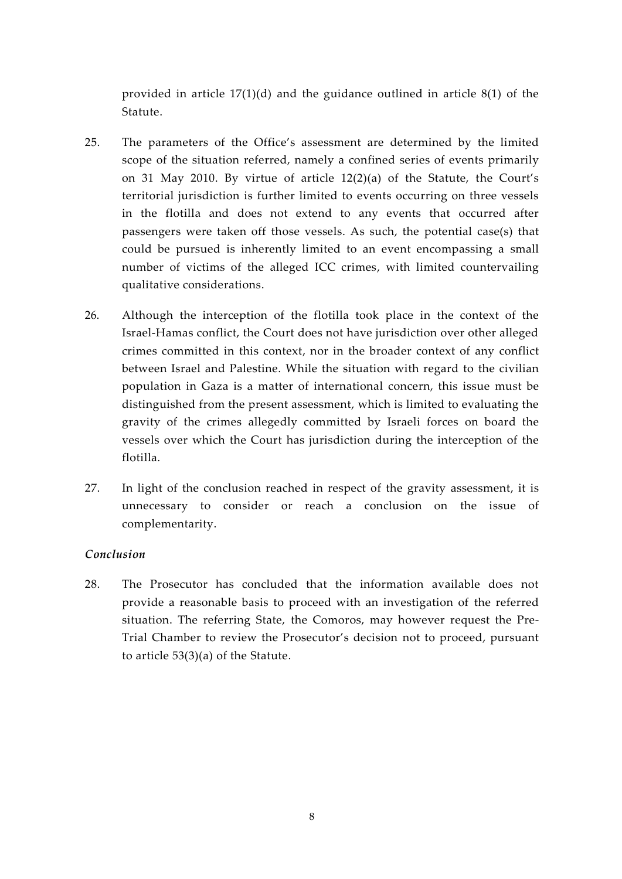provided in article 17(1)(d) and the guidance outlined in article 8(1) of the Statute.

25. The parameters of the Office's assessment are determined by the limited scope of the situation referred, namely a confined series of events primarily on 31 May 2010. By virtue of article 12(2)(a) of the Statute, the Court's territorial jurisdiction is further limited to events occurring on three vessels in the flotilla and does not extend to any events that occurred after passengers were taken off those vessels. As such, the potential case(s) that could be pursued is inherently limited to an event encompassing a small number of victims of the alleged ICC crimes, with limited countervailing qualitative considerations.

26. Although the interception of the flotilla took place in the context of the Israel-Hamas conflict, the Court does not have jurisdiction over other alleged crimes committed in this context, nor in the broader context of any conflict between Israel and Palestine. While the situation with regard to the civilian population in Gaza is a matter of international concern, this issue must be distinguished from the present assessment, which is limited to evaluating the gravity of the crimes allegedly committed by Israeli forces on board the vessels over which the Court has jurisdiction during the interception of the flotilla.

27. In light of the conclusion reached in respect of the gravity assessment, it is unnecessary to consider or reach a conclusion on the issue of complementarity.

*Conclusion*

28. The Prosecutor has concluded that the information available does not provide a reasonable basis to proceed with an investigation of the referred situation. The referring State, the Comoros, may however request the Pre-Trial Chamber to review the Prosecutor's decision not to proceed, pursuant to article 53(3)(a) of the Statute.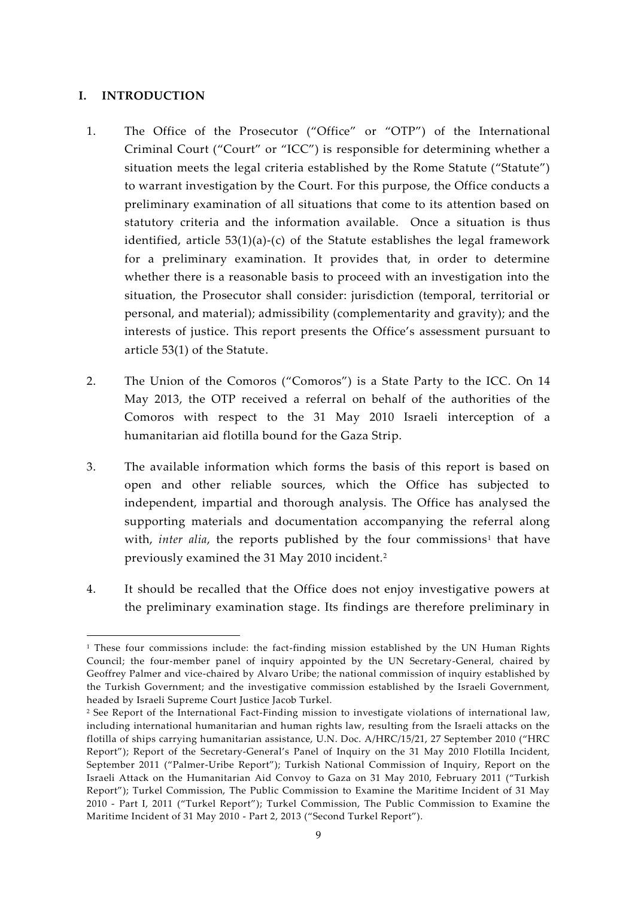## I. INTRODUCTION

1. The Office of the Prosecutor ("Office" or "OTP") of the International Criminal Court ("Court" or "ICC") is responsible for determining whether a situation meets the legal criteria established by the Rome Statute ("Statute") to warrant investigation by the Court. For this purpose, the Office conducts a preliminary examination of all situations that come to its attention based on statutory criteria and the information available. Once a situation is thus identified, article 53(1)(a)-(c) of the Statute establishes the legal framework for a preliminary examination. It provides that, in order to determine whether there is a reasonable basis to proceed with an investigation into the situation, the Prosecutor shall consider: jurisdiction (temporal, territorial or personal, and material); admissibility (complementarity and gravity); and the interests of justice. This report presents the Office's assessment pursuant to article 53(1) of the Statute.

2. The Union of the Comoros ("Comoros") is a State Party to the ICC. On 14 May 2013, the OTP received a referral on behalf of the authorities of the Comoros with respect to the 31 May 2010 Israeli interception of a humanitarian aid flotilla bound for the Gaza Strip.

3. The available information which forms the basis of this report is based on open and other reliable sources, which the Office has subjected to independent, impartial and thorough analysis. The Office has analysed the supporting materials and documentation accompanying the referral along with, *inter alia*, the reports published by the four commissions[1] that have previously examined the 31 May 2010 incident.[2]

4. It should be recalled that the Office does not enjoy investigative powers at the preliminary examination stage. Its findings are therefore preliminary in

---

[1] These four commissions include: the fact-finding mission established by the UN Human Rights Council; the four-member panel of inquiry appointed by the UN Secretary-General, chaired by Geoffrey Palmer and vice-chaired by Alvaro Uribe; the national commission of inquiry established by the Turkish Government; and the investigative commission established by the Israeli Government, headed by Israeli Supreme Court Justice Jacob Turkel.

[2] See Report of the International Fact-Finding mission to investigate violations of international law, including international humanitarian and human rights law, resulting from the Israeli attacks on the flotilla of ships carrying humanitarian assistance, U.N. Doc. A/HRC/15/21, 27 September 2010 ("HRC Report"); Report of the Secretary-General's Panel of Inquiry on the 31 May 2010 Flotilla Incident, September 2011 ("Palmer-Uribe Report"); Turkish National Commission of Inquiry, Report on the Israeli Attack on the Humanitarian Aid Convoy to Gaza on 31 May 2010, February 2011 ("Turkish Report"); Turkel Commission, The Public Commission to Examine the Maritime Incident of 31 May 2010 - Part I, 2011 ("Turkel Report"); Turkel Commission, The Public Commission to Examine the Maritime Incident of 31 May 2010 - Part 2, 2013 ("Second Turkel Report").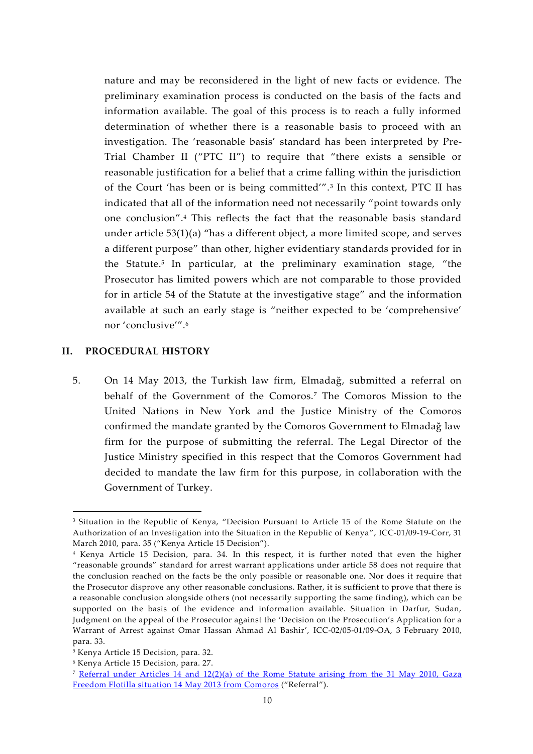nature and may be reconsidered in the light of new facts or evidence. The preliminary examination process is conducted on the basis of the facts and information available. The goal of this process is to reach a fully informed determination of whether there is a reasonable basis to proceed with an investigation. The 'reasonable basis' standard has been interpreted by Pre-Trial Chamber II ("PTC II") to require that "there exists a sensible or reasonable justification for a belief that a crime falling within the jurisdiction of the Court 'has been or is being committed'".[3] In this context, PTC II has indicated that all of the information need not necessarily "point towards only one conclusion".[4] This reflects the fact that the reasonable basis standard under article 53(1)(a) "has a different object, a more limited scope, and serves a different purpose" than other, higher evidentiary standards provided for in the Statute.[5] In particular, at the preliminary examination stage, "the Prosecutor has limited powers which are not comparable to those provided for in article 54 of the Statute at the investigative stage" and the information available at such an early stage is "neither expected to be 'comprehensive' nor 'conclusive'".[6]

## II. PROCEDURAL HISTORY

5. On 14 May 2013, the Turkish law firm, Elmadağ, submitted a referral on behalf of the Government of the Comoros.[7] The Comoros Mission to the United Nations in New York and the Justice Ministry of the Comoros confirmed the mandate granted by the Comoros Government to Elmadağ law firm for the purpose of submitting the referral. The Legal Director of the Justice Ministry specified in this respect that the Comoros Government had decided to mandate the law firm for this purpose, in collaboration with the Government of Turkey.

---

[3] Situation in the Republic of Kenya, "Decision Pursuant to Article 15 of the Rome Statute on the Authorization of an Investigation into the Situation in the Republic of Kenya", ICC-01/09-19-Corr, 31 March 2010, para. 35 ("Kenya Article 15 Decision").

[4] Kenya Article 15 Decision, para. 34. In this respect, it is further noted that even the higher "reasonable grounds" standard for arrest warrant applications under article 58 does not require that the conclusion reached on the facts be the only possible or reasonable one. Nor does it require that the Prosecutor disprove any other reasonable conclusions. Rather, it is sufficient to prove that there is a reasonable conclusion alongside others (not necessarily supporting the same finding), which can be supported on the basis of the evidence and information available. Situation in Darfur, Sudan, Judgment on the appeal of the Prosecutor against the 'Decision on the Prosecution's Application for a Warrant of Arrest against Omar Hassan Ahmad Al Bashir', ICC-02/05-01/09-OA, 3 February 2010, para. 33.

[5] Kenya Article 15 Decision, para. 32.

[6] Kenya Article 15 Decision, para. 27.

[7] Referral under Articles 14 and 12(2)(a) of the Rome Statute arising from the 31 May 2010, Gaza Freedom Flotilla situation 14 May 2013 from Comoros ("Referral").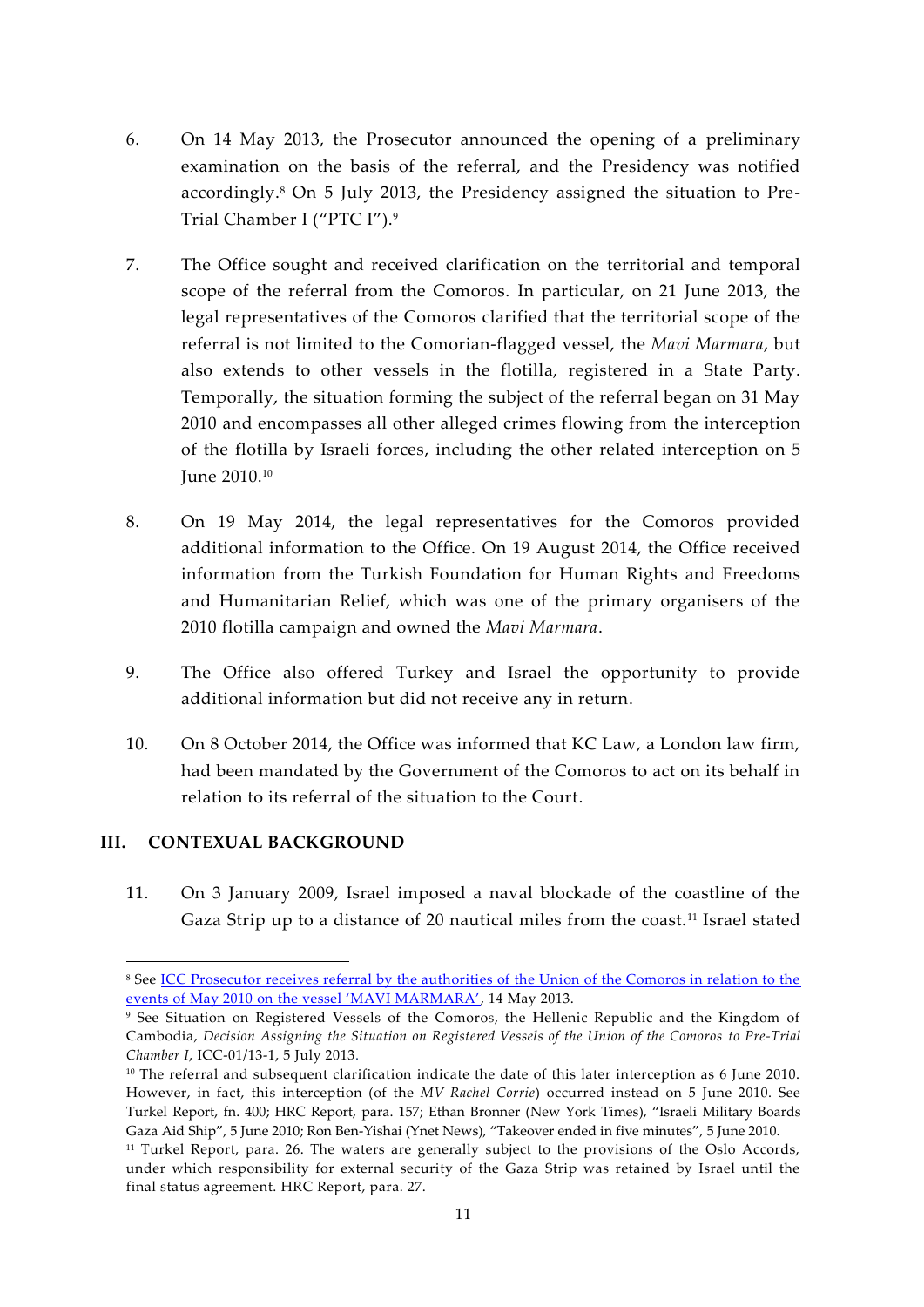6. On 14 May 2013, the Prosecutor announced the opening of a preliminary examination on the basis of the referral, and the Presidency was notified accordingly.[8] On 5 July 2013, the Presidency assigned the situation to Pre-Trial Chamber I ("PTC I").[9]

7. The Office sought and received clarification on the territorial and temporal scope of the referral from the Comoros. In particular, on 21 June 2013, the legal representatives of the Comoros clarified that the territorial scope of the referral is not limited to the Comorian-flagged vessel, the *Mavi Marmara*, but also extends to other vessels in the flotilla, registered in a State Party. Temporally, the situation forming the subject of the referral began on 31 May 2010 and encompasses all other alleged crimes flowing from the interception of the flotilla by Israeli forces, including the other related interception on 5 June 2010.[10]

8. On 19 May 2014, the legal representatives for the Comoros provided additional information to the Office. On 19 August 2014, the Office received information from the Turkish Foundation for Human Rights and Freedoms and Humanitarian Relief, which was one of the primary organisers of the 2010 flotilla campaign and owned the *Mavi Marmara*.

9. The Office also offered Turkey and Israel the opportunity to provide additional information but did not receive any in return.

10. On 8 October 2014, the Office was informed that KC Law, a London law firm, had been mandated by the Government of the Comoros to act on its behalf in relation to its referral of the situation to the Court.

## III. CONTEXUAL BACKGROUND

11. On 3 January 2009, Israel imposed a naval blockade of the coastline of the Gaza Strip up to a distance of 20 nautical miles from the coast.[11] Israel stated

---

[8] See ICC Prosecutor receives referral by the authorities of the Union of the Comoros in relation to the events of May 2010 on the vessel 'MAVI MARMARA', 14 May 2013.

[9] See Situation on Registered Vessels of the Comoros, the Hellenic Republic and the Kingdom of Cambodia, *Decision Assigning the Situation on Registered Vessels of the Union of the Comoros to Pre-Trial Chamber I*, ICC-01/13-1, 5 July 2013.

[10] The referral and subsequent clarification indicate the date of this later interception as 6 June 2010. However, in fact, this interception (of the *MV Rachel Corrie*) occurred instead on 5 June 2010. See Turkel Report, fn. 400; HRC Report, para. 157; Ethan Bronner (New York Times), "Israeli Military Boards Gaza Aid Ship", 5 June 2010; Ron Ben-Yishai (Ynet News), "Takeover ended in five minutes", 5 June 2010.

[11] Turkel Report, para. 26. The waters are generally subject to the provisions of the Oslo Accords, under which responsibility for external security of the Gaza Strip was retained by Israel until the final status agreement. HRC Report, para. 27.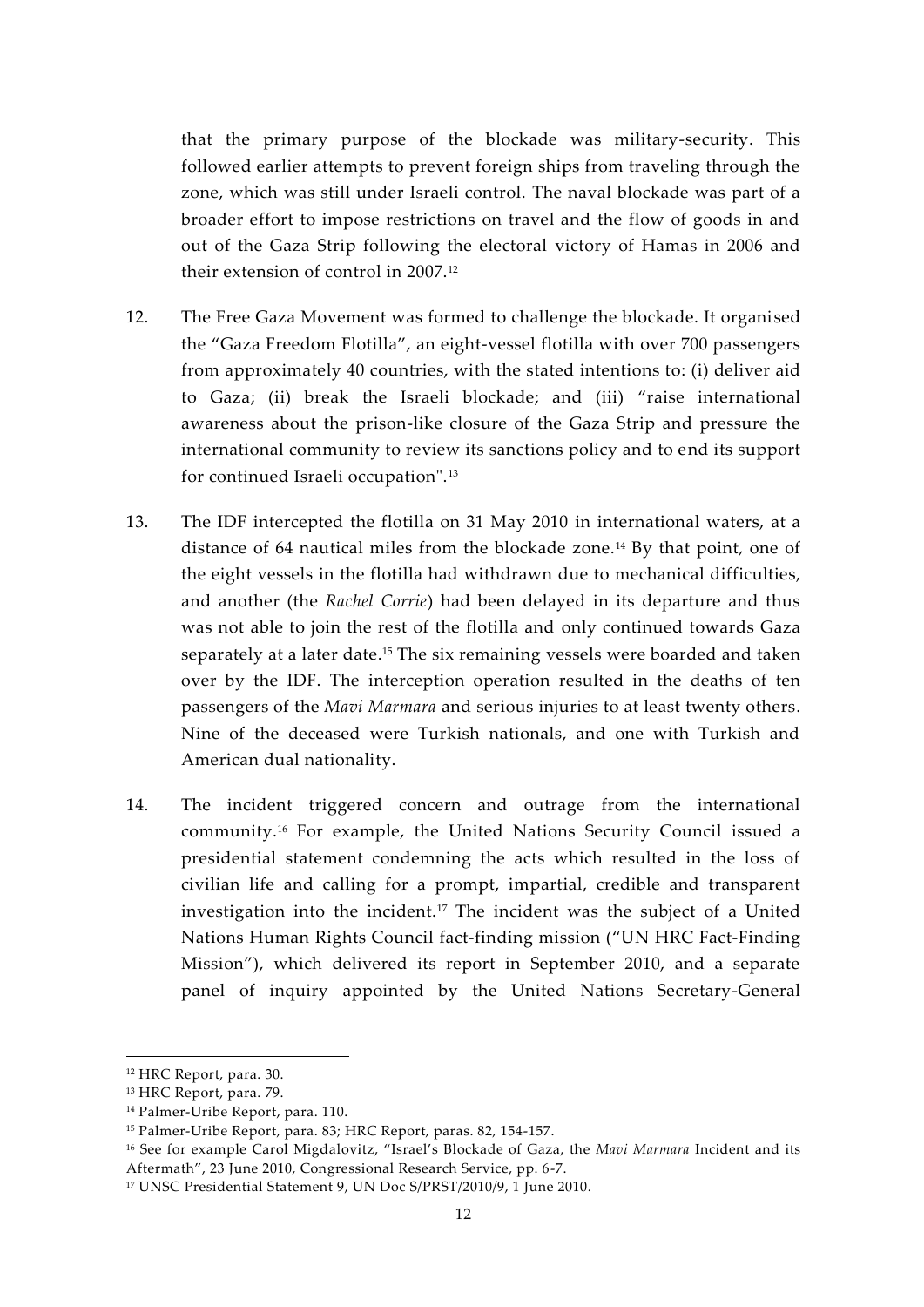that the primary purpose of the blockade was military-security. This followed earlier attempts to prevent foreign ships from traveling through the zone, which was still under Israeli control. The naval blockade was part of a broader effort to impose restrictions on travel and the flow of goods in and out of the Gaza Strip following the electoral victory of Hamas in 2006 and their extension of control in 2007.[12]

12. The Free Gaza Movement was formed to challenge the blockade. It organised the "Gaza Freedom Flotilla", an eight-vessel flotilla with over 700 passengers from approximately 40 countries, with the stated intentions to: (i) deliver aid to Gaza; (ii) break the Israeli blockade; and (iii) "raise international awareness about the prison-like closure of the Gaza Strip and pressure the international community to review its sanctions policy and to end its support for continued Israeli occupation".[13]

13. The IDF intercepted the flotilla on 31 May 2010 in international waters, at a distance of 64 nautical miles from the blockade zone.[14] By that point, one of the eight vessels in the flotilla had withdrawn due to mechanical difficulties, and another (the *Rachel Corrie*) had been delayed in its departure and thus was not able to join the rest of the flotilla and only continued towards Gaza separately at a later date.[15] The six remaining vessels were boarded and taken over by the IDF. The interception operation resulted in the deaths of ten passengers of the *Mavi Marmara* and serious injuries to at least twenty others. Nine of the deceased were Turkish nationals, and one with Turkish and American dual nationality.

14. The incident triggered concern and outrage from the international community.[16] For example, the United Nations Security Council issued a presidential statement condemning the acts which resulted in the loss of civilian life and calling for a prompt, impartial, credible and transparent investigation into the incident.[17] The incident was the subject of a United Nations Human Rights Council fact-finding mission ("UN HRC Fact-Finding Mission"), which delivered its report in September 2010, and a separate panel of inquiry appointed by the United Nations Secretary-General

---

[12] HRC Report, para. 30.

[13] HRC Report, para. 79.

[14] Palmer-Uribe Report, para. 110.

[15] Palmer-Uribe Report, para. 83; HRC Report, paras. 82, 154-157.

[16] See for example Carol Migdalovitz, "Israel's Blockade of Gaza, the *Mavi Marmara* Incident and its Aftermath", 23 June 2010, Congressional Research Service, pp. 6-7.

[17] UNSC Presidential Statement 9, UN Doc S/PRST/2010/9, 1 June 2010.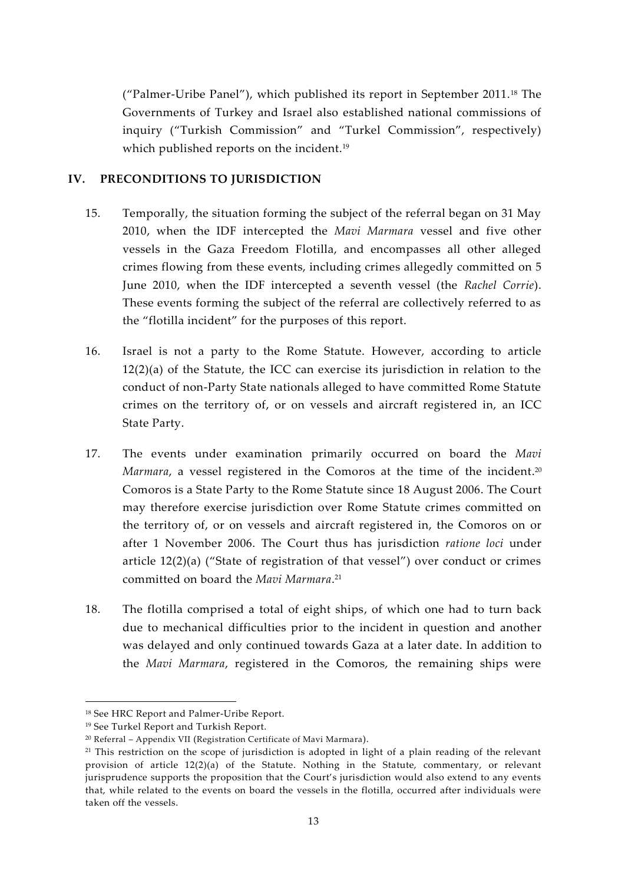("Palmer-Uribe Panel"), which published its report in September 2011.[18] The Governments of Turkey and Israel also established national commissions of inquiry ("Turkish Commission" and "Turkel Commission", respectively) which published reports on the incident.[19]

## IV. PRECONDITIONS TO JURISDICTION

15. Temporally, the situation forming the subject of the referral began on 31 May 2010, when the IDF intercepted the *Mavi Marmara* vessel and five other vessels in the Gaza Freedom Flotilla, and encompasses all other alleged crimes flowing from these events, including crimes allegedly committed on 5 June 2010, when the IDF intercepted a seventh vessel (the *Rachel Corrie*). These events forming the subject of the referral are collectively referred to as the "flotilla incident" for the purposes of this report.

16. Israel is not a party to the Rome Statute. However, according to article 12(2)(a) of the Statute, the ICC can exercise its jurisdiction in relation to the conduct of non-Party State nationals alleged to have committed Rome Statute crimes on the territory of, or on vessels and aircraft registered in, an ICC State Party.

17. The events under examination primarily occurred on board the *Mavi Marmara*, a vessel registered in the Comoros at the time of the incident.[20] Comoros is a State Party to the Rome Statute since 18 August 2006. The Court may therefore exercise jurisdiction over Rome Statute crimes committed on the territory of, or on vessels and aircraft registered in, the Comoros on or after 1 November 2006. The Court thus has jurisdiction *ratione loci* under article 12(2)(a) ("State of registration of that vessel") over conduct or crimes committed on board the *Mavi Marmara*.[21]

18. The flotilla comprised a total of eight ships, of which one had to turn back due to mechanical difficulties prior to the incident in question and another was delayed and only continued towards Gaza at a later date. In addition to the *Mavi Marmara*, registered in the Comoros, the remaining ships were

---

[18] See HRC Report and Palmer-Uribe Report.

[19] See Turkel Report and Turkish Report.

[20] Referral – Appendix VII (Registration Certificate of Mavi Marmara).

[21] This restriction on the scope of jurisdiction is adopted in light of a plain reading of the relevant provision of article 12(2)(a) of the Statute. Nothing in the Statute, commentary, or relevant jurisprudence supports the proposition that the Court's jurisdiction would also extend to any events that, while related to the events on board the vessels in the flotilla, occurred after individuals were taken off the vessels.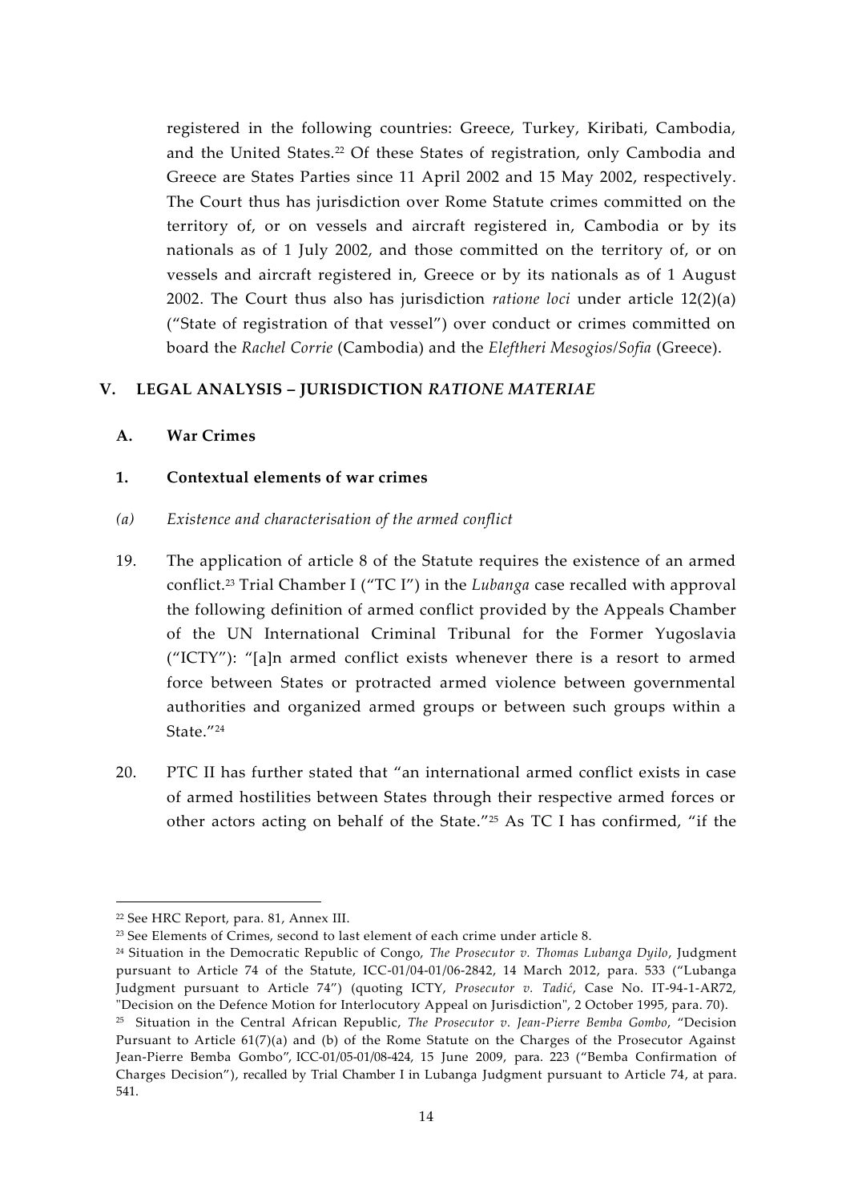registered in the following countries: Greece, Turkey, Kiribati, Cambodia, and the United States.[22] Of these States of registration, only Cambodia and Greece are States Parties since 11 April 2002 and 15 May 2002, respectively. The Court thus has jurisdiction over Rome Statute crimes committed on the territory of, or on vessels and aircraft registered in, Cambodia or by its nationals as of 1 July 2002, and those committed on the territory of, or on vessels and aircraft registered in, Greece or by its nationals as of 1 August 2002. The Court thus also has jurisdiction *ratione loci* under article 12(2)(a) ("State of registration of that vessel") over conduct or crimes committed on board the *Rachel Corrie* (Cambodia) and the *Eleftheri Mesogios/Sofia* (Greece).

## V. LEGAL ANALYSIS – JURISDICTION *RATIONE MATERIAE*

### A. War Crimes

### 1. Contextual elements of war crimes

*(a) Existence and characterisation of the armed conflict*

19. The application of article 8 of the Statute requires the existence of an armed conflict.[23] Trial Chamber I ("TC I") in the *Lubanga* case recalled with approval the following definition of armed conflict provided by the Appeals Chamber of the UN International Criminal Tribunal for the Former Yugoslavia ("ICTY"): "[a]n armed conflict exists whenever there is a resort to armed force between States or protracted armed violence between governmental authorities and organized armed groups or between such groups within a State."[24]

20. PTC II has further stated that "an international armed conflict exists in case of armed hostilities between States through their respective armed forces or other actors acting on behalf of the State."[25] As TC I has confirmed, "if the

---

[22] See HRC Report, para. 81, Annex III.

[23] See Elements of Crimes, second to last element of each crime under article 8.

[24] Situation in the Democratic Republic of Congo, *The Prosecutor v. Thomas Lubanga Dyilo*, Judgment pursuant to Article 74 of the Statute, ICC-01/04-01/06-2842, 14 March 2012, para. 533 ("Lubanga Judgment pursuant to Article 74") (quoting ICTY, *Prosecutor v. Tadić*, Case No. IT-94-1-AR72, "Decision on the Defence Motion for Interlocutory Appeal on Jurisdiction", 2 October 1995, para. 70).

[25] Situation in the Central African Republic, *The Prosecutor v. Jean-Pierre Bemba Gombo*, "Decision Pursuant to Article 61(7)(a) and (b) of the Rome Statute on the Charges of the Prosecutor Against Jean-Pierre Bemba Gombo", ICC-01/05-01/08-424, 15 June 2009, para. 223 ("Bemba Confirmation of Charges Decision"), recalled by Trial Chamber I in Lubanga Judgment pursuant to Article 74, at para. 541.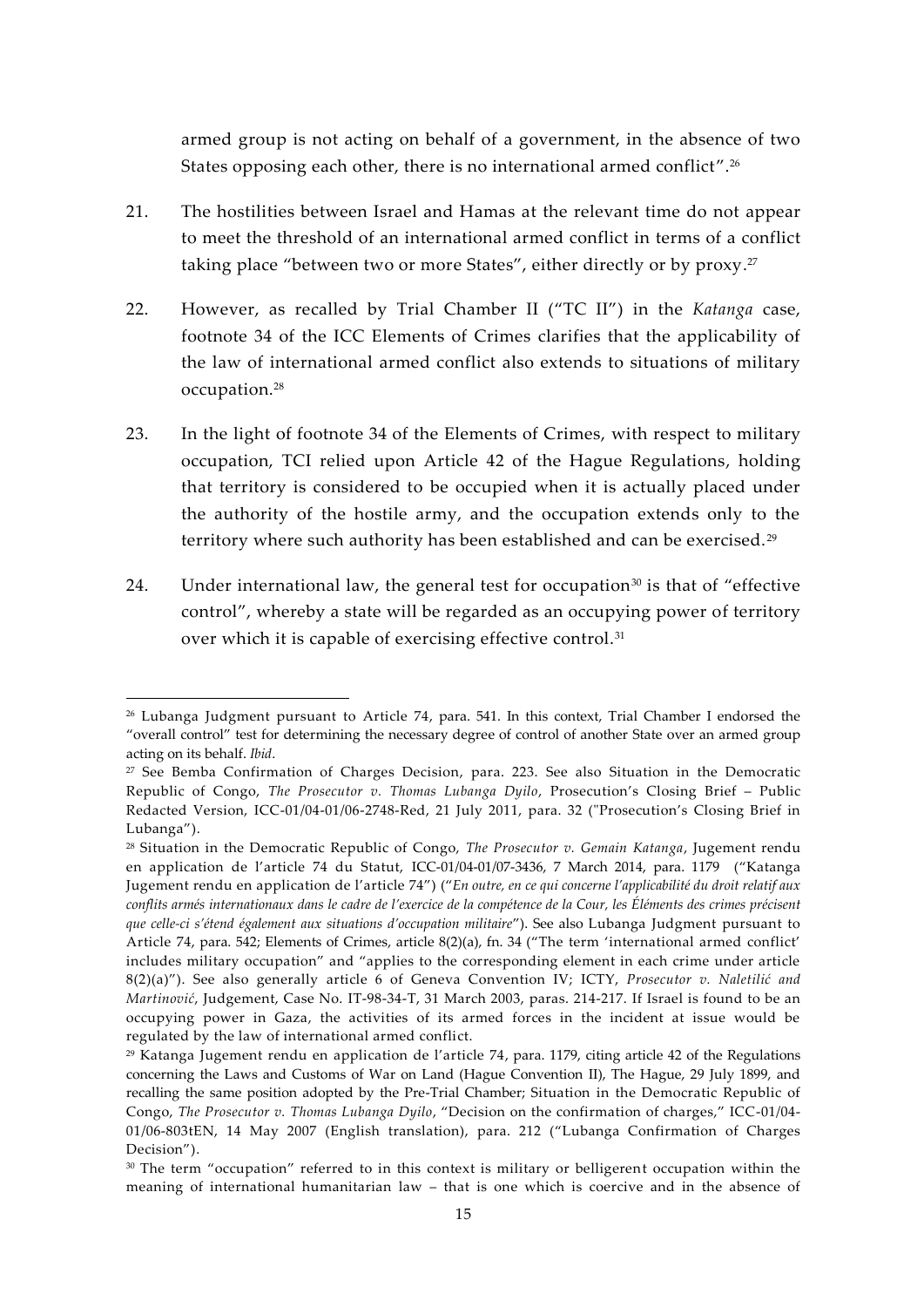armed group is not acting on behalf of a government, in the absence of two States opposing each other, there is no international armed conflict".[26]

21. The hostilities between Israel and Hamas at the relevant time do not appear to meet the threshold of an international armed conflict in terms of a conflict taking place "between two or more States", either directly or by proxy.[27]

22. However, as recalled by Trial Chamber II ("TC II") in the *Katanga* case, footnote 34 of the ICC Elements of Crimes clarifies that the applicability of the law of international armed conflict also extends to situations of military occupation.[28]

23. In the light of footnote 34 of the Elements of Crimes, with respect to military occupation, TCI relied upon Article 42 of the Hague Regulations, holding that territory is considered to be occupied when it is actually placed under the authority of the hostile army, and the occupation extends only to the territory where such authority has been established and can be exercised.[29]

24. Under international law, the general test for occupation[30] is that of "effective control", whereby a state will be regarded as an occupying power of territory over which it is capable of exercising effective control.[31]

---

[26] Lubanga Judgment pursuant to Article 74, para. 541. In this context, Trial Chamber I endorsed the "overall control" test for determining the necessary degree of control of another State over an armed group acting on its behalf. *Ibid*.

[27] See Bemba Confirmation of Charges Decision, para. 223. See also Situation in the Democratic Republic of Congo, *The Prosecutor v. Thomas Lubanga Dyilo*, Prosecution's Closing Brief – Public Redacted Version, ICC-01/04-01/06-2748-Red, 21 July 2011, para. 32 ("Prosecution's Closing Brief in Lubanga").

[28] Situation in the Democratic Republic of Congo, *The Prosecutor v. Gemain Katanga*, Jugement rendu en application de l'article 74 du Statut, ICC-01/04-01/07-3436, 7 March 2014, para. 1179 ("Katanga Jugement rendu en application de l'article 74") ("*En outre, en ce qui concerne l'applicabilité du droit relatif aux conflits armés internationaux dans le cadre de l'exercice de la compétence de la Cour, les Éléments des crimes précisent que celle-ci s'étend également aux situations d'occupation militaire*"). See also Lubanga Judgment pursuant to Article 74, para. 542; Elements of Crimes, article 8(2)(a), fn. 34 ("The term 'international armed conflict' includes military occupation" and "applies to the corresponding element in each crime under article 8(2)(a)"). See also generally article 6 of Geneva Convention IV; ICTY, *Prosecutor v. Naletilić and Martinović*, Judgement, Case No. IT-98-34-T, 31 March 2003, paras. 214-217. If Israel is found to be an occupying power in Gaza, the activities of its armed forces in the incident at issue would be regulated by the law of international armed conflict.

[29] Katanga Jugement rendu en application de l'article 74, para. 1179, citing article 42 of the Regulations concerning the Laws and Customs of War on Land (Hague Convention II), The Hague, 29 July 1899, and recalling the same position adopted by the Pre-Trial Chamber; Situation in the Democratic Republic of Congo, *The Prosecutor v. Thomas Lubanga Dyilo*, "Decision on the confirmation of charges," ICC-01/04-01/06-803tEN, 14 May 2007 (English translation), para. 212 ("Lubanga Confirmation of Charges Decision").

[30] The term "occupation" referred to in this context is military or belligerent occupation within the meaning of international humanitarian law – that is one which is coercive and in the absence of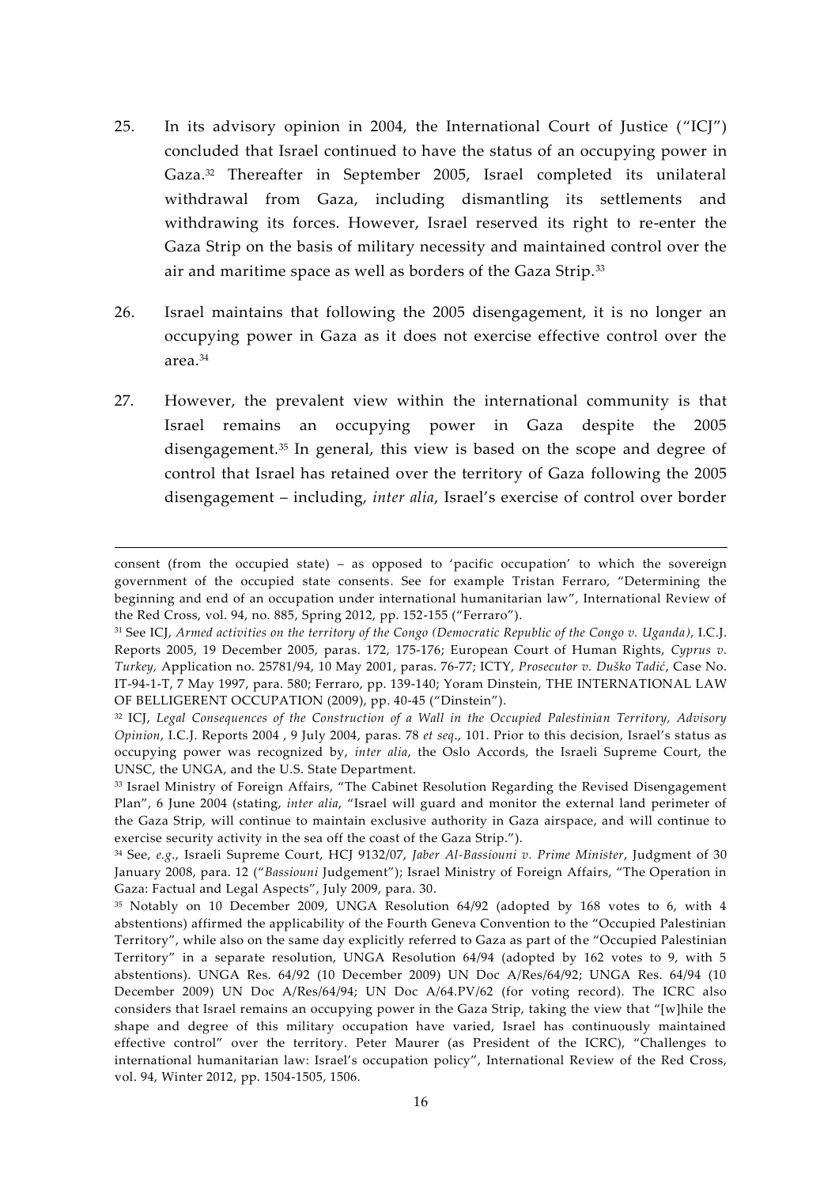25. In its advisory opinion in 2004, the International Court of Justice ("ICJ") concluded that Israel continued to have the status of an occupying power in Gaza.[32] Thereafter in September 2005, Israel completed its unilateral withdrawal from Gaza, including dismantling its settlements and withdrawing its forces. However, Israel reserved its right to re-enter the Gaza Strip on the basis of military necessity and maintained control over the air and maritime space as well as borders of the Gaza Strip.[33]

26. Israel maintains that following the 2005 disengagement, it is no longer an occupying power in Gaza as it does not exercise effective control over the area.[34]

27. However, the prevalent view within the international community is that Israel remains an occupying power in Gaza despite the 2005 disengagement.[35] In general, this view is based on the scope and degree of control that Israel has retained over the territory of Gaza following the 2005 disengagement – including, *inter alia*, Israel's exercise of control over border

---

consent (from the occupied state) – as opposed to 'pacific occupation' to which the sovereign government of the occupied state consents. See for example Tristan Ferraro, "Determining the beginning and end of an occupation under international humanitarian law", International Review of the Red Cross, vol. 94, no. 885, Spring 2012, pp. 152-155 ("Ferraro").

[31] See ICJ, *Armed activities on the territory of the Congo (Democratic Republic of the Congo v. Uganda)*, I.C.J. Reports 2005, 19 December 2005, paras. 172, 175-176; European Court of Human Rights, *Cyprus v. Turkey,* Application no. 25781/94, 10 May 2001, paras. 76-77; ICTY, *Prosecutor v. Duško Tadić*, Case No. IT-94-1-T, 7 May 1997, para. 580; Ferraro, pp. 139-140; Yoram Dinstein, THE INTERNATIONAL LAW OF BELLIGERENT OCCUPATION (2009), pp. 40-45 ("Dinstein").

[32] ICJ, *Legal Consequences of the Construction of a Wall in the Occupied Palestinian Territory, Advisory Opinion*, I.C.J. Reports 2004 , 9 July 2004, paras. 78 *et seq*., 101. Prior to this decision, Israel's status as occupying power was recognized by, *inter alia*, the Oslo Accords, the Israeli Supreme Court, the UNSC, the UNGA, and the U.S. State Department.

[33] Israel Ministry of Foreign Affairs, "The Cabinet Resolution Regarding the Revised Disengagement Plan", 6 June 2004 (stating, *inter alia*, "Israel will guard and monitor the external land perimeter of the Gaza Strip, will continue to maintain exclusive authority in Gaza airspace, and will continue to exercise security activity in the sea off the coast of the Gaza Strip.").

[34] See, *e.g.*, Israeli Supreme Court, HCJ 9132/07, *Jaber Al-Bassiouni v. Prime Minister*, Judgment of 30 January 2008, para. 12 ("*Bassiouni* Judgement"); Israeli Ministry of Foreign Affairs, "The Operation in Gaza: Factual and Legal Aspects", July 2009, para. 30.

[35] Notably on 10 December 2009, UNGA Resolution 64/92 (adopted by 168 votes to 6, with 4 abstentions) affirmed the applicability of the Fourth Geneva Convention to the "Occupied Palestinian Territory", while also on the same day explicitly referred to Gaza as part of the "Occupied Palestinian Territory" in a separate resolution, UNGA Resolution 64/94 (adopted by 162 votes to 9, with 5 abstentions). UNGA Res. 64/92 (10 December 2009) UN Doc A/Res/64/92; UNGA Res. 64/94 (10 December 2009) UN Doc A/Res/64/94; UN Doc A/64.PV/62 (for voting record). The ICRC also considers that Israel remains an occupying power in the Gaza Strip, taking the view that "[w]hile the shape and degree of this military occupation have varied, Israel has continuously maintained effective control" over the territory. Peter Maurer (as President of the ICRC), "Challenges to international humanitarian law: Israel's occupation policy", International Review of the Red Cross, vol. 94, Winter 2012, pp. 1504-1505, 1506.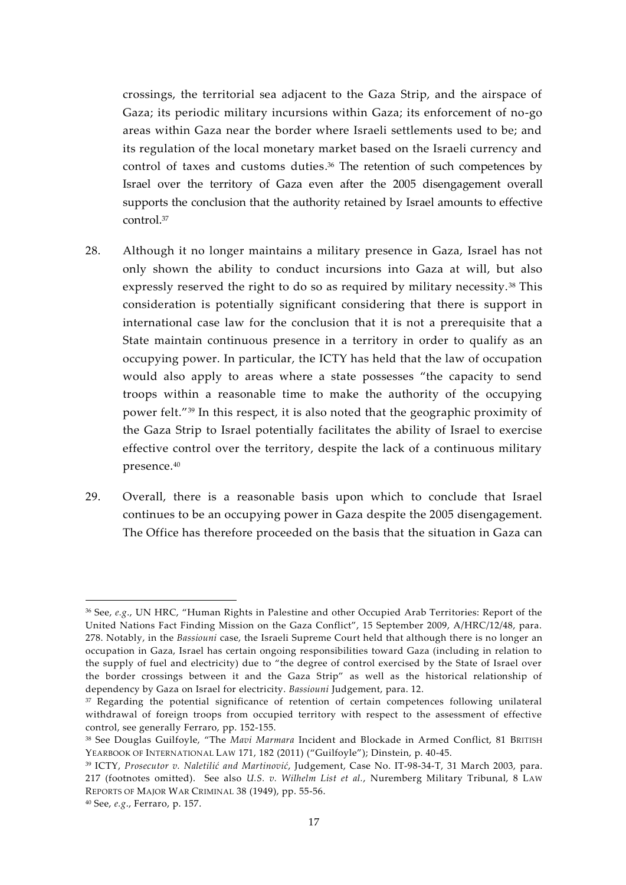crossings, the territorial sea adjacent to the Gaza Strip, and the airspace of Gaza; its periodic military incursions within Gaza; its enforcement of no-go areas within Gaza near the border where Israeli settlements used to be; and its regulation of the local monetary market based on the Israeli currency and control of taxes and customs duties.[36] The retention of such competences by Israel over the territory of Gaza even after the 2005 disengagement overall supports the conclusion that the authority retained by Israel amounts to effective control.[37]

28. Although it no longer maintains a military presence in Gaza, Israel has not only shown the ability to conduct incursions into Gaza at will, but also expressly reserved the right to do so as required by military necessity.[38] This consideration is potentially significant considering that there is support in international case law for the conclusion that it is not a prerequisite that a State maintain continuous presence in a territory in order to qualify as an occupying power. In particular, the ICTY has held that the law of occupation would also apply to areas where a state possesses "the capacity to send troops within a reasonable time to make the authority of the occupying power felt."[39] In this respect, it is also noted that the geographic proximity of the Gaza Strip to Israel potentially facilitates the ability of Israel to exercise effective control over the territory, despite the lack of a continuous military presence.[40]

29. Overall, there is a reasonable basis upon which to conclude that Israel continues to be an occupying power in Gaza despite the 2005 disengagement. The Office has therefore proceeded on the basis that the situation in Gaza can

---

[36] See, *e.g.*, UN HRC, "Human Rights in Palestine and other Occupied Arab Territories: Report of the United Nations Fact Finding Mission on the Gaza Conflict", 15 September 2009, A/HRC/12/48, para. 278. Notably, in the *Bassiouni* case, the Israeli Supreme Court held that although there is no longer an occupation in Gaza, Israel has certain ongoing responsibilities toward Gaza (including in relation to the supply of fuel and electricity) due to "the degree of control exercised by the State of Israel over the border crossings between it and the Gaza Strip" as well as the historical relationship of dependency by Gaza on Israel for electricity. *Bassiouni* Judgement, para. 12.

[37] Regarding the potential significance of retention of certain competences following unilateral withdrawal of foreign troops from occupied territory with respect to the assessment of effective control, see generally Ferraro, pp. 152-155.

[38] See Douglas Guilfoyle, "The *Mavi Marmara* Incident and Blockade in Armed Conflict, 81 BRITISH YEARBOOK OF INTERNATIONAL LAW 171, 182 (2011) ("Guilfoyle"); Dinstein, p. 40-45.

[39] ICTY, *Prosecutor v. Naletilić and Martinović*, Judgement, Case No. IT-98-34-T, 31 March 2003, para. 217 (footnotes omitted). See also *U.S. v. Wilhelm List et al.*, Nuremberg Military Tribunal, 8 LAW REPORTS OF MAJOR WAR CRIMINAL 38 (1949), pp. 55-56.

[40] See, *e.g.*, Ferraro, p. 157.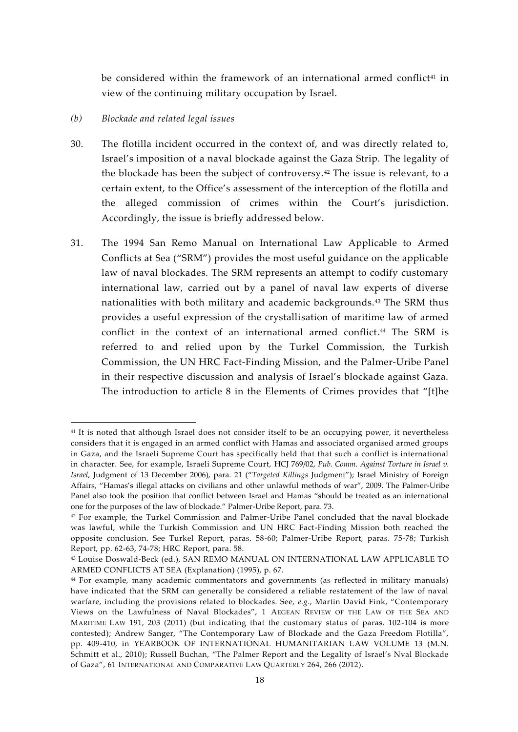be considered within the framework of an international armed conflict[41] in view of the continuing military occupation by Israel.

*(b) Blockade and related legal issues*

30. The flotilla incident occurred in the context of, and was directly related to, Israel's imposition of a naval blockade against the Gaza Strip. The legality of the blockade has been the subject of controversy.[42] The issue is relevant, to a certain extent, to the Office's assessment of the interception of the flotilla and the alleged commission of crimes within the Court's jurisdiction. Accordingly, the issue is briefly addressed below.

31. The 1994 San Remo Manual on International Law Applicable to Armed Conflicts at Sea ("SRM") provides the most useful guidance on the applicable law of naval blockades. The SRM represents an attempt to codify customary international law, carried out by a panel of naval law experts of diverse nationalities with both military and academic backgrounds.[43] The SRM thus provides a useful expression of the crystallisation of maritime law of armed conflict in the context of an international armed conflict.[44] The SRM is referred to and relied upon by the Turkel Commission, the Turkish Commission, the UN HRC Fact-Finding Mission, and the Palmer-Uribe Panel in their respective discussion and analysis of Israel's blockade against Gaza. The introduction to article 8 in the Elements of Crimes provides that "[t]he

---

[41] It is noted that although Israel does not consider itself to be an occupying power, it nevertheless considers that it is engaged in an armed conflict with Hamas and associated organised armed groups in Gaza, and the Israeli Supreme Court has specifically held that that such a conflict is international in character. See, for example, Israeli Supreme Court, HCJ 769/02, *Pub. Comm. Against Torture in Israel v. Israel*, Judgment of 13 December 2006), para. 21 ("*Targeted Killings* Judgment"); Israel Ministry of Foreign Affairs, "Hamas's illegal attacks on civilians and other unlawful methods of war", 2009. The Palmer-Uribe Panel also took the position that conflict between Israel and Hamas "should be treated as an international one for the purposes of the law of blockade." Palmer-Uribe Report, para. 73.

[42] For example, the Turkel Commission and Palmer-Uribe Panel concluded that the naval blockade was lawful, while the Turkish Commission and UN HRC Fact-Finding Mission both reached the opposite conclusion. See Turkel Report, paras. 58-60; Palmer-Uribe Report, paras. 75-78; Turkish Report, pp. 62-63, 74-78; HRC Report, para. 58.

[43] Louise Doswald-Beck (ed.), SAN REMO MANUAL ON INTERNATIONAL LAW APPLICABLE TO ARMED CONFLICTS AT SEA (Explanation) (1995), p. 67.

[44] For example, many academic commentators and governments (as reflected in military manuals) have indicated that the SRM can generally be considered a reliable restatement of the law of naval warfare, including the provisions related to blockades. See, *e.g*., Martin David Fink, "Contemporary Views on the Lawfulness of Naval Blockades", 1 AEGEAN REVIEW OF THE LAW OF THE SEA AND MARITIME LAW 191, 203 (2011) (but indicating that the customary status of paras. 102-104 is more contested); Andrew Sanger, "The Contemporary Law of Blockade and the Gaza Freedom Flotilla", pp. 409-410, in YEARBOOK OF INTERNATIONAL HUMANITARIAN LAW VOLUME 13 (M.N. Schmitt et al., 2010); Russell Buchan, "The Palmer Report and the Legality of Israel's Nval Blockade of Gaza", 61 INTERNATIONAL AND COMPARATIVE LAW QUARTERLY 264, 266 (2012).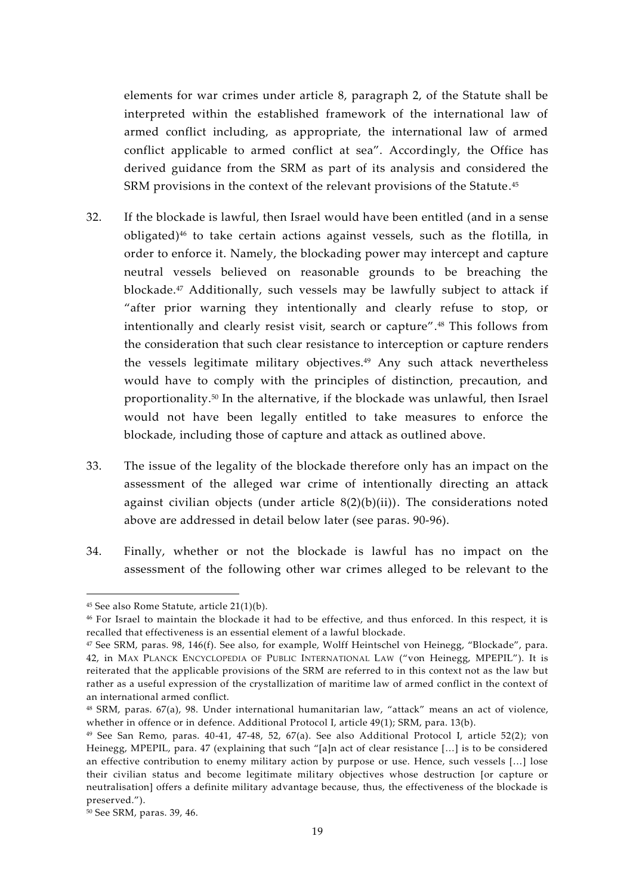elements for war crimes under article 8, paragraph 2, of the Statute shall be interpreted within the established framework of the international law of armed conflict including, as appropriate, the international law of armed conflict applicable to armed conflict at sea". Accordingly, the Office has derived guidance from the SRM as part of its analysis and considered the SRM provisions in the context of the relevant provisions of the Statute.[45]

32. If the blockade is lawful, then Israel would have been entitled (and in a sense obligated)[46] to take certain actions against vessels, such as the flotilla, in order to enforce it. Namely, the blockading power may intercept and capture neutral vessels believed on reasonable grounds to be breaching the blockade.[47] Additionally, such vessels may be lawfully subject to attack if "after prior warning they intentionally and clearly refuse to stop, or intentionally and clearly resist visit, search or capture".[48] This follows from the consideration that such clear resistance to interception or capture renders the vessels legitimate military objectives.[49] Any such attack nevertheless would have to comply with the principles of distinction, precaution, and proportionality.[50] In the alternative, if the blockade was unlawful, then Israel would not have been legally entitled to take measures to enforce the blockade, including those of capture and attack as outlined above.

33. The issue of the legality of the blockade therefore only has an impact on the assessment of the alleged war crime of intentionally directing an attack against civilian objects (under article 8(2)(b)(ii)). The considerations noted above are addressed in detail below later (see paras. 90-96).

34. Finally, whether or not the blockade is lawful has no impact on the assessment of the following other war crimes alleged to be relevant to the

---

[45] See also Rome Statute, article 21(1)(b).

[46] For Israel to maintain the blockade it had to be effective, and thus enforced. In this respect, it is recalled that effectiveness is an essential element of a lawful blockade.

[47] See SRM, paras. 98, 146(f). See also, for example, Wolff Heintschel von Heinegg, "Blockade", para. 42, in MAX PLANCK ENCYCLOPEDIA OF PUBLIC INTERNATIONAL LAW ("von Heinegg, MPEPIL"). It is reiterated that the applicable provisions of the SRM are referred to in this context not as the law but rather as a useful expression of the crystallization of maritime law of armed conflict in the context of an international armed conflict.

[48] SRM, paras. 67(a), 98. Under international humanitarian law, "attack" means an act of violence, whether in offence or in defence. Additional Protocol I, article 49(1); SRM, para. 13(b).

[49] See San Remo, paras. 40-41, 47-48, 52, 67(a). See also Additional Protocol I, article 52(2); von Heinegg, MPEPIL, para. 47 (explaining that such "[a]n act of clear resistance […] is to be considered an effective contribution to enemy military action by purpose or use. Hence, such vessels […] lose their civilian status and become legitimate military objectives whose destruction [or capture or neutralisation] offers a definite military advantage because, thus, the effectiveness of the blockade is preserved.").

[50] See SRM, paras. 39, 46.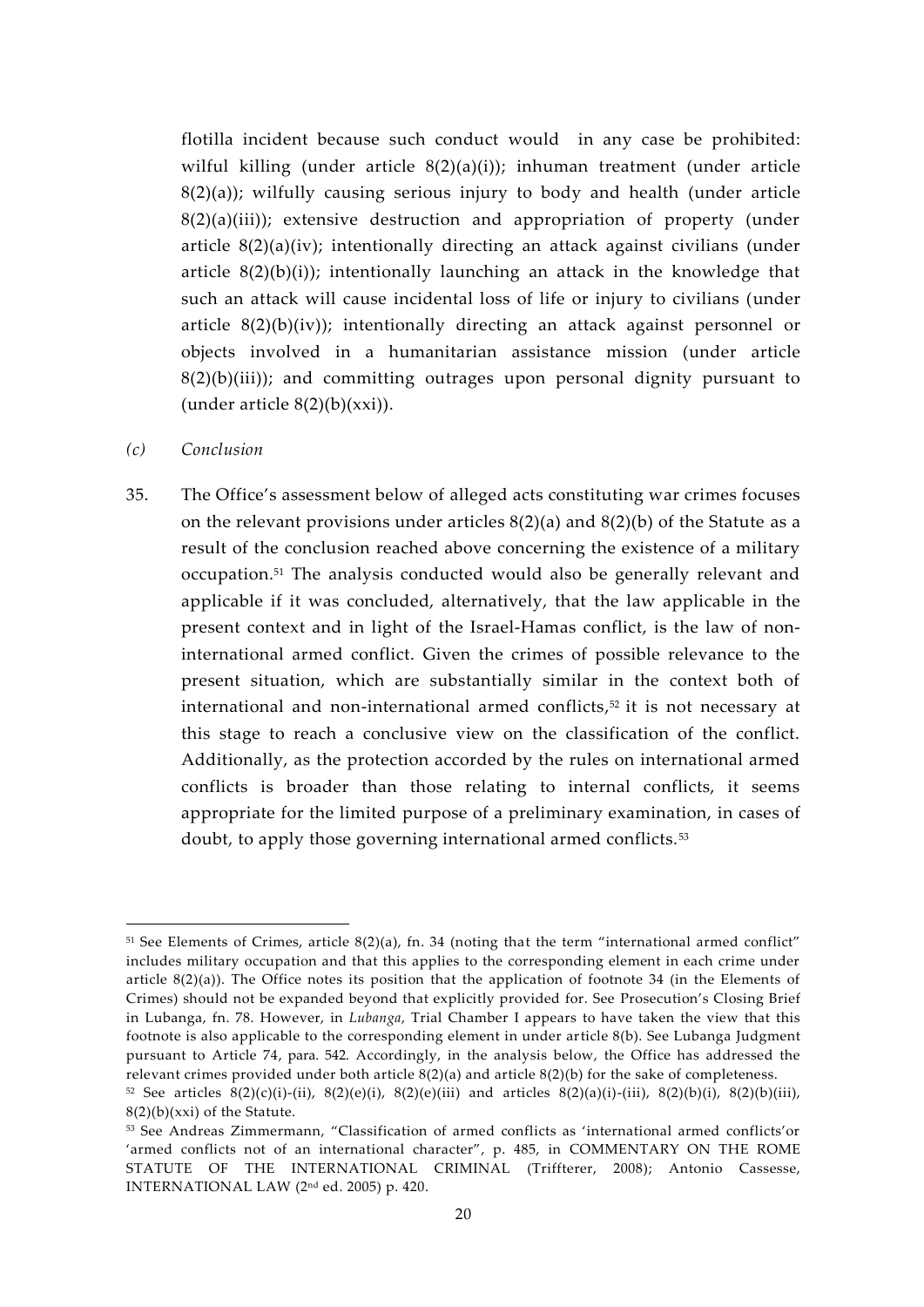flotilla incident because such conduct would in any case be prohibited: wilful killing (under article 8(2)(a)(i)); inhuman treatment (under article 8(2)(a)); wilfully causing serious injury to body and health (under article 8(2)(a)(iii)); extensive destruction and appropriation of property (under article 8(2)(a)(iv); intentionally directing an attack against civilians (under article 8(2)(b)(i)); intentionally launching an attack in the knowledge that such an attack will cause incidental loss of life or injury to civilians (under article 8(2)(b)(iv)); intentionally directing an attack against personnel or objects involved in a humanitarian assistance mission (under article 8(2)(b)(iii)); and committing outrages upon personal dignity pursuant to (under article 8(2)(b)(xxi)).

*(c) Conclusion*

35. The Office's assessment below of alleged acts constituting war crimes focuses on the relevant provisions under articles 8(2)(a) and 8(2)(b) of the Statute as a result of the conclusion reached above concerning the existence of a military occupation.[51] The analysis conducted would also be generally relevant and applicable if it was concluded, alternatively, that the law applicable in the present context and in light of the Israel-Hamas conflict, is the law of non-international armed conflict. Given the crimes of possible relevance to the present situation, which are substantially similar in the context both of international and non-international armed conflicts,[52] it is not necessary at this stage to reach a conclusive view on the classification of the conflict. Additionally, as the protection accorded by the rules on international armed conflicts is broader than those relating to internal conflicts, it seems appropriate for the limited purpose of a preliminary examination, in cases of doubt, to apply those governing international armed conflicts.[53]

---

[51] See Elements of Crimes, article 8(2)(a), fn. 34 (noting that the term "international armed conflict" includes military occupation and that this applies to the corresponding element in each crime under article 8(2)(a)). The Office notes its position that the application of footnote 34 (in the Elements of Crimes) should not be expanded beyond that explicitly provided for. See Prosecution's Closing Brief in Lubanga, fn. 78. However, in *Lubanga*, Trial Chamber I appears to have taken the view that this footnote is also applicable to the corresponding element in under article 8(b). See Lubanga Judgment pursuant to Article 74, para. 542. Accordingly, in the analysis below, the Office has addressed the relevant crimes provided under both article 8(2)(a) and article 8(2)(b) for the sake of completeness.

[52] See articles 8(2)(c)(i)-(ii), 8(2)(e)(i), 8(2)(e)(iii) and articles 8(2)(a)(i)-(iii), 8(2)(b)(i), 8(2)(b)(iii), 8(2)(b)(xxi) of the Statute.

[53] See Andreas Zimmermann, "Classification of armed conflicts as 'international armed conflicts'or 'armed conflicts not of an international character", p. 485, in COMMENTARY ON THE ROME STATUTE OF THE INTERNATIONAL CRIMINAL (Triffterer, 2008); Antonio Cassesse, INTERNATIONAL LAW (2nd ed. 2005) p. 420.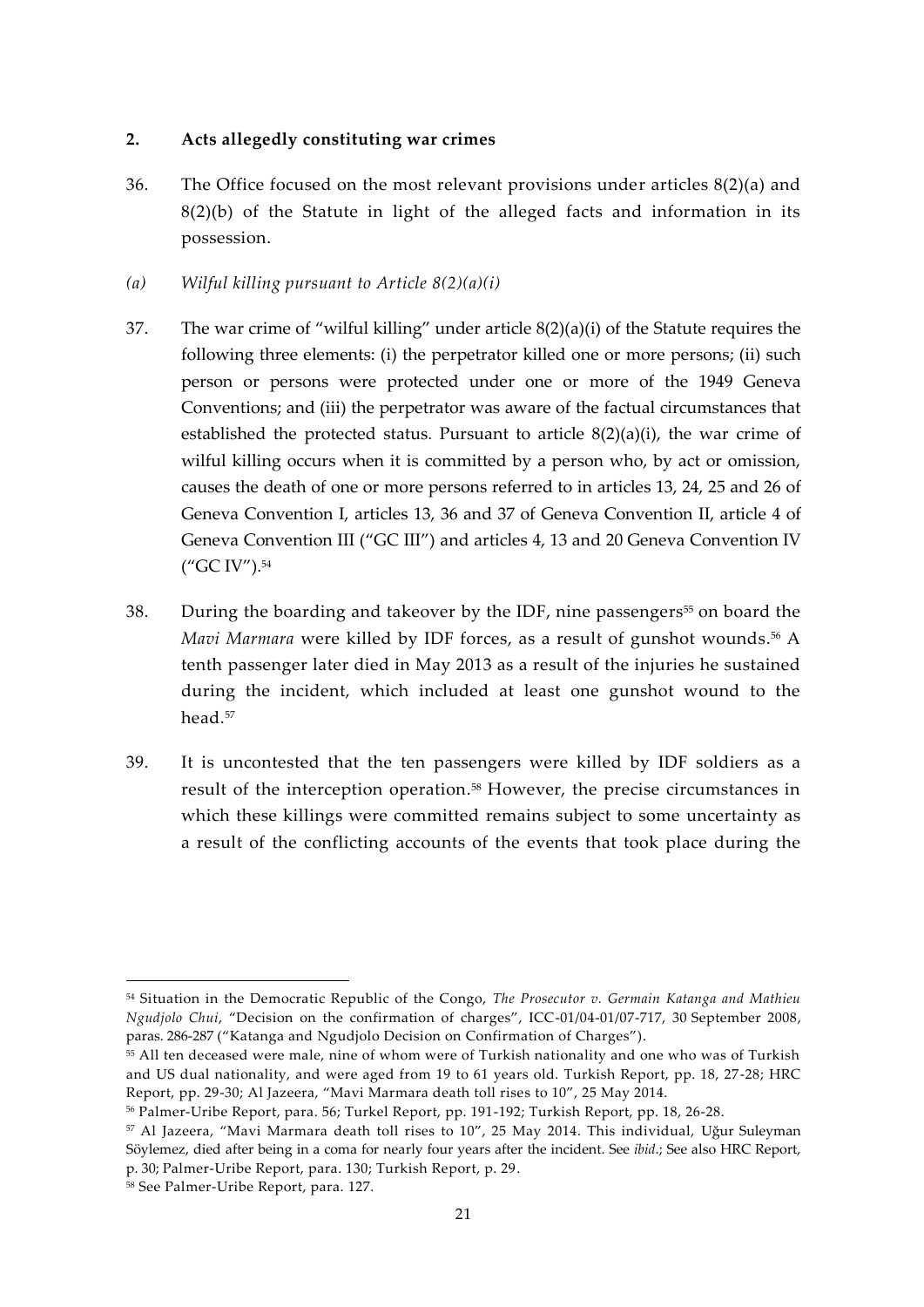## 2. Acts allegedly constituting war crimes

36. The Office focused on the most relevant provisions under articles 8(2)(a) and 8(2)(b) of the Statute in light of the alleged facts and information in its possession.

*(a) Wilful killing pursuant to Article 8(2)(a)(i)*

37. The war crime of "wilful killing" under article 8(2)(a)(i) of the Statute requires the following three elements: (i) the perpetrator killed one or more persons; (ii) such person or persons were protected under one or more of the 1949 Geneva Conventions; and (iii) the perpetrator was aware of the factual circumstances that established the protected status. Pursuant to article 8(2)(a)(i), the war crime of wilful killing occurs when it is committed by a person who, by act or omission, causes the death of one or more persons referred to in articles 13, 24, 25 and 26 of Geneva Convention I, articles 13, 36 and 37 of Geneva Convention II, article 4 of Geneva Convention III ("GC III") and articles 4, 13 and 20 Geneva Convention IV ("GC IV").[54]

38. During the boarding and takeover by the IDF, nine passengers[55] on board the *Mavi Marmara* were killed by IDF forces, as a result of gunshot wounds.[56] A tenth passenger later died in May 2013 as a result of the injuries he sustained during the incident, which included at least one gunshot wound to the head.[57]

39. It is uncontested that the ten passengers were killed by IDF soldiers as a result of the interception operation.[58] However, the precise circumstances in which these killings were committed remains subject to some uncertainty as a result of the conflicting accounts of the events that took place during the

---

[54] Situation in the Democratic Republic of the Congo, *The Prosecutor v. Germain Katanga and Mathieu Ngudjolo Chui*, "Decision on the confirmation of charges", ICC-01/04-01/07-717, 30 September 2008, paras. 286-287 ("Katanga and Ngudjolo Decision on Confirmation of Charges").

[55] All ten deceased were male, nine of whom were of Turkish nationality and one who was of Turkish and US dual nationality, and were aged from 19 to 61 years old. Turkish Report, pp. 18, 27-28; HRC Report, pp. 29-30; Al Jazeera, "Mavi Marmara death toll rises to 10", 25 May 2014.

[56] Palmer-Uribe Report, para. 56; Turkel Report, pp. 191-192; Turkish Report, pp. 18, 26-28.

[57] Al Jazeera, "Mavi Marmara death toll rises to 10", 25 May 2014. This individual, Uğur Suleyman Söylemez, died after being in a coma for nearly four years after the incident. See *ibid*.; See also HRC Report, p. 30; Palmer-Uribe Report, para. 130; Turkish Report, p. 29.

[58] See Palmer-Uribe Report, para. 127.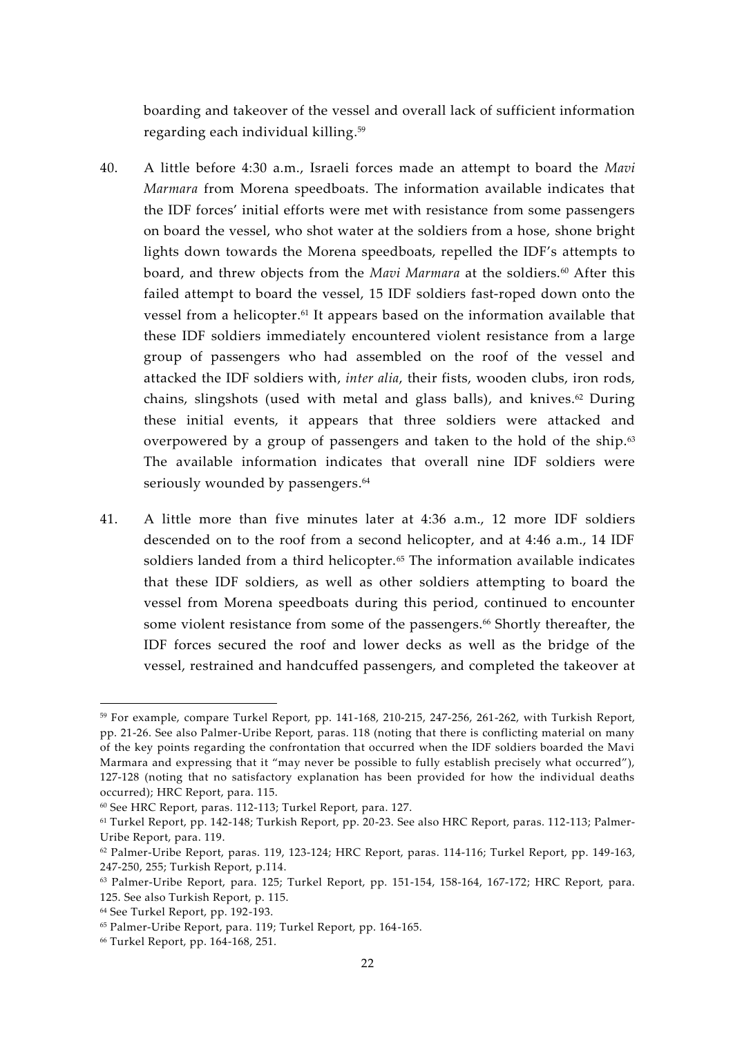boarding and takeover of the vessel and overall lack of sufficient information regarding each individual killing.[59]

40. A little before 4:30 a.m., Israeli forces made an attempt to board the *Mavi Marmara* from Morena speedboats. The information available indicates that the IDF forces' initial efforts were met with resistance from some passengers on board the vessel, who shot water at the soldiers from a hose, shone bright lights down towards the Morena speedboats, repelled the IDF's attempts to board, and threw objects from the *Mavi Marmara* at the soldiers.[60] After this failed attempt to board the vessel, 15 IDF soldiers fast-roped down onto the vessel from a helicopter.[61] It appears based on the information available that these IDF soldiers immediately encountered violent resistance from a large group of passengers who had assembled on the roof of the vessel and attacked the IDF soldiers with, *inter alia*, their fists, wooden clubs, iron rods, chains, slingshots (used with metal and glass balls), and knives.[62] During these initial events, it appears that three soldiers were attacked and overpowered by a group of passengers and taken to the hold of the ship.[63] The available information indicates that overall nine IDF soldiers were seriously wounded by passengers.[64]

41. A little more than five minutes later at 4:36 a.m., 12 more IDF soldiers descended on to the roof from a second helicopter, and at 4:46 a.m., 14 IDF soldiers landed from a third helicopter.[65] The information available indicates that these IDF soldiers, as well as other soldiers attempting to board the vessel from Morena speedboats during this period, continued to encounter some violent resistance from some of the passengers.[66] Shortly thereafter, the IDF forces secured the roof and lower decks as well as the bridge of the vessel, restrained and handcuffed passengers, and completed the takeover at

---

[59] For example, compare Turkel Report, pp. 141-168, 210-215, 247-256, 261-262, with Turkish Report, pp. 21-26. See also Palmer-Uribe Report, paras. 118 (noting that there is conflicting material on many of the key points regarding the confrontation that occurred when the IDF soldiers boarded the Mavi Marmara and expressing that it "may never be possible to fully establish precisely what occurred"), 127-128 (noting that no satisfactory explanation has been provided for how the individual deaths occurred); HRC Report, para. 115.

[60] See HRC Report, paras. 112-113; Turkel Report, para. 127.

[61] Turkel Report, pp. 142-148; Turkish Report, pp. 20-23. See also HRC Report, paras. 112-113; Palmer-Uribe Report, para. 119.

[62] Palmer-Uribe Report, paras. 119, 123-124; HRC Report, paras. 114-116; Turkel Report, pp. 149-163, 247-250, 255; Turkish Report, p.114.

[63] Palmer-Uribe Report, para. 125; Turkel Report, pp. 151-154, 158-164, 167-172; HRC Report, para. 125. See also Turkish Report, p. 115.

[64] See Turkel Report, pp. 192-193.

[65] Palmer-Uribe Report, para. 119; Turkel Report, pp. 164-165.

[66] Turkel Report, pp. 164-168, 251.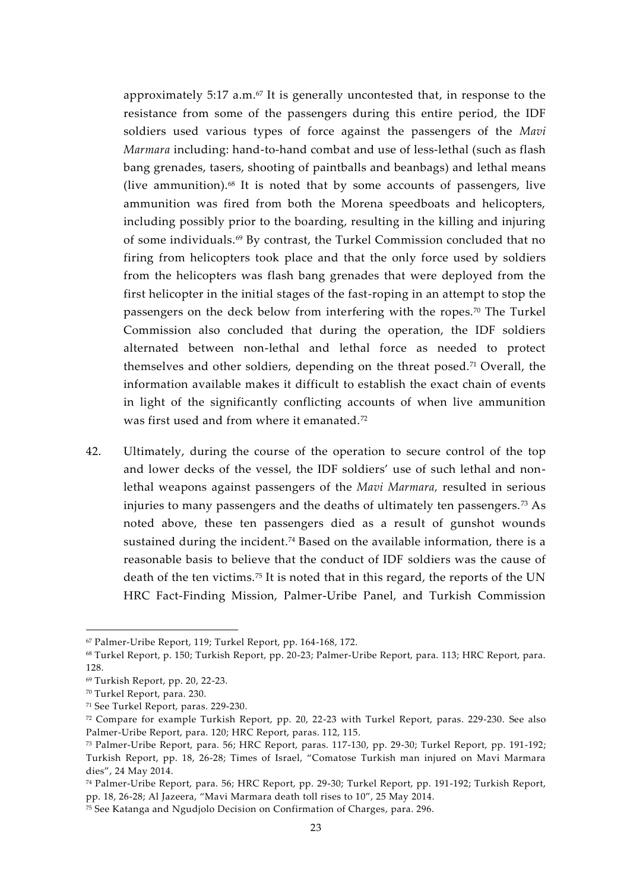approximately 5:17 a.m.[67] It is generally uncontested that, in response to the resistance from some of the passengers during this entire period, the IDF soldiers used various types of force against the passengers of the *Mavi Marmara* including: hand-to-hand combat and use of less-lethal (such as flash bang grenades, tasers, shooting of paintballs and beanbags) and lethal means (live ammunition).[68] It is noted that by some accounts of passengers, live ammunition was fired from both the Morena speedboats and helicopters, including possibly prior to the boarding, resulting in the killing and injuring of some individuals.[69] By contrast, the Turkel Commission concluded that no firing from helicopters took place and that the only force used by soldiers from the helicopters was flash bang grenades that were deployed from the first helicopter in the initial stages of the fast-roping in an attempt to stop the passengers on the deck below from interfering with the ropes.[70] The Turkel Commission also concluded that during the operation, the IDF soldiers alternated between non-lethal and lethal force as needed to protect themselves and other soldiers, depending on the threat posed.[71] Overall, the information available makes it difficult to establish the exact chain of events in light of the significantly conflicting accounts of when live ammunition was first used and from where it emanated.[72]

42. Ultimately, during the course of the operation to secure control of the top and lower decks of the vessel, the IDF soldiers' use of such lethal and non-lethal weapons against passengers of the *Mavi Marmara*, resulted in serious injuries to many passengers and the deaths of ultimately ten passengers.[73] As noted above, these ten passengers died as a result of gunshot wounds sustained during the incident.[74] Based on the available information, there is a reasonable basis to believe that the conduct of IDF soldiers was the cause of death of the ten victims.[75] It is noted that in this regard, the reports of the UN HRC Fact-Finding Mission, Palmer-Uribe Panel, and Turkish Commission

---

[67] Palmer-Uribe Report, 119; Turkel Report, pp. 164-168, 172.

[68] Turkel Report, p. 150; Turkish Report, pp. 20-23; Palmer-Uribe Report, para. 113; HRC Report, para. 128.

[69] Turkish Report, pp. 20, 22-23.

[70] Turkel Report, para. 230.

[71] See Turkel Report, paras. 229-230.

[72] Compare for example Turkish Report, pp. 20, 22-23 with Turkel Report, paras. 229-230. See also Palmer-Uribe Report, para. 120; HRC Report, paras. 112, 115.

[73] Palmer-Uribe Report, para. 56; HRC Report, paras. 117-130, pp. 29-30; Turkel Report, pp. 191-192; Turkish Report, pp. 18, 26-28; Times of Israel, "Comatose Turkish man injured on Mavi Marmara dies", 24 May 2014.

[74] Palmer-Uribe Report, para. 56; HRC Report, pp. 29-30; Turkel Report, pp. 191-192; Turkish Report, pp. 18, 26-28; Al Jazeera, "Mavi Marmara death toll rises to 10", 25 May 2014.

[75] See Katanga and Ngudjolo Decision on Confirmation of Charges, para. 296.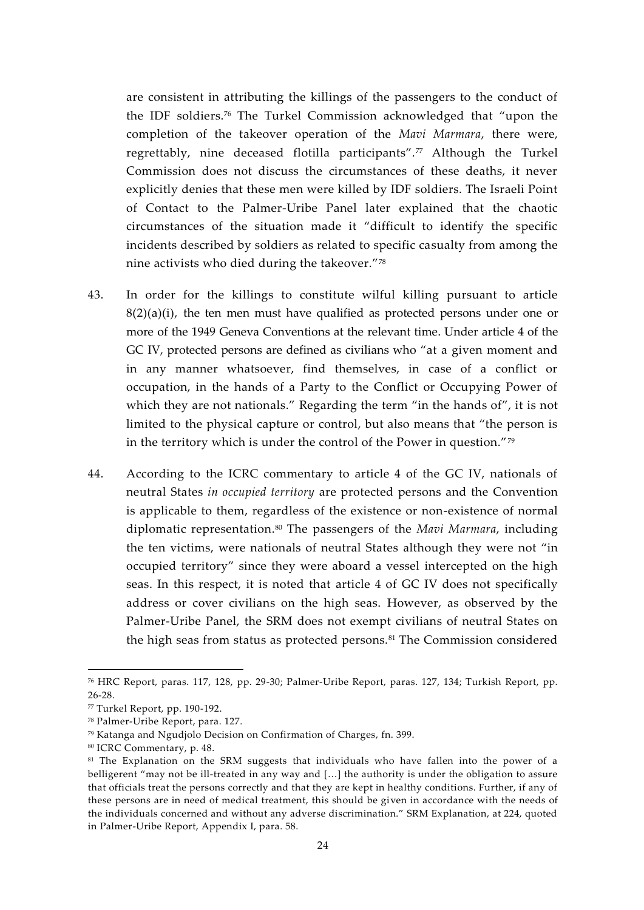are consistent in attributing the killings of the passengers to the conduct of the IDF soldiers.[76] The Turkel Commission acknowledged that "upon the completion of the takeover operation of the *Mavi Marmara*, there were, regrettably, nine deceased flotilla participants".[77] Although the Turkel Commission does not discuss the circumstances of these deaths, it never explicitly denies that these men were killed by IDF soldiers. The Israeli Point of Contact to the Palmer-Uribe Panel later explained that the chaotic circumstances of the situation made it "difficult to identify the specific incidents described by soldiers as related to specific casualty from among the nine activists who died during the takeover."[78]

43. In order for the killings to constitute wilful killing pursuant to article 8(2)(a)(i), the ten men must have qualified as protected persons under one or more of the 1949 Geneva Conventions at the relevant time. Under article 4 of the GC IV, protected persons are defined as civilians who "at a given moment and in any manner whatsoever, find themselves, in case of a conflict or occupation, in the hands of a Party to the Conflict or Occupying Power of which they are not nationals." Regarding the term "in the hands of", it is not limited to the physical capture or control, but also means that "the person is in the territory which is under the control of the Power in question."[79]

44. According to the ICRC commentary to article 4 of the GC IV, nationals of neutral States *in occupied territory* are protected persons and the Convention is applicable to them, regardless of the existence or non-existence of normal diplomatic representation.[80] The passengers of the *Mavi Marmara*, including the ten victims, were nationals of neutral States although they were not "in occupied territory" since they were aboard a vessel intercepted on the high seas. In this respect, it is noted that article 4 of GC IV does not specifically address or cover civilians on the high seas. However, as observed by the Palmer-Uribe Panel, the SRM does not exempt civilians of neutral States on the high seas from status as protected persons.[81] The Commission considered

---

[76] HRC Report, paras. 117, 128, pp. 29-30; Palmer-Uribe Report, paras. 127, 134; Turkish Report, pp. 26-28.

[77] Turkel Report, pp. 190-192.

[78] Palmer-Uribe Report, para. 127.

[79] Katanga and Ngudjolo Decision on Confirmation of Charges, fn. 399.

[80] ICRC Commentary, p. 48.

[81] The Explanation on the SRM suggests that individuals who have fallen into the power of a belligerent "may not be ill-treated in any way and […] the authority is under the obligation to assure that officials treat the persons correctly and that they are kept in healthy conditions. Further, if any of these persons are in need of medical treatment, this should be given in accordance with the needs of the individuals concerned and without any adverse discrimination." SRM Explanation, at 224, quoted in Palmer-Uribe Report, Appendix I, para. 58.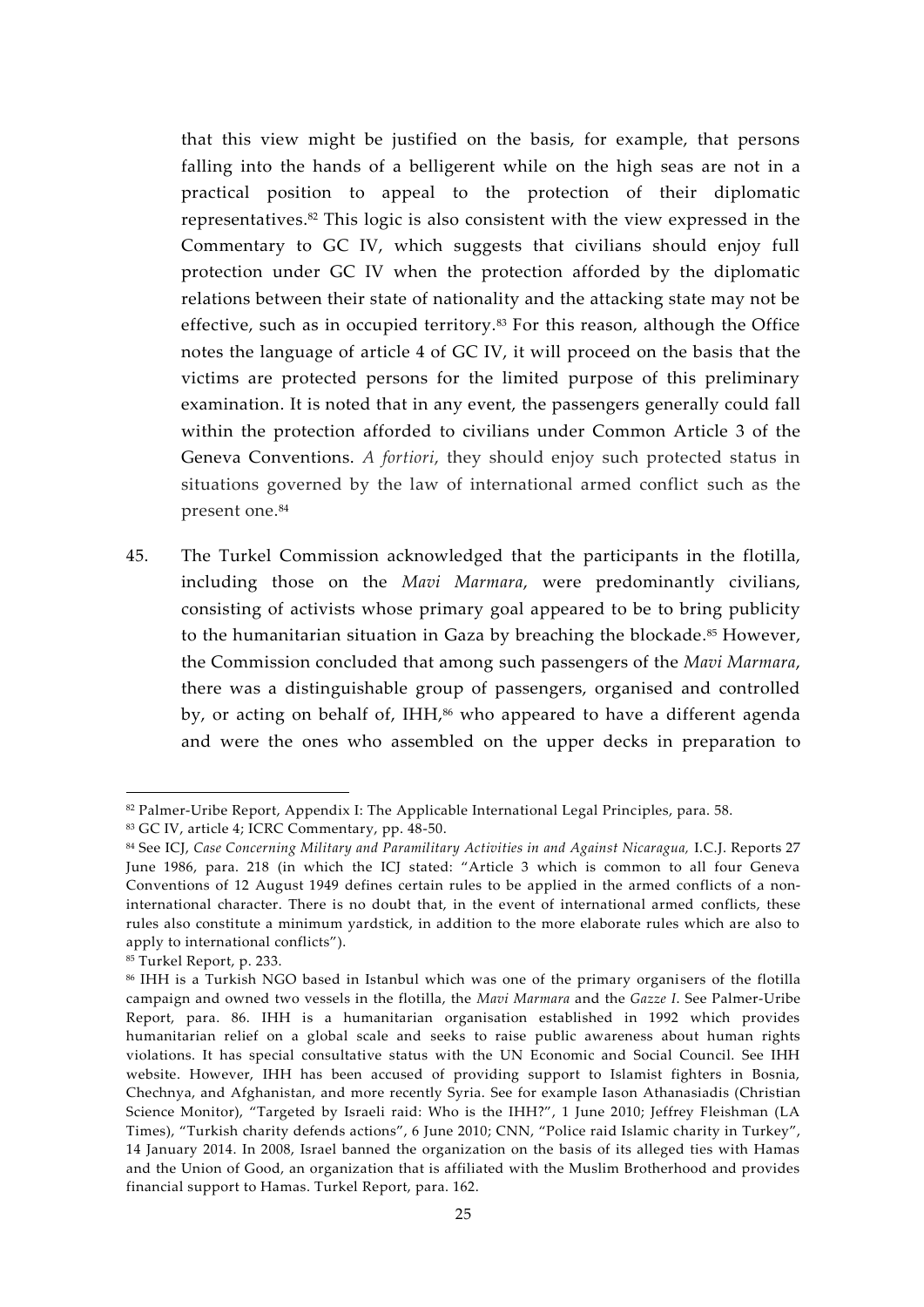that this view might be justified on the basis, for example, that persons falling into the hands of a belligerent while on the high seas are not in a practical position to appeal to the protection of their diplomatic representatives.[82] This logic is also consistent with the view expressed in the Commentary to GC IV, which suggests that civilians should enjoy full protection under GC IV when the protection afforded by the diplomatic relations between their state of nationality and the attacking state may not be effective, such as in occupied territory.[83] For this reason, although the Office notes the language of article 4 of GC IV, it will proceed on the basis that the victims are protected persons for the limited purpose of this preliminary examination. It is noted that in any event, the passengers generally could fall within the protection afforded to civilians under Common Article 3 of the Geneva Conventions. *A fortiori*, they should enjoy such protected status in situations governed by the law of international armed conflict such as the present one.[84]

45. The Turkel Commission acknowledged that the participants in the flotilla, including those on the *Mavi Marmara*, were predominantly civilians, consisting of activists whose primary goal appeared to be to bring publicity to the humanitarian situation in Gaza by breaching the blockade.[85] However, the Commission concluded that among such passengers of the *Mavi Marmara*, there was a distinguishable group of passengers, organised and controlled by, or acting on behalf of, IHH,[86] who appeared to have a different agenda and were the ones who assembled on the upper decks in preparation to

---

[82] Palmer-Uribe Report, Appendix I: The Applicable International Legal Principles, para. 58.

[83] GC IV, article 4; ICRC Commentary, pp. 48-50.

[84] See ICJ, *Case Concerning Military and Paramilitary Activities in and Against Nicaragua,* I.C.J. Reports 27 June 1986, para. 218 (in which the ICJ stated: "Article 3 which is common to all four Geneva Conventions of 12 August 1949 defines certain rules to be applied in the armed conflicts of a non-international character. There is no doubt that, in the event of international armed conflicts, these rules also constitute a minimum yardstick, in addition to the more elaborate rules which are also to apply to international conflicts").

[85] Turkel Report, p. 233.

[86] IHH is a Turkish NGO based in Istanbul which was one of the primary organisers of the flotilla campaign and owned two vessels in the flotilla, the *Mavi Marmara* and the *Gazze I*. See Palmer-Uribe Report, para. 86. IHH is a humanitarian organisation established in 1992 which provides humanitarian relief on a global scale and seeks to raise public awareness about human rights violations. It has special consultative status with the UN Economic and Social Council. See IHH website. However, IHH has been accused of providing support to Islamist fighters in Bosnia, Chechnya, and Afghanistan, and more recently Syria. See for example Iason Athanasiadis (Christian Science Monitor), "Targeted by Israeli raid: Who is the IHH?", 1 June 2010; Jeffrey Fleishman (LA Times), "Turkish charity defends actions", 6 June 2010; CNN, "Police raid Islamic charity in Turkey", 14 January 2014. In 2008, Israel banned the organization on the basis of its alleged ties with Hamas and the Union of Good, an organization that is affiliated with the Muslim Brotherhood and provides financial support to Hamas. Turkel Report, para. 162.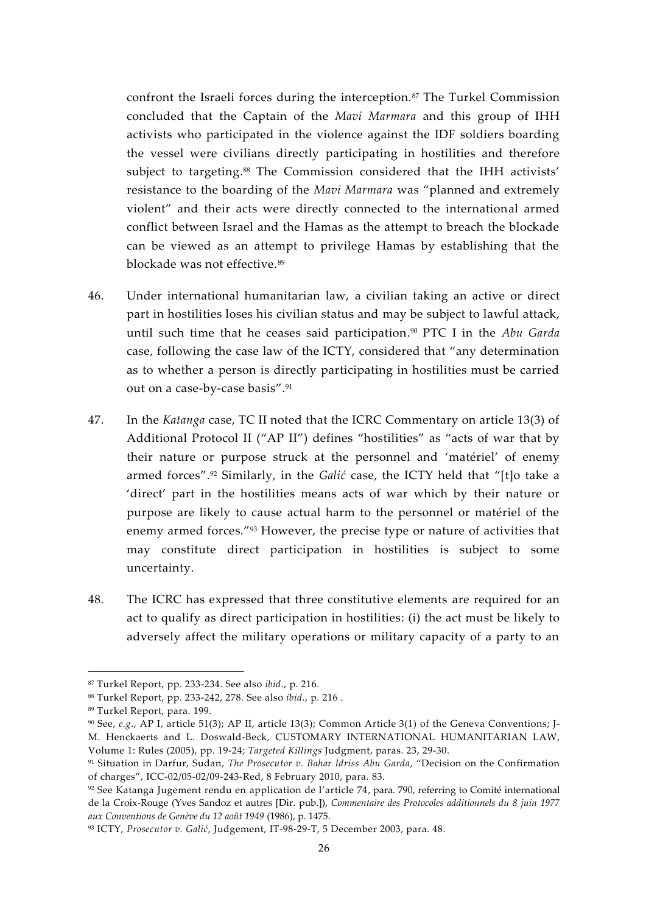confront the Israeli forces during the interception.[87] The Turkel Commission concluded that the Captain of the *Mavi Marmara* and this group of IHH activists who participated in the violence against the IDF soldiers boarding the vessel were civilians directly participating in hostilities and therefore subject to targeting.[88] The Commission considered that the IHH activists' resistance to the boarding of the *Mavi Marmara* was "planned and extremely violent" and their acts were directly connected to the international armed conflict between Israel and the Hamas as the attempt to breach the blockade can be viewed as an attempt to privilege Hamas by establishing that the blockade was not effective.[89]

46. Under international humanitarian law, a civilian taking an active or direct part in hostilities loses his civilian status and may be subject to lawful attack, until such time that he ceases said participation.[90] PTC I in the *Abu Garda* case, following the case law of the ICTY, considered that "any determination as to whether a person is directly participating in hostilities must be carried out on a case-by-case basis".[91]

47. In the *Katanga* case, TC II noted that the ICRC Commentary on article 13(3) of Additional Protocol II ("AP II") defines "hostilities" as "acts of war that by their nature or purpose struck at the personnel and 'matériel' of enemy armed forces".[92] Similarly, in the *Galić* case, the ICTY held that "[t]o take a 'direct' part in the hostilities means acts of war which by their nature or purpose are likely to cause actual harm to the personnel or matériel of the enemy armed forces."[93] However, the precise type or nature of activities that may constitute direct participation in hostilities is subject to some uncertainty.

48. The ICRC has expressed that three constitutive elements are required for an act to qualify as direct participation in hostilities: (i) the act must be likely to adversely affect the military operations or military capacity of a party to an

---

[87] Turkel Report, pp. 233-234. See also *ibid*., p. 216.

[88] Turkel Report, pp. 233-242, 278. See also *ibid*., p. 216 .

[89] Turkel Report, para. 199.

[90] See, *e.g.*, AP I, article 51(3); AP II, article 13(3); Common Article 3(1) of the Geneva Conventions; J-M. Henckaerts and L. Doswald-Beck, CUSTOMARY INTERNATIONAL HUMANITARIAN LAW, Volume 1: Rules (2005), pp. 19-24; *Targeted Killings* Judgment, paras. 23, 29-30.

[91] Situation in Darfur, Sudan, *The Prosecutor v. Bahar Idriss Abu Garda*, "Decision on the Confirmation of charges", ICC-02/05-02/09-243-Red, 8 February 2010, para. 83.

[92] See Katanga Jugement rendu en application de l'article 74, para. 790, referring to Comité international de la Croix-Rouge (Yves Sandoz et autres [Dir. pub.]), *Commentaire des Protocoles additionnels du 8 juin 1977 aux Conventions de Genève du 12 août 1949* (1986), p. 1475.

[93] ICTY, *Prosecutor v. Galić*, Judgement, IT-98-29-T, 5 December 2003, para. 48.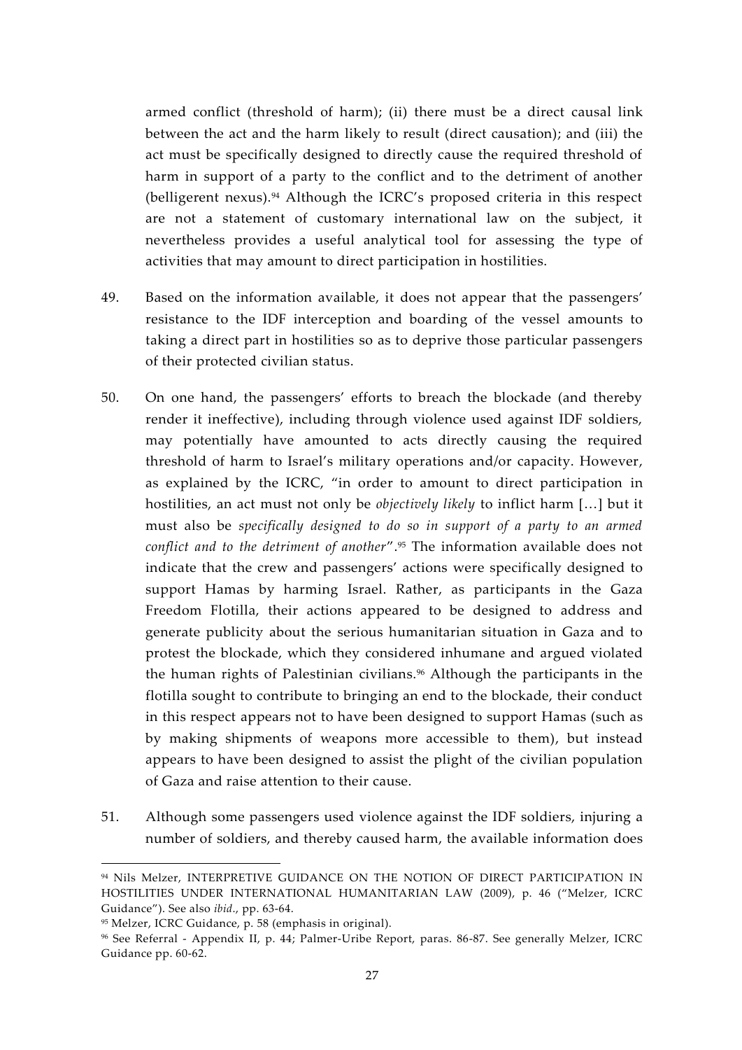armed conflict (threshold of harm); (ii) there must be a direct causal link between the act and the harm likely to result (direct causation); and (iii) the act must be specifically designed to directly cause the required threshold of harm in support of a party to the conflict and to the detriment of another (belligerent nexus).[94] Although the ICRC's proposed criteria in this respect are not a statement of customary international law on the subject, it nevertheless provides a useful analytical tool for assessing the type of activities that may amount to direct participation in hostilities.

49. Based on the information available, it does not appear that the passengers' resistance to the IDF interception and boarding of the vessel amounts to taking a direct part in hostilities so as to deprive those particular passengers of their protected civilian status.

50. On one hand, the passengers' efforts to breach the blockade (and thereby render it ineffective), including through violence used against IDF soldiers, may potentially have amounted to acts directly causing the required threshold of harm to Israel's military operations and/or capacity. However, as explained by the ICRC, "in order to amount to direct participation in hostilities, an act must not only be *objectively likely* to inflict harm […] but it must also be *specifically designed to do so in support of a party to an armed conflict and to the detriment of another*".[95] The information available does not indicate that the crew and passengers' actions were specifically designed to support Hamas by harming Israel. Rather, as participants in the Gaza Freedom Flotilla, their actions appeared to be designed to address and generate publicity about the serious humanitarian situation in Gaza and to protest the blockade, which they considered inhumane and argued violated the human rights of Palestinian civilians.[96] Although the participants in the flotilla sought to contribute to bringing an end to the blockade, their conduct in this respect appears not to have been designed to support Hamas (such as by making shipments of weapons more accessible to them), but instead appears to have been designed to assist the plight of the civilian population of Gaza and raise attention to their cause.

51. Although some passengers used violence against the IDF soldiers, injuring a number of soldiers, and thereby caused harm, the available information does

---

[94] Nils Melzer, INTERPRETIVE GUIDANCE ON THE NOTION OF DIRECT PARTICIPATION IN HOSTILITIES UNDER INTERNATIONAL HUMANITARIAN LAW (2009), p. 46 ("Melzer, ICRC Guidance"). See also *ibid*., pp. 63-64.

[95] Melzer, ICRC Guidance, p. 58 (emphasis in original).

[96] See Referral - Appendix II, p. 44; Palmer-Uribe Report, paras. 86-87. See generally Melzer, ICRC Guidance pp. 60-62.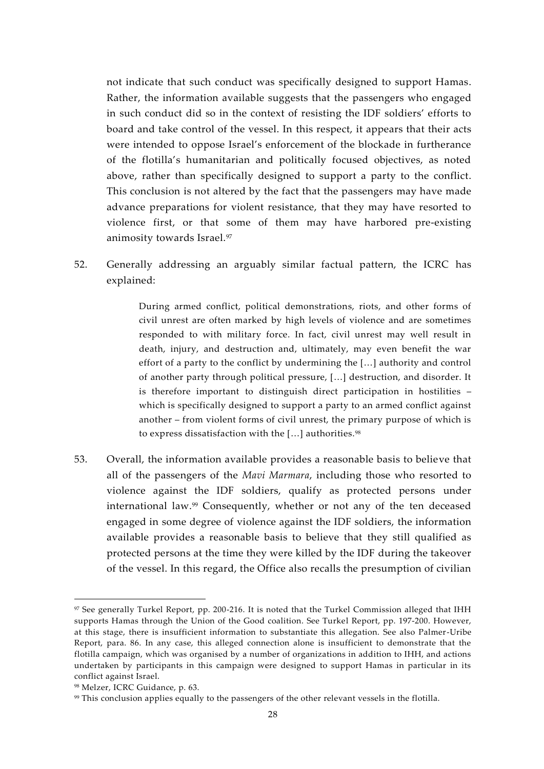not indicate that such conduct was specifically designed to support Hamas. Rather, the information available suggests that the passengers who engaged in such conduct did so in the context of resisting the IDF soldiers' efforts to board and take control of the vessel. In this respect, it appears that their acts were intended to oppose Israel's enforcement of the blockade in furtherance of the flotilla's humanitarian and politically focused objectives, as noted above, rather than specifically designed to support a party to the conflict. This conclusion is not altered by the fact that the passengers may have made advance preparations for violent resistance, that they may have resorted to violence first, or that some of them may have harbored pre-existing animosity towards Israel.[97]

52. Generally addressing an arguably similar factual pattern, the ICRC has explained:

> During armed conflict, political demonstrations, riots, and other forms of civil unrest are often marked by high levels of violence and are sometimes responded to with military force. In fact, civil unrest may well result in death, injury, and destruction and, ultimately, may even benefit the war effort of a party to the conflict by undermining the […] authority and control of another party through political pressure, […] destruction, and disorder. It is therefore important to distinguish direct participation in hostilities – which is specifically designed to support a party to an armed conflict against another – from violent forms of civil unrest, the primary purpose of which is to express dissatisfaction with the […] authorities.[98]

53. Overall, the information available provides a reasonable basis to believe that all of the passengers of the *Mavi Marmara*, including those who resorted to violence against the IDF soldiers, qualify as protected persons under international law.[99] Consequently, whether or not any of the ten deceased engaged in some degree of violence against the IDF soldiers, the information available provides a reasonable basis to believe that they still qualified as protected persons at the time they were killed by the IDF during the takeover of the vessel. In this regard, the Office also recalls the presumption of civilian

---

[97] See generally Turkel Report, pp. 200-216. It is noted that the Turkel Commission alleged that IHH supports Hamas through the Union of the Good coalition. See Turkel Report, pp. 197-200. However, at this stage, there is insufficient information to substantiate this allegation. See also Palmer-Uribe Report, para. 86. In any case, this alleged connection alone is insufficient to demonstrate that the flotilla campaign, which was organised by a number of organizations in addition to IHH, and actions undertaken by participants in this campaign were designed to support Hamas in particular in its conflict against Israel.

[98] Melzer, ICRC Guidance, p. 63.

[99] This conclusion applies equally to the passengers of the other relevant vessels in the flotilla.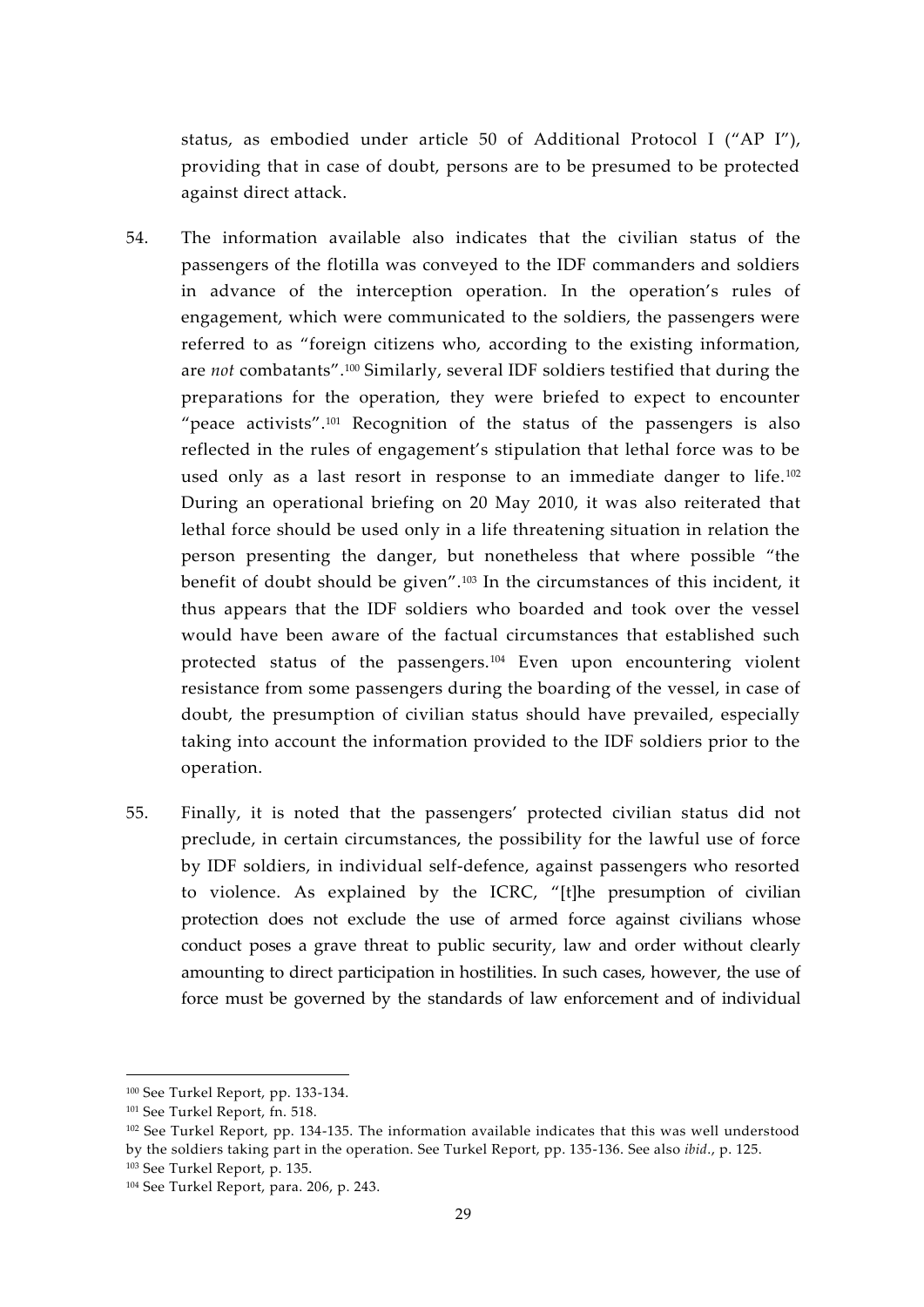status, as embodied under article 50 of Additional Protocol I ("AP I"), providing that in case of doubt, persons are to be presumed to be protected against direct attack.

54. The information available also indicates that the civilian status of the passengers of the flotilla was conveyed to the IDF commanders and soldiers in advance of the interception operation. In the operation's rules of engagement, which were communicated to the soldiers, the passengers were referred to as "foreign citizens who, according to the existing information, are *not* combatants".[100] Similarly, several IDF soldiers testified that during the preparations for the operation, they were briefed to expect to encounter "peace activists".[101] Recognition of the status of the passengers is also reflected in the rules of engagement's stipulation that lethal force was to be used only as a last resort in response to an immediate danger to life.[102] During an operational briefing on 20 May 2010, it was also reiterated that lethal force should be used only in a life threatening situation in relation the person presenting the danger, but nonetheless that where possible "the benefit of doubt should be given".[103] In the circumstances of this incident, it thus appears that the IDF soldiers who boarded and took over the vessel would have been aware of the factual circumstances that established such protected status of the passengers.[104] Even upon encountering violent resistance from some passengers during the boarding of the vessel, in case of doubt, the presumption of civilian status should have prevailed, especially taking into account the information provided to the IDF soldiers prior to the operation.

55. Finally, it is noted that the passengers' protected civilian status did not preclude, in certain circumstances, the possibility for the lawful use of force by IDF soldiers, in individual self-defence, against passengers who resorted to violence. As explained by the ICRC, "[t]he presumption of civilian protection does not exclude the use of armed force against civilians whose conduct poses a grave threat to public security, law and order without clearly amounting to direct participation in hostilities. In such cases, however, the use of force must be governed by the standards of law enforcement and of individual

---

[100] See Turkel Report, pp. 133-134.

[101] See Turkel Report, fn. 518.

[102] See Turkel Report, pp. 134-135. The information available indicates that this was well understood by the soldiers taking part in the operation. See Turkel Report, pp. 135-136. See also *ibid*., p. 125.

[103] See Turkel Report, p. 135.

[104] See Turkel Report, para. 206, p. 243.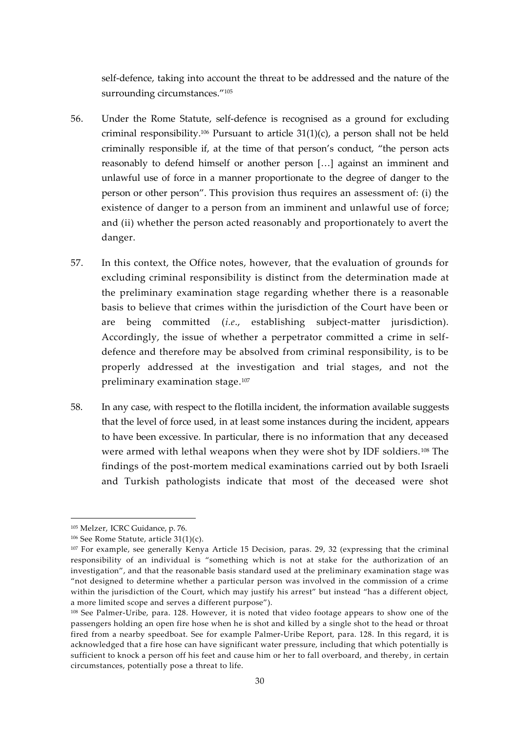self-defence, taking into account the threat to be addressed and the nature of the surrounding circumstances."[105]

56. Under the Rome Statute, self-defence is recognised as a ground for excluding criminal responsibility.[106] Pursuant to article 31(1)(c), a person shall not be held criminally responsible if, at the time of that person's conduct, "the person acts reasonably to defend himself or another person […] against an imminent and unlawful use of force in a manner proportionate to the degree of danger to the person or other person". This provision thus requires an assessment of: (i) the existence of danger to a person from an imminent and unlawful use of force; and (ii) whether the person acted reasonably and proportionately to avert the danger.

57. In this context, the Office notes, however, that the evaluation of grounds for excluding criminal responsibility is distinct from the determination made at the preliminary examination stage regarding whether there is a reasonable basis to believe that crimes within the jurisdiction of the Court have been or are being committed (*i.e.*, establishing subject-matter jurisdiction). Accordingly, the issue of whether a perpetrator committed a crime in self-defence and therefore may be absolved from criminal responsibility, is to be properly addressed at the investigation and trial stages, and not the preliminary examination stage.[107]

58. In any case, with respect to the flotilla incident, the information available suggests that the level of force used, in at least some instances during the incident, appears to have been excessive. In particular, there is no information that any deceased were armed with lethal weapons when they were shot by IDF soldiers.[108] The findings of the post-mortem medical examinations carried out by both Israeli and Turkish pathologists indicate that most of the deceased were shot

---

[105] Melzer, ICRC Guidance, p. 76.

[106] See Rome Statute, article 31(1)(c).

[107] For example, see generally Kenya Article 15 Decision, paras. 29, 32 (expressing that the criminal responsibility of an individual is "something which is not at stake for the authorization of an investigation", and that the reasonable basis standard used at the preliminary examination stage was "not designed to determine whether a particular person was involved in the commission of a crime within the jurisdiction of the Court, which may justify his arrest" but instead "has a different object, a more limited scope and serves a different purpose").

[108] See Palmer-Uribe, para. 128. However, it is noted that video footage appears to show one of the passengers holding an open fire hose when he is shot and killed by a single shot to the head or throat fired from a nearby speedboat. See for example Palmer-Uribe Report, para. 128. In this regard, it is acknowledged that a fire hose can have significant water pressure, including that which potentially is sufficient to knock a person off his feet and cause him or her to fall overboard, and thereby, in certain circumstances, potentially pose a threat to life.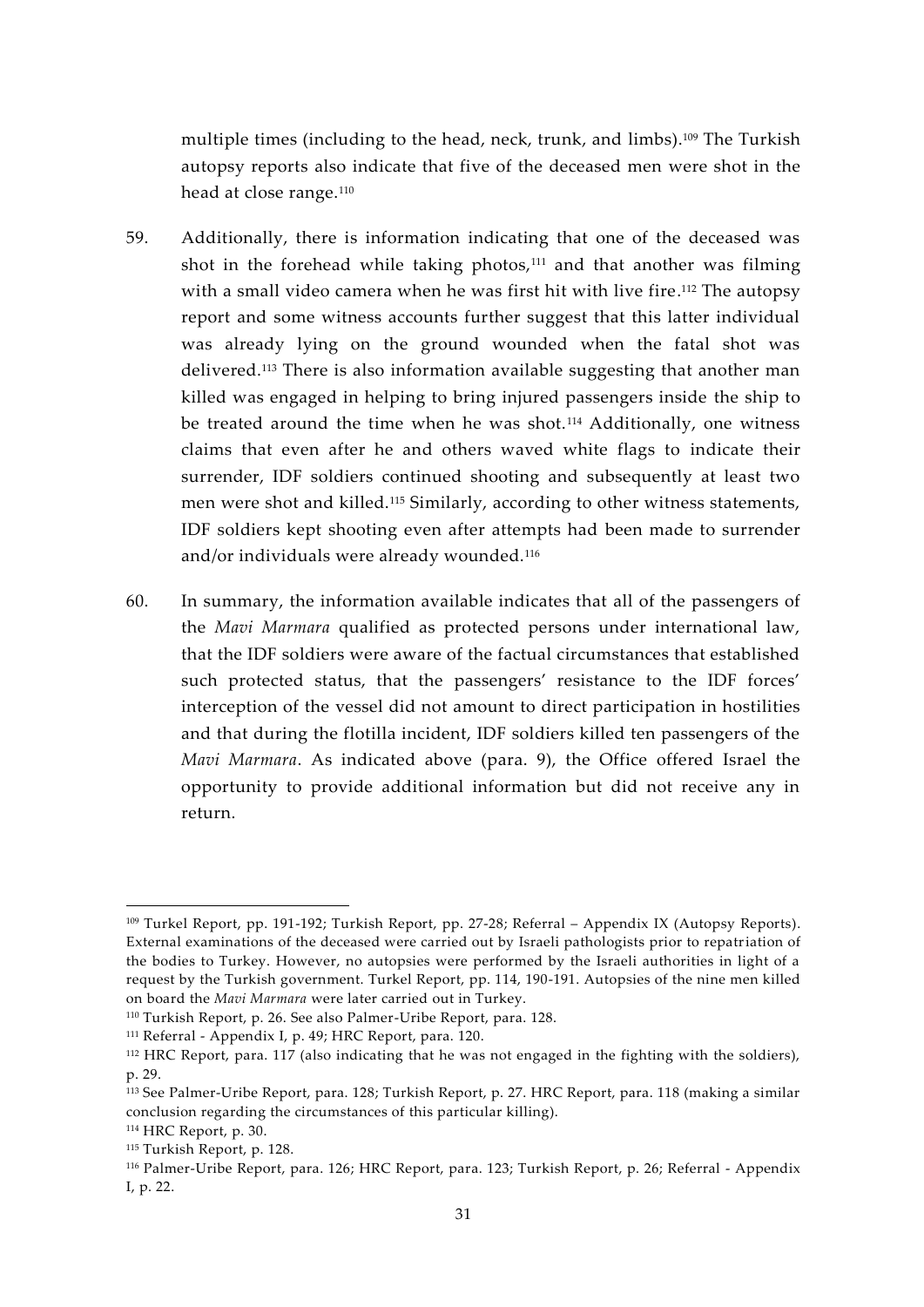multiple times (including to the head, neck, trunk, and limbs).[109] The Turkish autopsy reports also indicate that five of the deceased men were shot in the head at close range.[110]

59. Additionally, there is information indicating that one of the deceased was shot in the forehead while taking photos,[111] and that another was filming with a small video camera when he was first hit with live fire.[112] The autopsy report and some witness accounts further suggest that this latter individual was already lying on the ground wounded when the fatal shot was delivered.[113] There is also information available suggesting that another man killed was engaged in helping to bring injured passengers inside the ship to be treated around the time when he was shot.[114] Additionally, one witness claims that even after he and others waved white flags to indicate their surrender, IDF soldiers continued shooting and subsequently at least two men were shot and killed.[115] Similarly, according to other witness statements, IDF soldiers kept shooting even after attempts had been made to surrender and/or individuals were already wounded.[116]

60. In summary, the information available indicates that all of the passengers of the *Mavi Marmara* qualified as protected persons under international law, that the IDF soldiers were aware of the factual circumstances that established such protected status, that the passengers' resistance to the IDF forces' interception of the vessel did not amount to direct participation in hostilities and that during the flotilla incident, IDF soldiers killed ten passengers of the *Mavi Marmara*. As indicated above (para. 9), the Office offered Israel the opportunity to provide additional information but did not receive any in return.

---

[109] Turkel Report, pp. 191-192; Turkish Report, pp. 27-28; Referral – Appendix IX (Autopsy Reports). External examinations of the deceased were carried out by Israeli pathologists prior to repatriation of the bodies to Turkey. However, no autopsies were performed by the Israeli authorities in light of a request by the Turkish government. Turkel Report, pp. 114, 190-191. Autopsies of the nine men killed on board the *Mavi Marmara* were later carried out in Turkey.

[110] Turkish Report, p. 26. See also Palmer-Uribe Report, para. 128.

[111] Referral - Appendix I, p. 49; HRC Report, para. 120.

[112] HRC Report, para. 117 (also indicating that he was not engaged in the fighting with the soldiers), p. 29.

[113] See Palmer-Uribe Report, para. 128; Turkish Report, p. 27. HRC Report, para. 118 (making a similar conclusion regarding the circumstances of this particular killing).

[114] HRC Report, p. 30.

[115] Turkish Report, p. 128.

[116] Palmer-Uribe Report, para. 126; HRC Report, para. 123; Turkish Report, p. 26; Referral - Appendix I, p. 22.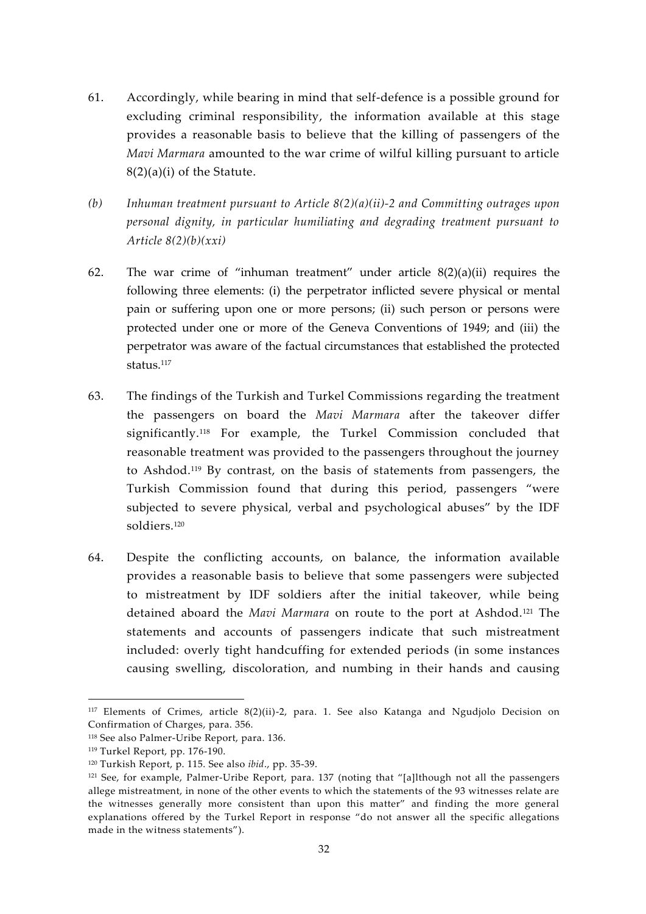61. Accordingly, while bearing in mind that self-defence is a possible ground for excluding criminal responsibility, the information available at this stage provides a reasonable basis to believe that the killing of passengers of the *Mavi Marmara* amounted to the war crime of wilful killing pursuant to article 8(2)(a)(i) of the Statute.

*(b) Inhuman treatment pursuant to Article 8(2)(a)(ii)-2 and Committing outrages upon personal dignity, in particular humiliating and degrading treatment pursuant to Article 8(2)(b)(xxi)*

62. The war crime of "inhuman treatment" under article 8(2)(a)(ii) requires the following three elements: (i) the perpetrator inflicted severe physical or mental pain or suffering upon one or more persons; (ii) such person or persons were protected under one or more of the Geneva Conventions of 1949; and (iii) the perpetrator was aware of the factual circumstances that established the protected status.[117]

63. The findings of the Turkish and Turkel Commissions regarding the treatment the passengers on board the *Mavi Marmara* after the takeover differ significantly.[118] For example, the Turkel Commission concluded that reasonable treatment was provided to the passengers throughout the journey to Ashdod.[119] By contrast, on the basis of statements from passengers, the Turkish Commission found that during this period, passengers "were subjected to severe physical, verbal and psychological abuses" by the IDF soldiers.[120]

64. Despite the conflicting accounts, on balance, the information available provides a reasonable basis to believe that some passengers were subjected to mistreatment by IDF soldiers after the initial takeover, while being detained aboard the *Mavi Marmara* on route to the port at Ashdod.[121] The statements and accounts of passengers indicate that such mistreatment included: overly tight handcuffing for extended periods (in some instances causing swelling, discoloration, and numbing in their hands and causing

---

[117] Elements of Crimes, article 8(2)(ii)-2, para. 1. See also Katanga and Ngudjolo Decision on Confirmation of Charges, para. 356.

[118] See also Palmer-Uribe Report, para. 136.

[119] Turkel Report, pp. 176-190.

[120] Turkish Report, p. 115. See also *ibid*., pp. 35-39.

[121] See, for example, Palmer-Uribe Report, para. 137 (noting that "[a]lthough not all the passengers allege mistreatment, in none of the other events to which the statements of the 93 witnesses relate are the witnesses generally more consistent than upon this matter" and finding the more general explanations offered by the Turkel Report in response "do not answer all the specific allegations made in the witness statements").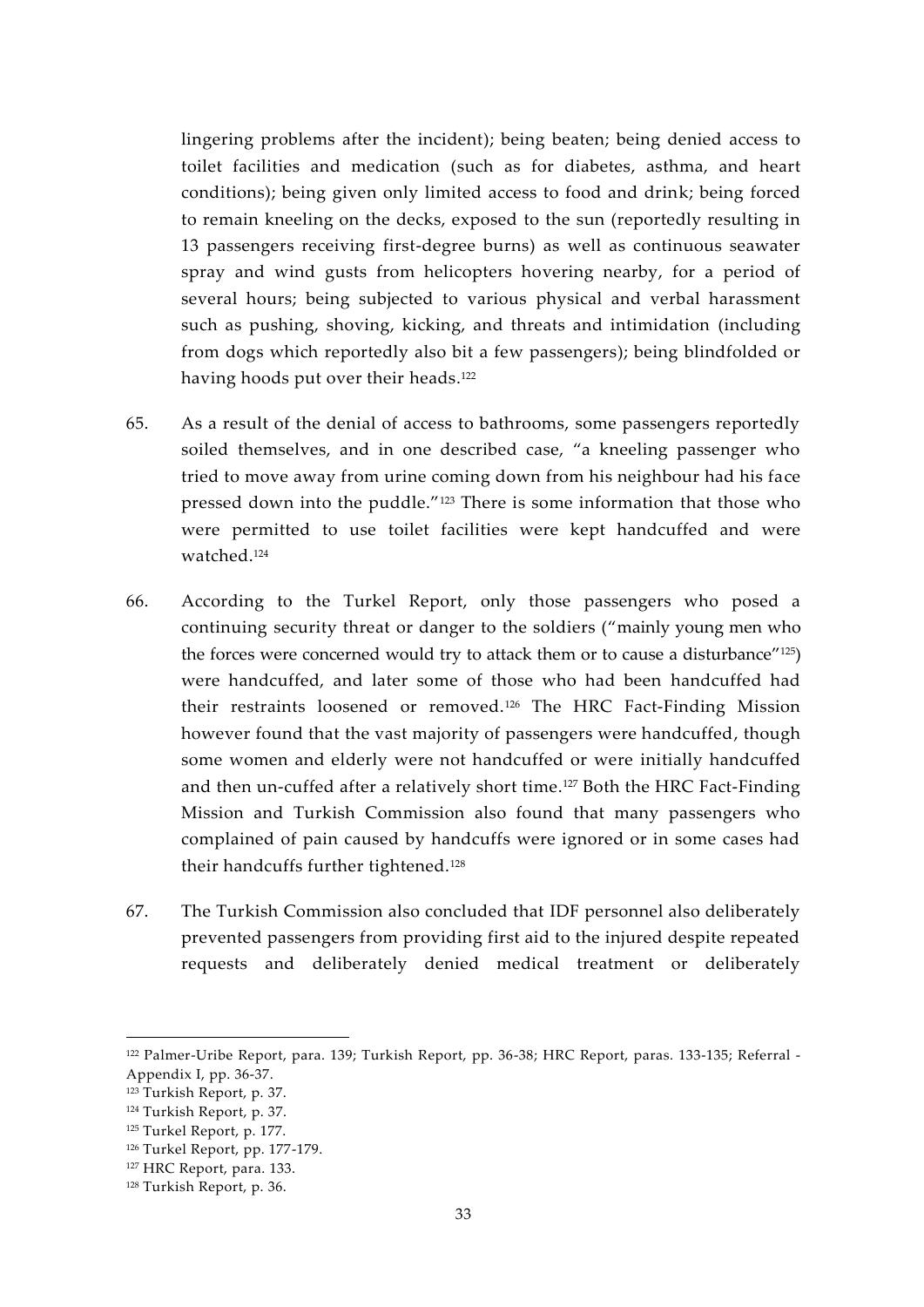lingering problems after the incident); being beaten; being denied access to toilet facilities and medication (such as for diabetes, asthma, and heart conditions); being given only limited access to food and drink; being forced to remain kneeling on the decks, exposed to the sun (reportedly resulting in 13 passengers receiving first-degree burns) as well as continuous seawater spray and wind gusts from helicopters hovering nearby, for a period of several hours; being subjected to various physical and verbal harassment such as pushing, shoving, kicking, and threats and intimidation (including from dogs which reportedly also bit a few passengers); being blindfolded or having hoods put over their heads.[122]

65. As a result of the denial of access to bathrooms, some passengers reportedly soiled themselves, and in one described case, "a kneeling passenger who tried to move away from urine coming down from his neighbour had his face pressed down into the puddle."[123] There is some information that those who were permitted to use toilet facilities were kept handcuffed and were watched.[124]

66. According to the Turkel Report, only those passengers who posed a continuing security threat or danger to the soldiers ("mainly young men who the forces were concerned would try to attack them or to cause a disturbance"[125]) were handcuffed, and later some of those who had been handcuffed had their restraints loosened or removed.[126] The HRC Fact-Finding Mission however found that the vast majority of passengers were handcuffed, though some women and elderly were not handcuffed or were initially handcuffed and then un-cuffed after a relatively short time.[127] Both the HRC Fact-Finding Mission and Turkish Commission also found that many passengers who complained of pain caused by handcuffs were ignored or in some cases had their handcuffs further tightened.[128]

67. The Turkish Commission also concluded that IDF personnel also deliberately prevented passengers from providing first aid to the injured despite repeated requests and deliberately denied medical treatment or deliberately

---

[122] Palmer-Uribe Report, para. 139; Turkish Report, pp. 36-38; HRC Report, paras. 133-135; Referral - Appendix I, pp. 36-37.

[123] Turkish Report, p. 37.

[124] Turkish Report, p. 37.

[125] Turkel Report, p. 177.

[126] Turkel Report, pp. 177-179.

[127] HRC Report, para. 133.

[128] Turkish Report, p. 36.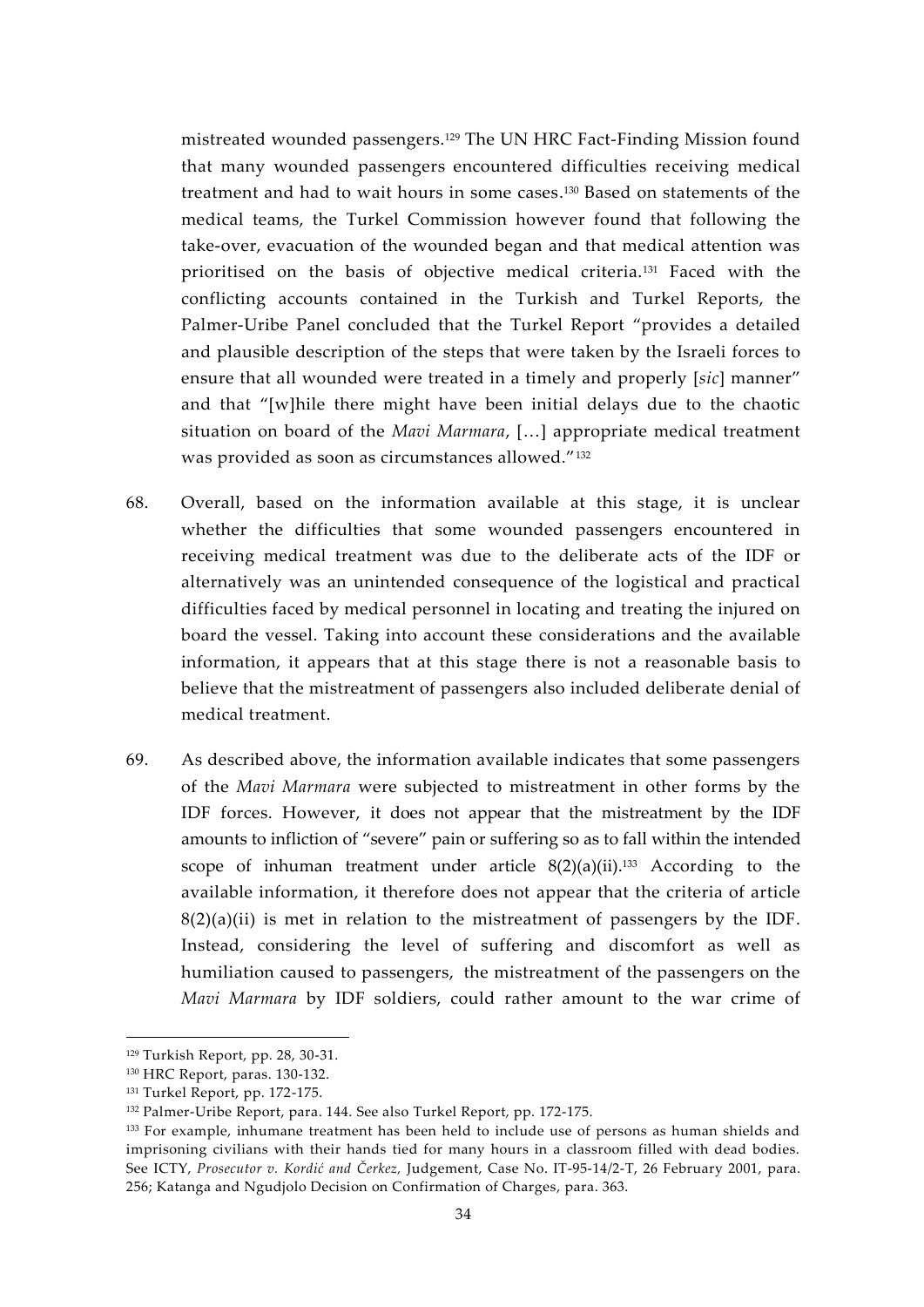mistreated wounded passengers.[129] The UN HRC Fact-Finding Mission found that many wounded passengers encountered difficulties receiving medical treatment and had to wait hours in some cases.[130] Based on statements of the medical teams, the Turkel Commission however found that following the take-over, evacuation of the wounded began and that medical attention was prioritised on the basis of objective medical criteria.[131] Faced with the conflicting accounts contained in the Turkish and Turkel Reports, the Palmer-Uribe Panel concluded that the Turkel Report "provides a detailed and plausible description of the steps that were taken by the Israeli forces to ensure that all wounded were treated in a timely and properly [*sic*] manner" and that "[w]hile there might have been initial delays due to the chaotic situation on board of the *Mavi Marmara*, […] appropriate medical treatment was provided as soon as circumstances allowed."[132]

68. Overall, based on the information available at this stage, it is unclear whether the difficulties that some wounded passengers encountered in receiving medical treatment was due to the deliberate acts of the IDF or alternatively was an unintended consequence of the logistical and practical difficulties faced by medical personnel in locating and treating the injured on board the vessel. Taking into account these considerations and the available information, it appears that at this stage there is not a reasonable basis to believe that the mistreatment of passengers also included deliberate denial of medical treatment.

69. As described above, the information available indicates that some passengers of the *Mavi Marmara* were subjected to mistreatment in other forms by the IDF forces. However, it does not appear that the mistreatment by the IDF amounts to infliction of "severe" pain or suffering so as to fall within the intended scope of inhuman treatment under article 8(2)(a)(ii).[133] According to the available information, it therefore does not appear that the criteria of article 8(2)(a)(ii) is met in relation to the mistreatment of passengers by the IDF. Instead, considering the level of suffering and discomfort as well as humiliation caused to passengers, the mistreatment of the passengers on the *Mavi Marmara* by IDF soldiers, could rather amount to the war crime of

---

[129] Turkish Report, pp. 28, 30-31.

[130] HRC Report, paras. 130-132.

[131] Turkel Report, pp. 172-175.

[132] Palmer-Uribe Report, para. 144. See also Turkel Report, pp. 172-175.

[133] For example, inhumane treatment has been held to include use of persons as human shields and imprisoning civilians with their hands tied for many hours in a classroom filled with dead bodies. See ICTY, *Prosecutor v. Kordić and Čerkez,* Judgement, Case No. IT-95-14/2-T, 26 February 2001, para. 256; Katanga and Ngudjolo Decision on Confirmation of Charges, para. 363.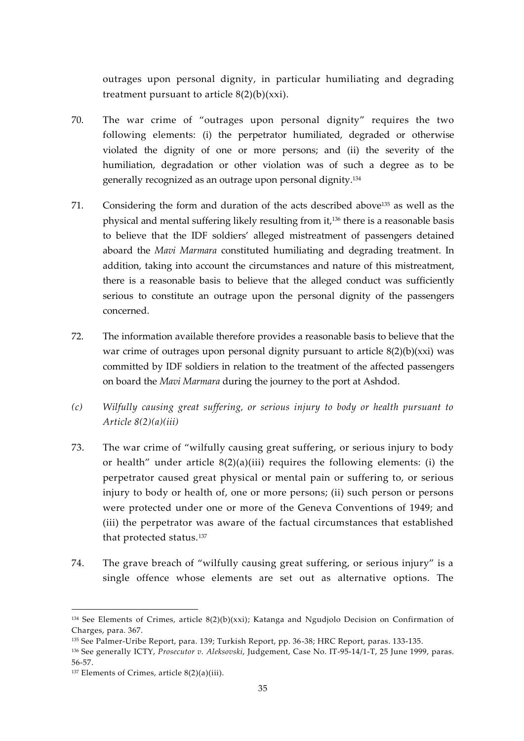outrages upon personal dignity, in particular humiliating and degrading treatment pursuant to article 8(2)(b)(xxi).

70. The war crime of "outrages upon personal dignity" requires the two following elements: (i) the perpetrator humiliated, degraded or otherwise violated the dignity of one or more persons; and (ii) the severity of the humiliation, degradation or other violation was of such a degree as to be generally recognized as an outrage upon personal dignity.[134]

71. Considering the form and duration of the acts described above[135] as well as the physical and mental suffering likely resulting from it,[136] there is a reasonable basis to believe that the IDF soldiers' alleged mistreatment of passengers detained aboard the *Mavi Marmara* constituted humiliating and degrading treatment. In addition, taking into account the circumstances and nature of this mistreatment, there is a reasonable basis to believe that the alleged conduct was sufficiently serious to constitute an outrage upon the personal dignity of the passengers concerned.

72. The information available therefore provides a reasonable basis to believe that the war crime of outrages upon personal dignity pursuant to article 8(2)(b)(xxi) was committed by IDF soldiers in relation to the treatment of the affected passengers on board the *Mavi Marmara* during the journey to the port at Ashdod.

*(c) Wilfully causing great suffering, or serious injury to body or health pursuant to Article 8(2)(a)(iii)*

73. The war crime of "wilfully causing great suffering, or serious injury to body or health" under article 8(2)(a)(iii) requires the following elements: (i) the perpetrator caused great physical or mental pain or suffering to, or serious injury to body or health of, one or more persons; (ii) such person or persons were protected under one or more of the Geneva Conventions of 1949; and (iii) the perpetrator was aware of the factual circumstances that established that protected status.[137]

74. The grave breach of "wilfully causing great suffering, or serious injury" is a single offence whose elements are set out as alternative options. The

---

[134] See Elements of Crimes, article 8(2)(b)(xxi); Katanga and Ngudjolo Decision on Confirmation of Charges, para. 367.

[135] See Palmer-Uribe Report, para. 139; Turkish Report, pp. 36-38; HRC Report, paras. 133-135.

[136] See generally ICTY, *Prosecutor v. Aleksovski*, Judgement, Case No. IT-95-14/1-T, 25 June 1999, paras. 56-57.

[137] Elements of Crimes, article 8(2)(a)(iii).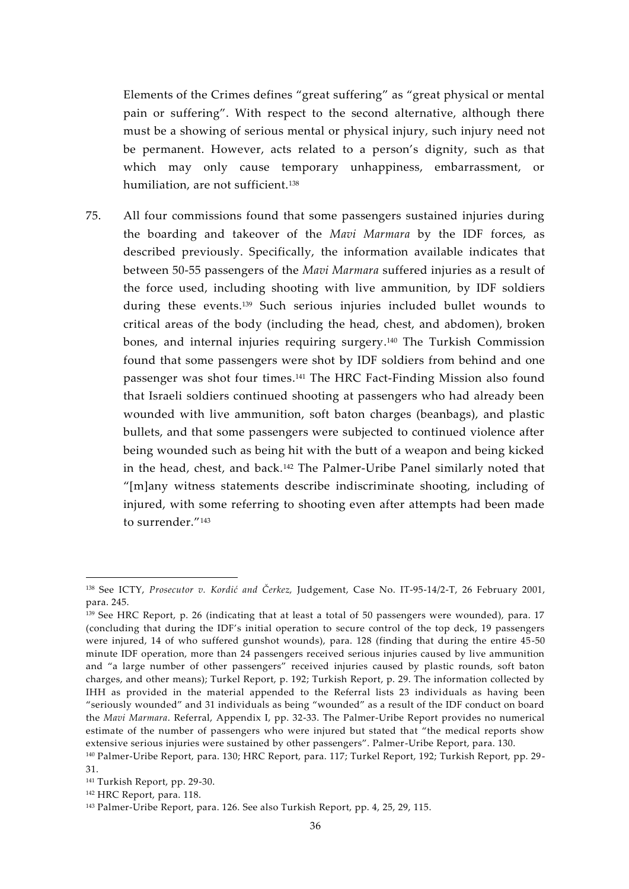Elements of the Crimes defines "great suffering" as "great physical or mental pain or suffering". With respect to the second alternative, although there must be a showing of serious mental or physical injury, such injury need not be permanent. However, acts related to a person's dignity, such as that which may only cause temporary unhappiness, embarrassment, or humiliation, are not sufficient.[138]

75. All four commissions found that some passengers sustained injuries during the boarding and takeover of the *Mavi Marmara* by the IDF forces, as described previously. Specifically, the information available indicates that between 50-55 passengers of the *Mavi Marmara* suffered injuries as a result of the force used, including shooting with live ammunition, by IDF soldiers during these events.[139] Such serious injuries included bullet wounds to critical areas of the body (including the head, chest, and abdomen), broken bones, and internal injuries requiring surgery.[140] The Turkish Commission found that some passengers were shot by IDF soldiers from behind and one passenger was shot four times.[141] The HRC Fact-Finding Mission also found that Israeli soldiers continued shooting at passengers who had already been wounded with live ammunition, soft baton charges (beanbags), and plastic bullets, and that some passengers were subjected to continued violence after being wounded such as being hit with the butt of a weapon and being kicked in the head, chest, and back.[142] The Palmer-Uribe Panel similarly noted that "[m]any witness statements describe indiscriminate shooting, including of injured, with some referring to shooting even after attempts had been made to surrender."[143]

---

[138] See ICTY, *Prosecutor v. Kordić and Čerkez,* Judgement, Case No. IT-95-14/2-T, 26 February 2001, para. 245.

[139] See HRC Report, p. 26 (indicating that at least a total of 50 passengers were wounded), para. 17 (concluding that during the IDF's initial operation to secure control of the top deck, 19 passengers were injured, 14 of who suffered gunshot wounds), para. 128 (finding that during the entire 45-50 minute IDF operation, more than 24 passengers received serious injuries caused by live ammunition and "a large number of other passengers" received injuries caused by plastic rounds, soft baton charges, and other means); Turkel Report, p. 192; Turkish Report, p. 29. The information collected by IHH as provided in the material appended to the Referral lists 23 individuals as having been "seriously wounded" and 31 individuals as being "wounded" as a result of the IDF conduct on board the *Mavi Marmara*. Referral, Appendix I, pp. 32-33. The Palmer-Uribe Report provides no numerical estimate of the number of passengers who were injured but stated that "the medical reports show extensive serious injuries were sustained by other passengers". Palmer-Uribe Report, para. 130.

[140] Palmer-Uribe Report, para. 130; HRC Report, para. 117; Turkel Report, 192; Turkish Report, pp. 29-31.

[141] Turkish Report, pp. 29-30.

[142] HRC Report, para. 118.

[143] Palmer-Uribe Report, para. 126. See also Turkish Report, pp. 4, 25, 29, 115.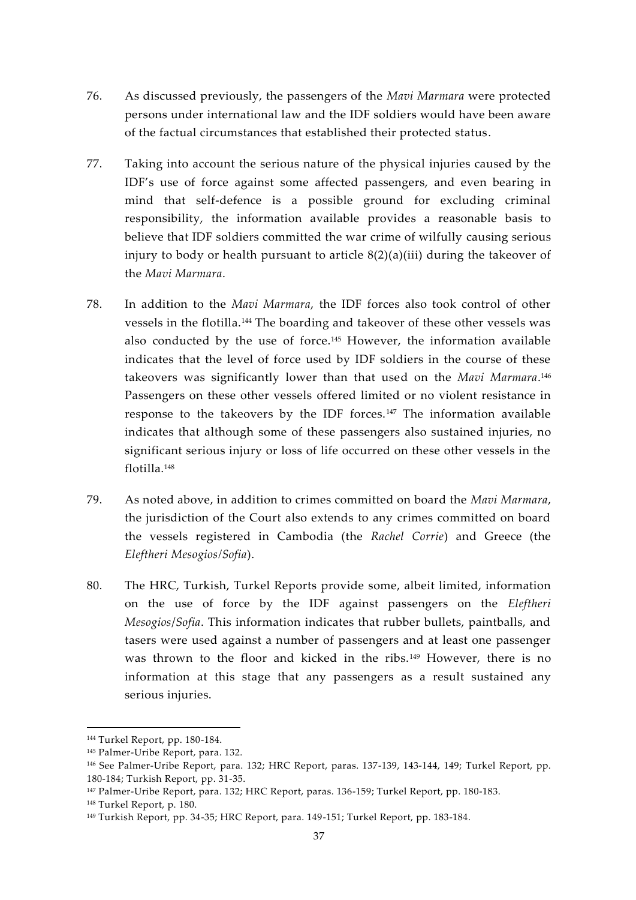76. As discussed previously, the passengers of the *Mavi Marmara* were protected persons under international law and the IDF soldiers would have been aware of the factual circumstances that established their protected status.

77. Taking into account the serious nature of the physical injuries caused by the IDF's use of force against some affected passengers, and even bearing in mind that self-defence is a possible ground for excluding criminal responsibility, the information available provides a reasonable basis to believe that IDF soldiers committed the war crime of wilfully causing serious injury to body or health pursuant to article 8(2)(a)(iii) during the takeover of the *Mavi Marmara*.

78. In addition to the *Mavi Marmara*, the IDF forces also took control of other vessels in the flotilla.[144] The boarding and takeover of these other vessels was also conducted by the use of force.[145] However, the information available indicates that the level of force used by IDF soldiers in the course of these takeovers was significantly lower than that used on the *Mavi Marmara*.[146] Passengers on these other vessels offered limited or no violent resistance in response to the takeovers by the IDF forces.[147] The information available indicates that although some of these passengers also sustained injuries, no significant serious injury or loss of life occurred on these other vessels in the flotilla.[148]

79. As noted above, in addition to crimes committed on board the *Mavi Marmara*, the jurisdiction of the Court also extends to any crimes committed on board the vessels registered in Cambodia (the *Rachel Corrie*) and Greece (the *Eleftheri Mesogios/Sofia*).

80. The HRC, Turkish, Turkel Reports provide some, albeit limited, information on the use of force by the IDF against passengers on the *Eleftheri Mesogios/Sofia*. This information indicates that rubber bullets, paintballs, and tasers were used against a number of passengers and at least one passenger was thrown to the floor and kicked in the ribs.[149] However, there is no information at this stage that any passengers as a result sustained any serious injuries.

---

[144] Turkel Report, pp. 180-184.

[145] Palmer-Uribe Report, para. 132.

[146] See Palmer-Uribe Report, para. 132; HRC Report, paras. 137-139, 143-144, 149; Turkel Report, pp. 180-184; Turkish Report, pp. 31-35.

[147] Palmer-Uribe Report, para. 132; HRC Report, paras. 136-159; Turkel Report, pp. 180-183.

[148] Turkel Report, p. 180.

[149] Turkish Report, pp. 34-35; HRC Report, para. 149-151; Turkel Report, pp. 183-184.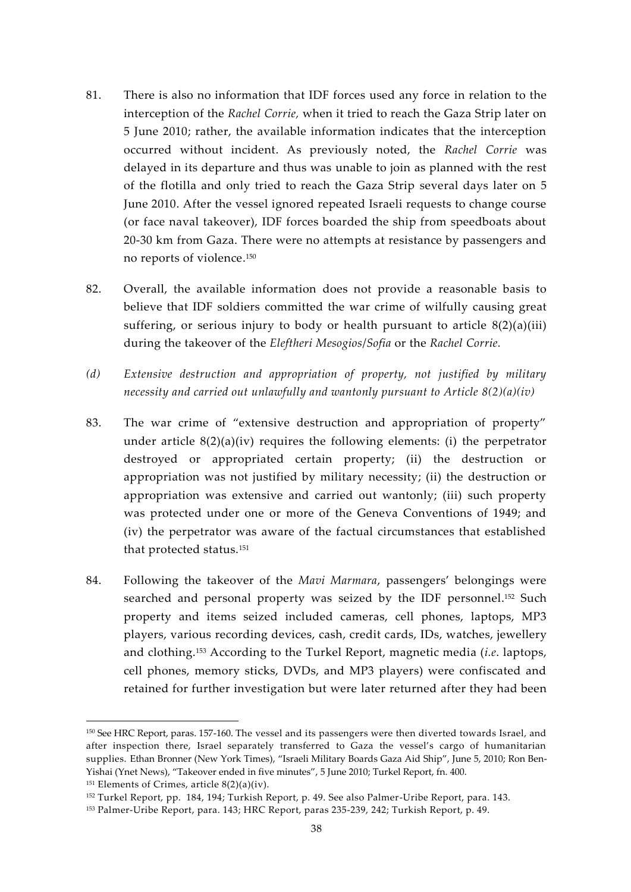81. There is also no information that IDF forces used any force in relation to the interception of the *Rachel Corrie,* when it tried to reach the Gaza Strip later on 5 June 2010; rather, the available information indicates that the interception occurred without incident. As previously noted, the *Rachel Corrie* was delayed in its departure and thus was unable to join as planned with the rest of the flotilla and only tried to reach the Gaza Strip several days later on 5 June 2010. After the vessel ignored repeated Israeli requests to change course (or face naval takeover), IDF forces boarded the ship from speedboats about 20-30 km from Gaza. There were no attempts at resistance by passengers and no reports of violence.[150]

82. Overall, the available information does not provide a reasonable basis to believe that IDF soldiers committed the war crime of wilfully causing great suffering, or serious injury to body or health pursuant to article 8(2)(a)(iii) during the takeover of the *Eleftheri Mesogios/Sofia* or the *Rachel Corrie.*

*(d) Extensive destruction and appropriation of property, not justified by military necessity and carried out unlawfully and wantonly pursuant to Article 8(2)(a)(iv)*

83. The war crime of "extensive destruction and appropriation of property" under article 8(2)(a)(iv) requires the following elements: (i) the perpetrator destroyed or appropriated certain property; (ii) the destruction or appropriation was not justified by military necessity; (ii) the destruction or appropriation was extensive and carried out wantonly; (iii) such property was protected under one or more of the Geneva Conventions of 1949; and (iv) the perpetrator was aware of the factual circumstances that established that protected status.[151]

84. Following the takeover of the *Mavi Marmara*, passengers' belongings were searched and personal property was seized by the IDF personnel.[152] Such property and items seized included cameras, cell phones, laptops, MP3 players, various recording devices, cash, credit cards, IDs, watches, jewellery and clothing.[153] According to the Turkel Report, magnetic media (*i.e*. laptops, cell phones, memory sticks, DVDs, and MP3 players) were confiscated and retained for further investigation but were later returned after they had been

---

[150] See HRC Report, paras. 157-160. The vessel and its passengers were then diverted towards Israel, and after inspection there, Israel separately transferred to Gaza the vessel's cargo of humanitarian supplies. Ethan Bronner (New York Times), "Israeli Military Boards Gaza Aid Ship", June 5, 2010; Ron Ben-Yishai (Ynet News), "Takeover ended in five minutes", 5 June 2010; Turkel Report, fn. 400.

[151] Elements of Crimes, article 8(2)(a)(iv).

[152] Turkel Report, pp. 184, 194; Turkish Report, p. 49. See also Palmer-Uribe Report, para. 143.

[153] Palmer-Uribe Report, para. 143; HRC Report, paras 235-239, 242; Turkish Report, p. 49.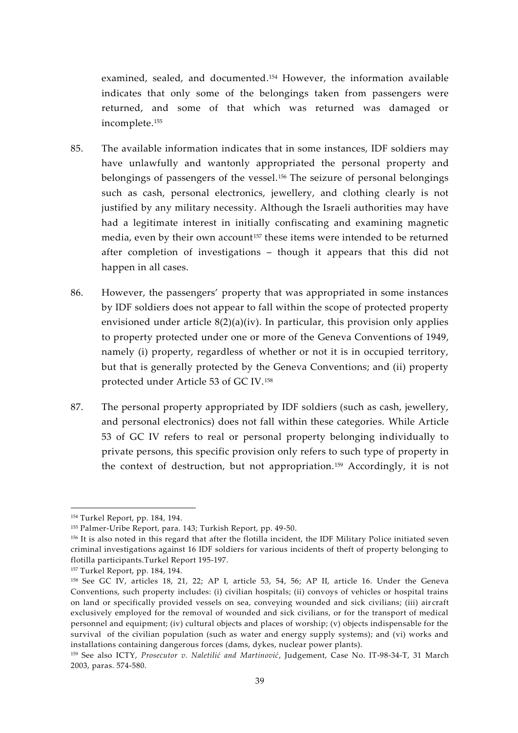examined, sealed, and documented.[154] However, the information available indicates that only some of the belongings taken from passengers were returned, and some of that which was returned was damaged or incomplete.[155]

85. The available information indicates that in some instances, IDF soldiers may have unlawfully and wantonly appropriated the personal property and belongings of passengers of the vessel.[156] The seizure of personal belongings such as cash, personal electronics, jewellery, and clothing clearly is not justified by any military necessity. Although the Israeli authorities may have had a legitimate interest in initially confiscating and examining magnetic media, even by their own account[157] these items were intended to be returned after completion of investigations – though it appears that this did not happen in all cases.

86. However, the passengers' property that was appropriated in some instances by IDF soldiers does not appear to fall within the scope of protected property envisioned under article 8(2)(a)(iv). In particular, this provision only applies to property protected under one or more of the Geneva Conventions of 1949, namely (i) property, regardless of whether or not it is in occupied territory, but that is generally protected by the Geneva Conventions; and (ii) property protected under Article 53 of GC IV.[158]

87. The personal property appropriated by IDF soldiers (such as cash, jewellery, and personal electronics) does not fall within these categories. While Article 53 of GC IV refers to real or personal property belonging individually to private persons, this specific provision only refers to such type of property in the context of destruction, but not appropriation.[159] Accordingly, it is not

---

[154] Turkel Report, pp. 184, 194.

[155] Palmer-Uribe Report, para. 143; Turkish Report, pp. 49-50.

[156] It is also noted in this regard that after the flotilla incident, the IDF Military Police initiated seven criminal investigations against 16 IDF soldiers for various incidents of theft of property belonging to flotilla participants.Turkel Report 195-197.

[157] Turkel Report, pp. 184, 194.

[158] See GC IV, articles 18, 21, 22; AP I, article 53, 54, 56; AP II, article 16. Under the Geneva Conventions, such property includes: (i) civilian hospitals; (ii) convoys of vehicles or hospital trains on land or specifically provided vessels on sea, conveying wounded and sick civilians; (iii) aircraft exclusively employed for the removal of wounded and sick civilians, or for the transport of medical personnel and equipment; (iv) cultural objects and places of worship; (v) objects indispensable for the survival of the civilian population (such as water and energy supply systems); and (vi) works and installations containing dangerous forces (dams, dykes, nuclear power plants).

[159] See also ICTY, *Prosecutor v. Naletilić and Martinović*, Judgement, Case No. IT-98-34-T, 31 March 2003, paras. 574-580.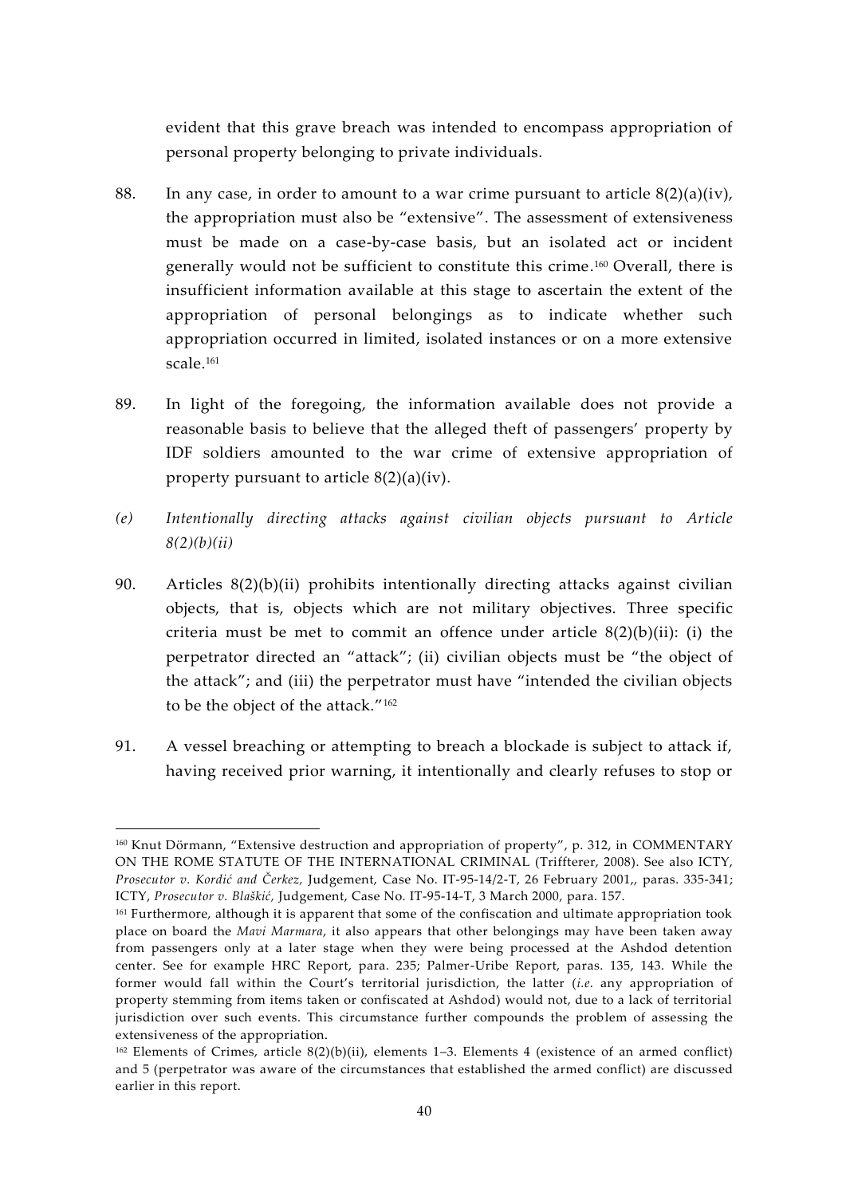evident that this grave breach was intended to encompass appropriation of personal property belonging to private individuals.

88. In any case, in order to amount to a war crime pursuant to article 8(2)(a)(iv), the appropriation must also be "extensive". The assessment of extensiveness must be made on a case-by-case basis, but an isolated act or incident generally would not be sufficient to constitute this crime.[160] Overall, there is insufficient information available at this stage to ascertain the extent of the appropriation of personal belongings as to indicate whether such appropriation occurred in limited, isolated instances or on a more extensive scale.[161]

89. In light of the foregoing, the information available does not provide a reasonable basis to believe that the alleged theft of passengers' property by IDF soldiers amounted to the war crime of extensive appropriation of property pursuant to article 8(2)(a)(iv).

*(e) Intentionally directing attacks against civilian objects pursuant to Article 8(2)(b)(ii)*

90. Articles 8(2)(b)(ii) prohibits intentionally directing attacks against civilian objects, that is, objects which are not military objectives. Three specific criteria must be met to commit an offence under article 8(2)(b)(ii): (i) the perpetrator directed an "attack"; (ii) civilian objects must be "the object of the attack"; and (iii) the perpetrator must have "intended the civilian objects to be the object of the attack."[162]

91. A vessel breaching or attempting to breach a blockade is subject to attack if, having received prior warning, it intentionally and clearly refuses to stop or

---

[160] Knut Dörmann, "Extensive destruction and appropriation of property", p. 312, in COMMENTARY ON THE ROME STATUTE OF THE INTERNATIONAL CRIMINAL (Triffterer, 2008). See also ICTY, *Prosecutor v. Kordić and Čerkez,* Judgement, Case No. IT-95-14/2-T, 26 February 2001,, paras. 335-341; ICTY, *Prosecutor v. Blaškić,* Judgement, Case No. IT-95-14-T, 3 March 2000, para. 157.

[161] Furthermore, although it is apparent that some of the confiscation and ultimate appropriation took place on board the *Mavi Marmara,* it also appears that other belongings may have been taken away from passengers only at a later stage when they were being processed at the Ashdod detention center. See for example HRC Report, para. 235; Palmer-Uribe Report, paras. 135, 143. While the former would fall within the Court's territorial jurisdiction, the latter (*i.e.* any appropriation of property stemming from items taken or confiscated at Ashdod) would not, due to a lack of territorial jurisdiction over such events. This circumstance further compounds the problem of assessing the extensiveness of the appropriation.

[162] Elements of Crimes, article 8(2)(b)(ii), elements 1–3. Elements 4 (existence of an armed conflict) and 5 (perpetrator was aware of the circumstances that established the armed conflict) are discussed earlier in this report.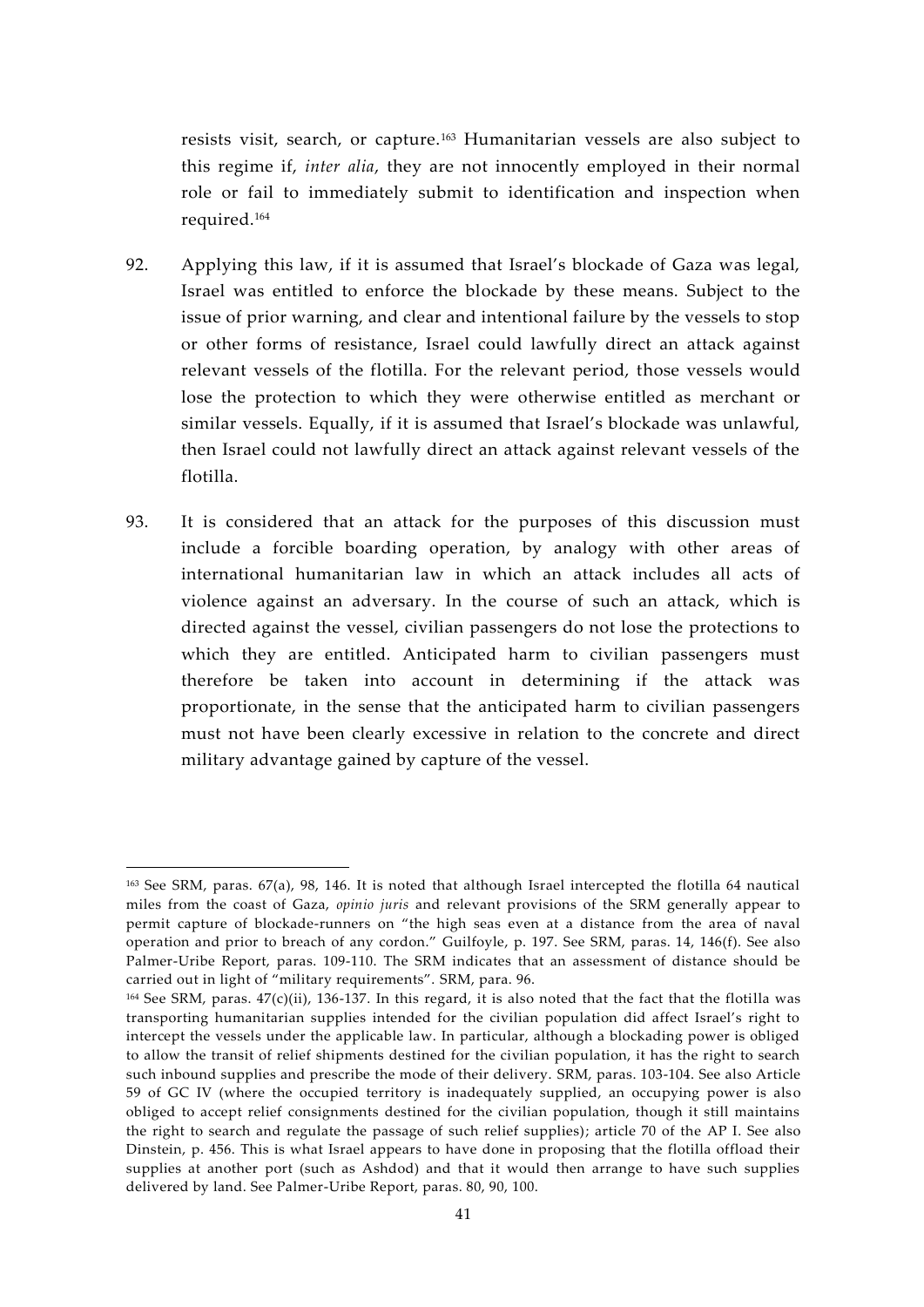resists visit, search, or capture.[163] Humanitarian vessels are also subject to this regime if, *inter alia*, they are not innocently employed in their normal role or fail to immediately submit to identification and inspection when required.[164]

92. Applying this law, if it is assumed that Israel's blockade of Gaza was legal, Israel was entitled to enforce the blockade by these means. Subject to the issue of prior warning, and clear and intentional failure by the vessels to stop or other forms of resistance, Israel could lawfully direct an attack against relevant vessels of the flotilla. For the relevant period, those vessels would lose the protection to which they were otherwise entitled as merchant or similar vessels. Equally, if it is assumed that Israel's blockade was unlawful, then Israel could not lawfully direct an attack against relevant vessels of the flotilla.

93. It is considered that an attack for the purposes of this discussion must include a forcible boarding operation, by analogy with other areas of international humanitarian law in which an attack includes all acts of violence against an adversary. In the course of such an attack, which is directed against the vessel, civilian passengers do not lose the protections to which they are entitled. Anticipated harm to civilian passengers must therefore be taken into account in determining if the attack was proportionate, in the sense that the anticipated harm to civilian passengers must not have been clearly excessive in relation to the concrete and direct military advantage gained by capture of the vessel.

---

[163] See SRM, paras. 67(a), 98, 146. It is noted that although Israel intercepted the flotilla 64 nautical miles from the coast of Gaza, *opinio juris* and relevant provisions of the SRM generally appear to permit capture of blockade-runners on "the high seas even at a distance from the area of naval operation and prior to breach of any cordon." Guilfoyle, p. 197. See SRM, paras. 14, 146(f). See also Palmer-Uribe Report, paras. 109-110. The SRM indicates that an assessment of distance should be carried out in light of "military requirements". SRM, para. 96.

[164] See SRM, paras. 47(c)(ii), 136-137. In this regard, it is also noted that the fact that the flotilla was transporting humanitarian supplies intended for the civilian population did affect Israel's right to intercept the vessels under the applicable law. In particular, although a blockading power is obliged to allow the transit of relief shipments destined for the civilian population, it has the right to search such inbound supplies and prescribe the mode of their delivery. SRM, paras. 103-104. See also Article 59 of GC IV (where the occupied territory is inadequately supplied, an occupying power is also obliged to accept relief consignments destined for the civilian population, though it still maintains the right to search and regulate the passage of such relief supplies); article 70 of the AP I. See also Dinstein, p. 456. This is what Israel appears to have done in proposing that the flotilla offload their supplies at another port (such as Ashdod) and that it would then arrange to have such supplies delivered by land. See Palmer-Uribe Report, paras. 80, 90, 100.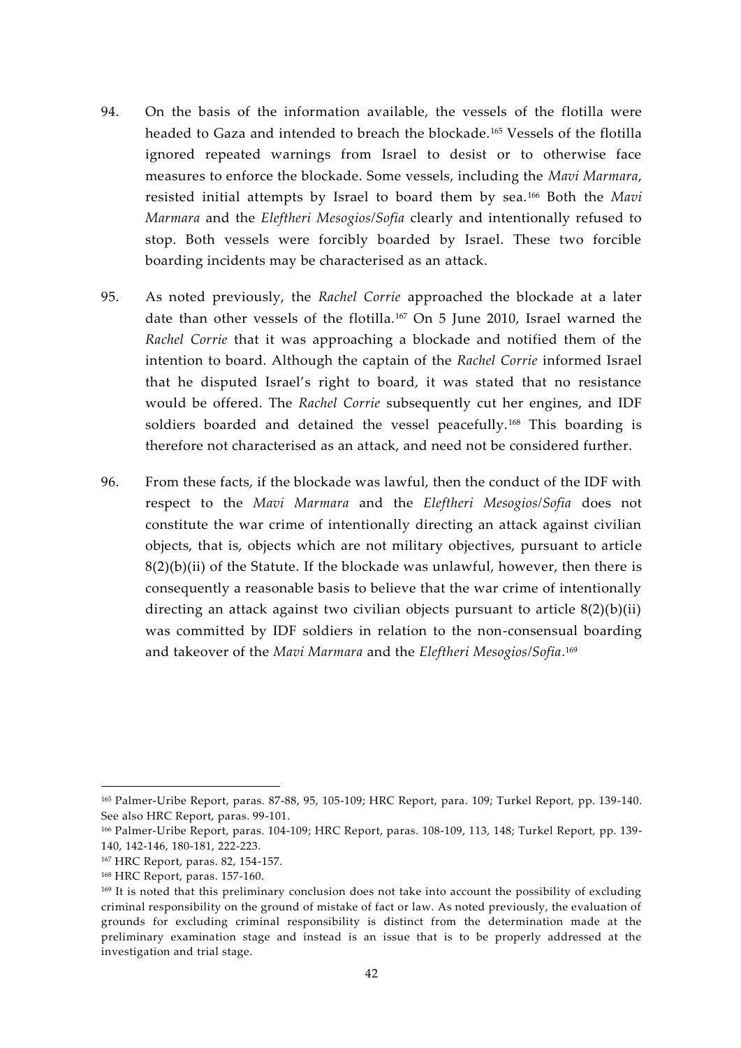94. On the basis of the information available, the vessels of the flotilla were headed to Gaza and intended to breach the blockade.[165] Vessels of the flotilla ignored repeated warnings from Israel to desist or to otherwise face measures to enforce the blockade. Some vessels, including the *Mavi Marmara*, resisted initial attempts by Israel to board them by sea.[166] Both the *Mavi Marmara* and the *Eleftheri Mesogios/Sofia* clearly and intentionally refused to stop. Both vessels were forcibly boarded by Israel. These two forcible boarding incidents may be characterised as an attack.

95. As noted previously, the *Rachel Corrie* approached the blockade at a later date than other vessels of the flotilla.[167] On 5 June 2010, Israel warned the *Rachel Corrie* that it was approaching a blockade and notified them of the intention to board. Although the captain of the *Rachel Corrie* informed Israel that he disputed Israel's right to board, it was stated that no resistance would be offered. The *Rachel Corrie* subsequently cut her engines, and IDF soldiers boarded and detained the vessel peacefully.[168] This boarding is therefore not characterised as an attack, and need not be considered further.

96. From these facts, if the blockade was lawful, then the conduct of the IDF with respect to the *Mavi Marmara* and the *Eleftheri Mesogios/Sofia* does not constitute the war crime of intentionally directing an attack against civilian objects, that is, objects which are not military objectives, pursuant to article 8(2)(b)(ii) of the Statute. If the blockade was unlawful, however, then there is consequently a reasonable basis to believe that the war crime of intentionally directing an attack against two civilian objects pursuant to article 8(2)(b)(ii) was committed by IDF soldiers in relation to the non-consensual boarding and takeover of the *Mavi Marmara* and the *Eleftheri Mesogios/Sofia*.[169]

---

[165] Palmer-Uribe Report, paras. 87-88, 95, 105-109; HRC Report, para. 109; Turkel Report, pp. 139-140. See also HRC Report, paras. 99-101.

[166] Palmer-Uribe Report, paras. 104-109; HRC Report, paras. 108-109, 113, 148; Turkel Report, pp. 139-140, 142-146, 180-181, 222-223.

[167] HRC Report, paras. 82, 154-157.

[168] HRC Report, paras. 157-160.

[169] It is noted that this preliminary conclusion does not take into account the possibility of excluding criminal responsibility on the ground of mistake of fact or law. As noted previously, the evaluation of grounds for excluding criminal responsibility is distinct from the determination made at the preliminary examination stage and instead is an issue that is to be properly addressed at the investigation and trial stage.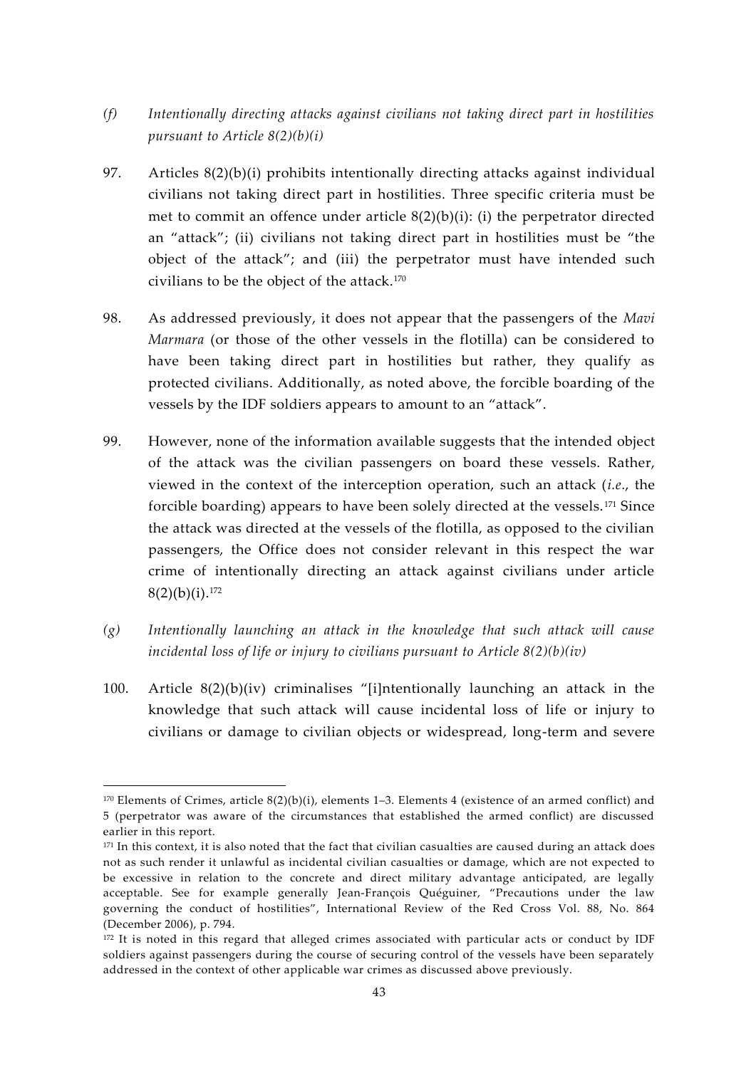*(f) Intentionally directing attacks against civilians not taking direct part in hostilities pursuant to Article 8(2)(b)(i)*

97. Articles 8(2)(b)(i) prohibits intentionally directing attacks against individual civilians not taking direct part in hostilities. Three specific criteria must be met to commit an offence under article 8(2)(b)(i): (i) the perpetrator directed an "attack"; (ii) civilians not taking direct part in hostilities must be "the object of the attack"; and (iii) the perpetrator must have intended such civilians to be the object of the attack.[170]

98. As addressed previously, it does not appear that the passengers of the *Mavi Marmara* (or those of the other vessels in the flotilla) can be considered to have been taking direct part in hostilities but rather, they qualify as protected civilians. Additionally, as noted above, the forcible boarding of the vessels by the IDF soldiers appears to amount to an "attack".

99. However, none of the information available suggests that the intended object of the attack was the civilian passengers on board these vessels. Rather, viewed in the context of the interception operation, such an attack (*i.e.*, the forcible boarding) appears to have been solely directed at the vessels.[171] Since the attack was directed at the vessels of the flotilla, as opposed to the civilian passengers, the Office does not consider relevant in this respect the war crime of intentionally directing an attack against civilians under article 8(2)(b)(i).[172]

*(g) Intentionally launching an attack in the knowledge that such attack will cause incidental loss of life or injury to civilians pursuant to Article 8(2)(b)(iv)*

100. Article 8(2)(b)(iv) criminalises "[i]ntentionally launching an attack in the knowledge that such attack will cause incidental loss of life or injury to civilians or damage to civilian objects or widespread, long-term and severe

---

[170] Elements of Crimes, article 8(2)(b)(i), elements 1–3. Elements 4 (existence of an armed conflict) and 5 (perpetrator was aware of the circumstances that established the armed conflict) are discussed earlier in this report.

[171] In this context, it is also noted that the fact that civilian casualties are caused during an attack does not as such render it unlawful as incidental civilian casualties or damage, which are not expected to be excessive in relation to the concrete and direct military advantage anticipated, are legally acceptable. See for example generally Jean-François Quéguiner, "Precautions under the law governing the conduct of hostilities", International Review of the Red Cross Vol. 88, No. 864 (December 2006), p. 794.

[172] It is noted in this regard that alleged crimes associated with particular acts or conduct by IDF soldiers against passengers during the course of securing control of the vessels have been separately addressed in the context of other applicable war crimes as discussed above previously.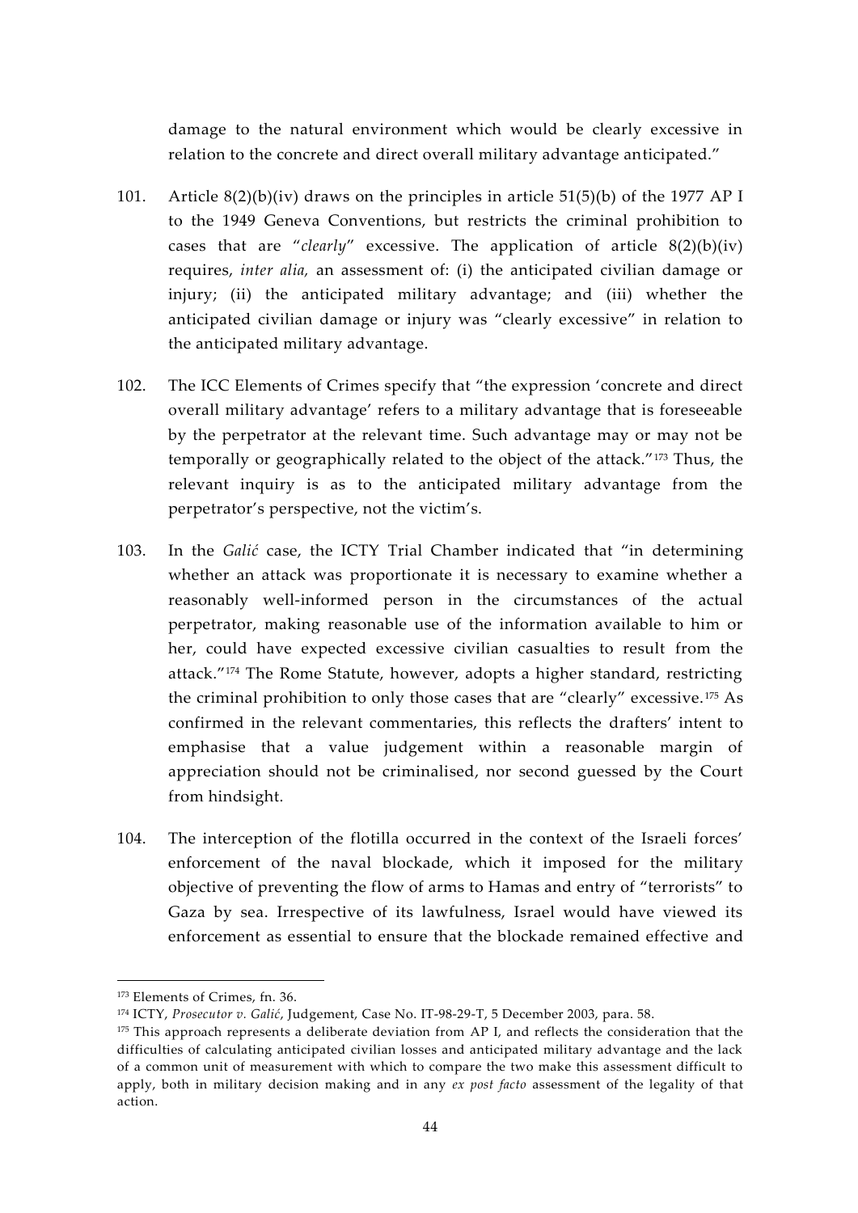damage to the natural environment which would be clearly excessive in relation to the concrete and direct overall military advantage anticipated."

101. Article 8(2)(b)(iv) draws on the principles in article 51(5)(b) of the 1977 AP I to the 1949 Geneva Conventions, but restricts the criminal prohibition to cases that are "*clearly*" excessive. The application of article 8(2)(b)(iv) requires, *inter alia,* an assessment of: (i) the anticipated civilian damage or injury; (ii) the anticipated military advantage; and (iii) whether the anticipated civilian damage or injury was "clearly excessive" in relation to the anticipated military advantage.

102. The ICC Elements of Crimes specify that "the expression 'concrete and direct overall military advantage' refers to a military advantage that is foreseeable by the perpetrator at the relevant time. Such advantage may or may not be temporally or geographically related to the object of the attack."[173] Thus, the relevant inquiry is as to the anticipated military advantage from the perpetrator's perspective, not the victim's.

103. In the *Galić* case, the ICTY Trial Chamber indicated that "in determining whether an attack was proportionate it is necessary to examine whether a reasonably well-informed person in the circumstances of the actual perpetrator, making reasonable use of the information available to him or her, could have expected excessive civilian casualties to result from the attack."[174] The Rome Statute, however, adopts a higher standard, restricting the criminal prohibition to only those cases that are "clearly" excessive.[175] As confirmed in the relevant commentaries, this reflects the drafters' intent to emphasise that a value judgement within a reasonable margin of appreciation should not be criminalised, nor second guessed by the Court from hindsight.

104. The interception of the flotilla occurred in the context of the Israeli forces' enforcement of the naval blockade, which it imposed for the military objective of preventing the flow of arms to Hamas and entry of "terrorists" to Gaza by sea. Irrespective of its lawfulness, Israel would have viewed its enforcement as essential to ensure that the blockade remained effective and

---

[173] Elements of Crimes, fn. 36.

[174] ICTY, *Prosecutor v. Galić*, Judgement, Case No. IT-98-29-T, 5 December 2003, para. 58.

[175] This approach represents a deliberate deviation from AP I, and reflects the consideration that the difficulties of calculating anticipated civilian losses and anticipated military advantage and the lack of a common unit of measurement with which to compare the two make this assessment difficult to apply, both in military decision making and in any *ex post facto* assessment of the legality of that action.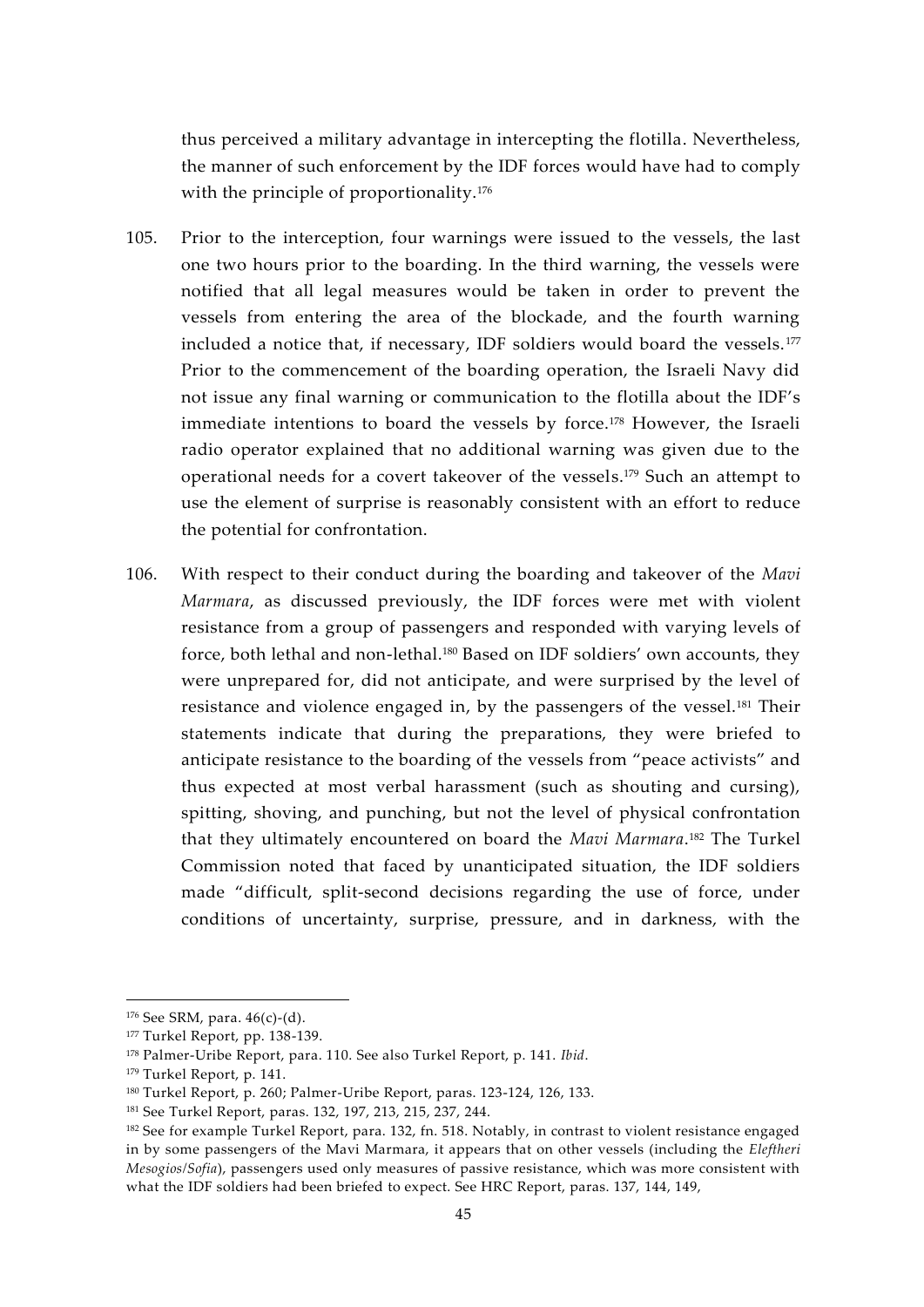thus perceived a military advantage in intercepting the flotilla. Nevertheless, the manner of such enforcement by the IDF forces would have had to comply with the principle of proportionality.[176]

105. Prior to the interception, four warnings were issued to the vessels, the last one two hours prior to the boarding. In the third warning, the vessels were notified that all legal measures would be taken in order to prevent the vessels from entering the area of the blockade, and the fourth warning included a notice that, if necessary, IDF soldiers would board the vessels.[177] Prior to the commencement of the boarding operation, the Israeli Navy did not issue any final warning or communication to the flotilla about the IDF's immediate intentions to board the vessels by force.[178] However, the Israeli radio operator explained that no additional warning was given due to the operational needs for a covert takeover of the vessels.[179] Such an attempt to use the element of surprise is reasonably consistent with an effort to reduce the potential for confrontation.

106. With respect to their conduct during the boarding and takeover of the *Mavi Marmara*, as discussed previously, the IDF forces were met with violent resistance from a group of passengers and responded with varying levels of force, both lethal and non-lethal.[180] Based on IDF soldiers' own accounts, they were unprepared for, did not anticipate, and were surprised by the level of resistance and violence engaged in, by the passengers of the vessel.[181] Their statements indicate that during the preparations, they were briefed to anticipate resistance to the boarding of the vessels from "peace activists" and thus expected at most verbal harassment (such as shouting and cursing), spitting, shoving, and punching, but not the level of physical confrontation that they ultimately encountered on board the *Mavi Marmara*.[182] The Turkel Commission noted that faced by unanticipated situation, the IDF soldiers made "difficult, split-second decisions regarding the use of force, under conditions of uncertainty, surprise, pressure, and in darkness, with the

---

[176] See SRM, para. 46(c)-(d).

[177] Turkel Report, pp. 138-139.

[178] Palmer-Uribe Report, para. 110. See also Turkel Report, p. 141. *Ibid*.

[179] Turkel Report, p. 141.

[180] Turkel Report, p. 260; Palmer-Uribe Report, paras. 123-124, 126, 133.

[181] See Turkel Report, paras. 132, 197, 213, 215, 237, 244.

[182] See for example Turkel Report, para. 132, fn. 518. Notably, in contrast to violent resistance engaged in by some passengers of the Mavi Marmara, it appears that on other vessels (including the *Eleftheri Mesogios/Sofia*), passengers used only measures of passive resistance, which was more consistent with what the IDF soldiers had been briefed to expect. See HRC Report, paras. 137, 144, 149,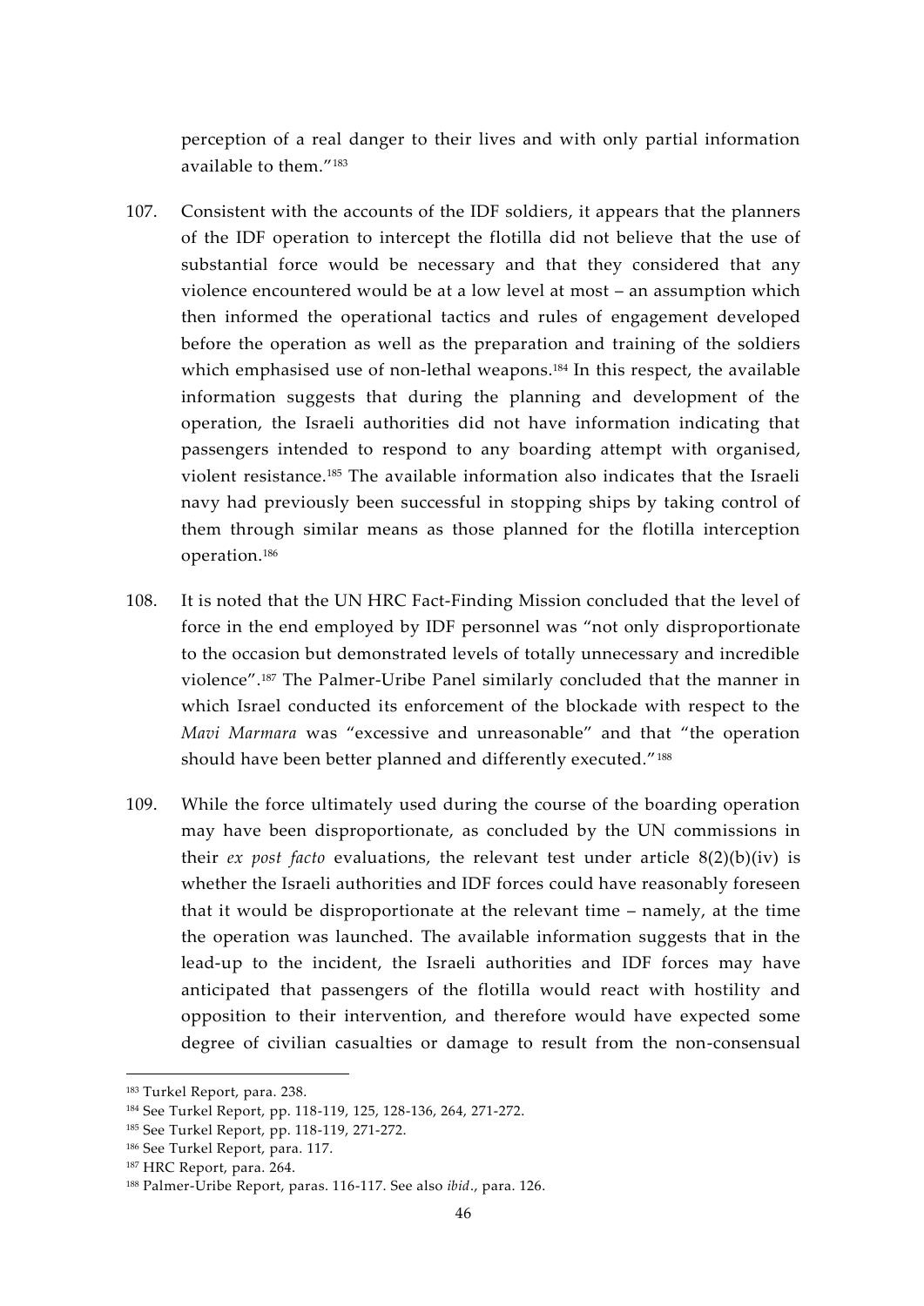perception of a real danger to their lives and with only partial information available to them."[183]

107. Consistent with the accounts of the IDF soldiers, it appears that the planners of the IDF operation to intercept the flotilla did not believe that the use of substantial force would be necessary and that they considered that any violence encountered would be at a low level at most – an assumption which then informed the operational tactics and rules of engagement developed before the operation as well as the preparation and training of the soldiers which emphasised use of non-lethal weapons.[184] In this respect, the available information suggests that during the planning and development of the operation, the Israeli authorities did not have information indicating that passengers intended to respond to any boarding attempt with organised, violent resistance.[185] The available information also indicates that the Israeli navy had previously been successful in stopping ships by taking control of them through similar means as those planned for the flotilla interception operation.[186]

108. It is noted that the UN HRC Fact-Finding Mission concluded that the level of force in the end employed by IDF personnel was "not only disproportionate to the occasion but demonstrated levels of totally unnecessary and incredible violence".[187] The Palmer-Uribe Panel similarly concluded that the manner in which Israel conducted its enforcement of the blockade with respect to the *Mavi Marmara* was "excessive and unreasonable" and that "the operation should have been better planned and differently executed."[188]

109. While the force ultimately used during the course of the boarding operation may have been disproportionate, as concluded by the UN commissions in their *ex post facto* evaluations, the relevant test under article 8(2)(b)(iv) is whether the Israeli authorities and IDF forces could have reasonably foreseen that it would be disproportionate at the relevant time – namely, at the time the operation was launched. The available information suggests that in the lead-up to the incident, the Israeli authorities and IDF forces may have anticipated that passengers of the flotilla would react with hostility and opposition to their intervention, and therefore would have expected some degree of civilian casualties or damage to result from the non-consensual

---

[183] Turkel Report, para. 238.

[184] See Turkel Report, pp. 118-119, 125, 128-136, 264, 271-272.

[185] See Turkel Report, pp. 118-119, 271-272.

[186] See Turkel Report, para. 117.

[187] HRC Report, para. 264.

[188] Palmer-Uribe Report, paras. 116-117. See also *ibid*., para. 126.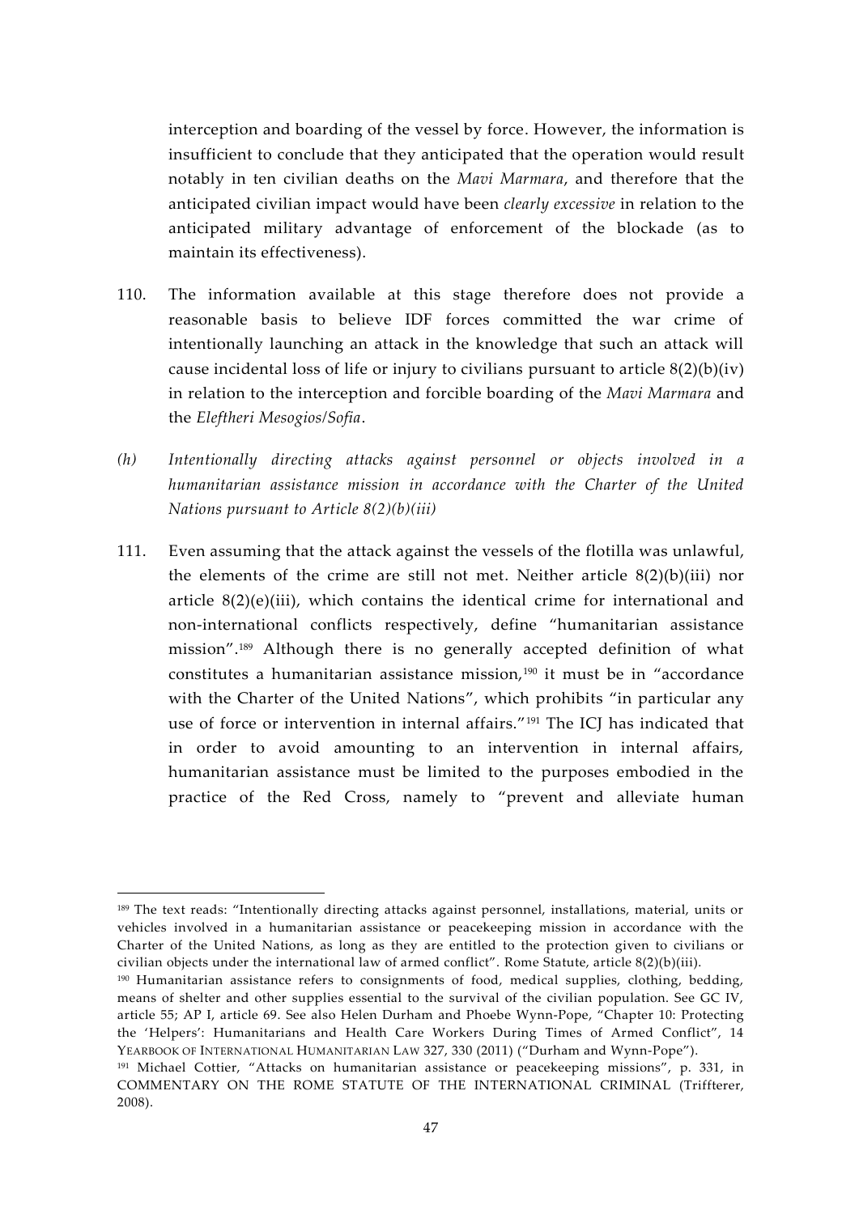interception and boarding of the vessel by force. However, the information is insufficient to conclude that they anticipated that the operation would result notably in ten civilian deaths on the *Mavi Marmara*, and therefore that the anticipated civilian impact would have been *clearly excessive* in relation to the anticipated military advantage of enforcement of the blockade (as to maintain its effectiveness).

110. The information available at this stage therefore does not provide a reasonable basis to believe IDF forces committed the war crime of intentionally launching an attack in the knowledge that such an attack will cause incidental loss of life or injury to civilians pursuant to article 8(2)(b)(iv) in relation to the interception and forcible boarding of the *Mavi Marmara* and the *Eleftheri Mesogios/Sofia*.

*(h) Intentionally directing attacks against personnel or objects involved in a humanitarian assistance mission in accordance with the Charter of the United Nations pursuant to Article 8(2)(b)(iii)*

111. Even assuming that the attack against the vessels of the flotilla was unlawful, the elements of the crime are still not met. Neither article 8(2)(b)(iii) nor article 8(2)(e)(iii), which contains the identical crime for international and non-international conflicts respectively, define "humanitarian assistance mission".[189] Although there is no generally accepted definition of what constitutes a humanitarian assistance mission,[190] it must be in "accordance with the Charter of the United Nations", which prohibits "in particular any use of force or intervention in internal affairs."[191] The ICJ has indicated that in order to avoid amounting to an intervention in internal affairs, humanitarian assistance must be limited to the purposes embodied in the practice of the Red Cross, namely to "prevent and alleviate human

---

[189] The text reads: "Intentionally directing attacks against personnel, installations, material, units or vehicles involved in a humanitarian assistance or peacekeeping mission in accordance with the Charter of the United Nations, as long as they are entitled to the protection given to civilians or civilian objects under the international law of armed conflict". Rome Statute, article 8(2)(b)(iii).

[190] Humanitarian assistance refers to consignments of food, medical supplies, clothing, bedding, means of shelter and other supplies essential to the survival of the civilian population. See GC IV, article 55; AP I, article 69. See also Helen Durham and Phoebe Wynn-Pope, "Chapter 10: Protecting the 'Helpers': Humanitarians and Health Care Workers During Times of Armed Conflict", 14 YEARBOOK OF INTERNATIONAL HUMANITARIAN LAW 327, 330 (2011) ("Durham and Wynn-Pope").

[191] Michael Cottier, "Attacks on humanitarian assistance or peacekeeping missions", p. 331, in COMMENTARY ON THE ROME STATUTE OF THE INTERNATIONAL CRIMINAL (Triffterer, 2008).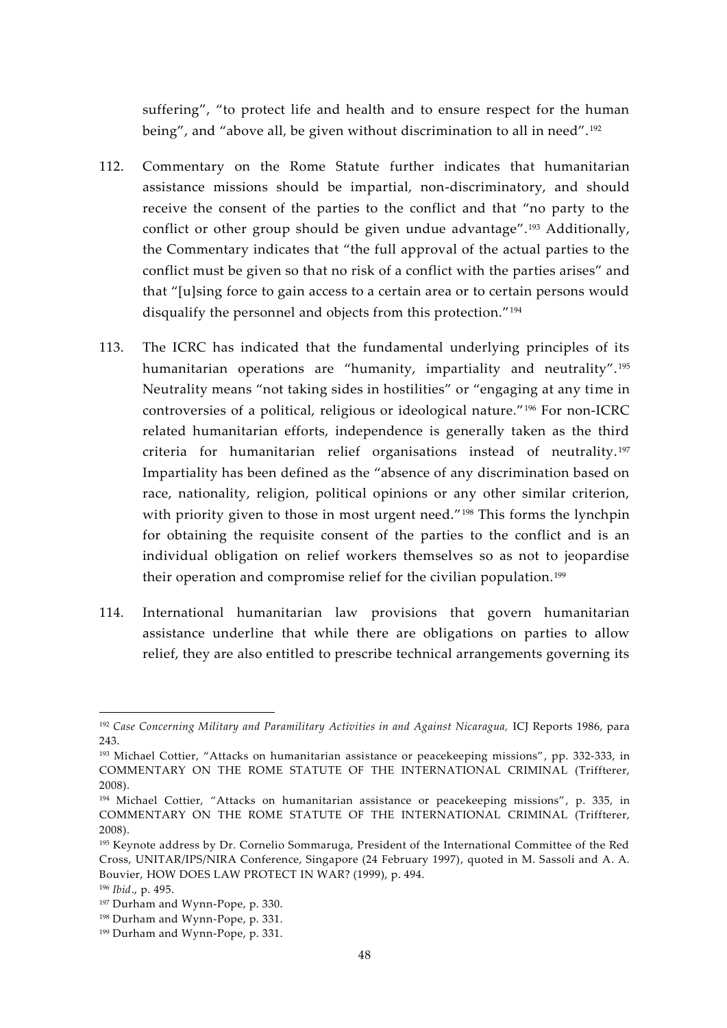suffering", "to protect life and health and to ensure respect for the human being", and "above all, be given without discrimination to all in need".[192]

112. Commentary on the Rome Statute further indicates that humanitarian assistance missions should be impartial, non-discriminatory, and should receive the consent of the parties to the conflict and that "no party to the conflict or other group should be given undue advantage".[193] Additionally, the Commentary indicates that "the full approval of the actual parties to the conflict must be given so that no risk of a conflict with the parties arises" and that "[u]sing force to gain access to a certain area or to certain persons would disqualify the personnel and objects from this protection."[194]

113. The ICRC has indicated that the fundamental underlying principles of its humanitarian operations are "humanity, impartiality and neutrality".[195] Neutrality means "not taking sides in hostilities" or "engaging at any time in controversies of a political, religious or ideological nature."[196] For non-ICRC related humanitarian efforts, independence is generally taken as the third criteria for humanitarian relief organisations instead of neutrality.[197] Impartiality has been defined as the "absence of any discrimination based on race, nationality, religion, political opinions or any other similar criterion, with priority given to those in most urgent need."[198] This forms the lynchpin for obtaining the requisite consent of the parties to the conflict and is an individual obligation on relief workers themselves so as not to jeopardise their operation and compromise relief for the civilian population.[199]

114. International humanitarian law provisions that govern humanitarian assistance underline that while there are obligations on parties to allow relief, they are also entitled to prescribe technical arrangements governing its

---

[192] *Case Concerning Military and Paramilitary Activities in and Against Nicaragua,* ICJ Reports 1986, para 243.

[193] Michael Cottier, "Attacks on humanitarian assistance or peacekeeping missions", pp. 332-333, in COMMENTARY ON THE ROME STATUTE OF THE INTERNATIONAL CRIMINAL (Triffterer, 2008).

[194] Michael Cottier, "Attacks on humanitarian assistance or peacekeeping missions", p. 335, in COMMENTARY ON THE ROME STATUTE OF THE INTERNATIONAL CRIMINAL (Triffterer, 2008).

[195] Keynote address by Dr. Cornelio Sommaruga, President of the International Committee of the Red Cross, UNITAR/IPS/NIRA Conference, Singapore (24 February 1997), quoted in M. Sassoli and A. A. Bouvier, HOW DOES LAW PROTECT IN WAR? (1999), p. 494.

[196] *Ibid*., p. 495.

[197] Durham and Wynn-Pope, p. 330.

[198] Durham and Wynn-Pope, p. 331.

[199] Durham and Wynn-Pope, p. 331.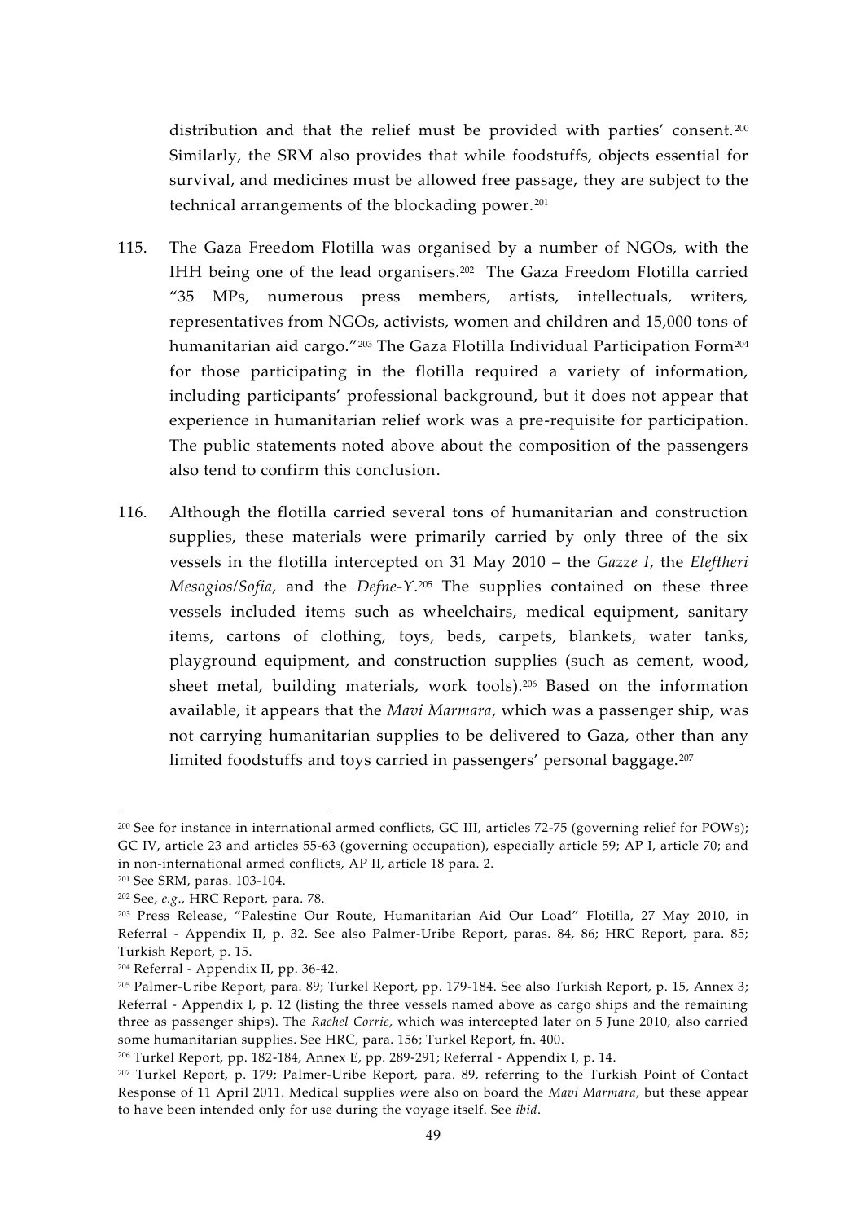distribution and that the relief must be provided with parties' consent.[200] Similarly, the SRM also provides that while foodstuffs, objects essential for survival, and medicines must be allowed free passage, they are subject to the technical arrangements of the blockading power.[201]

115. The Gaza Freedom Flotilla was organised by a number of NGOs, with the IHH being one of the lead organisers.[202] The Gaza Freedom Flotilla carried "35 MPs, numerous press members, artists, intellectuals, writers, representatives from NGOs, activists, women and children and 15,000 tons of humanitarian aid cargo."[203] The Gaza Flotilla Individual Participation Form[204] for those participating in the flotilla required a variety of information, including participants' professional background, but it does not appear that experience in humanitarian relief work was a pre-requisite for participation. The public statements noted above about the composition of the passengers also tend to confirm this conclusion.

116. Although the flotilla carried several tons of humanitarian and construction supplies, these materials were primarily carried by only three of the six vessels in the flotilla intercepted on 31 May 2010 – the *Gazze I*, the *Eleftheri Mesogios/Sofia*, and the *Defne-Y*.[205] The supplies contained on these three vessels included items such as wheelchairs, medical equipment, sanitary items, cartons of clothing, toys, beds, carpets, blankets, water tanks, playground equipment, and construction supplies (such as cement, wood, sheet metal, building materials, work tools).[206] Based on the information available, it appears that the *Mavi Marmara*, which was a passenger ship, was not carrying humanitarian supplies to be delivered to Gaza, other than any limited foodstuffs and toys carried in passengers' personal baggage.[207]

---

[200] See for instance in international armed conflicts, GC III, articles 72-75 (governing relief for POWs); GC IV, article 23 and articles 55-63 (governing occupation), especially article 59; AP I, article 70; and in non-international armed conflicts, AP II, article 18 para. 2.

[201] See SRM, paras. 103-104.

[202] See, *e.g.*, HRC Report, para. 78.

[203] Press Release, "Palestine Our Route, Humanitarian Aid Our Load" Flotilla, 27 May 2010, in Referral - Appendix II, p. 32. See also Palmer-Uribe Report, paras. 84, 86; HRC Report, para. 85; Turkish Report, p. 15.

[204] Referral - Appendix II, pp. 36-42.

[205] Palmer-Uribe Report, para. 89; Turkel Report, pp. 179-184. See also Turkish Report, p. 15, Annex 3; Referral - Appendix I, p. 12 (listing the three vessels named above as cargo ships and the remaining three as passenger ships). The *Rachel Corrie*, which was intercepted later on 5 June 2010, also carried some humanitarian supplies. See HRC, para. 156; Turkel Report, fn. 400.

[206] Turkel Report, pp. 182-184, Annex E, pp. 289-291; Referral - Appendix I, p. 14.

[207] Turkel Report, p. 179; Palmer-Uribe Report, para. 89, referring to the Turkish Point of Contact Response of 11 April 2011. Medical supplies were also on board the *Mavi Marmara*, but these appear to have been intended only for use during the voyage itself. See *ibid*.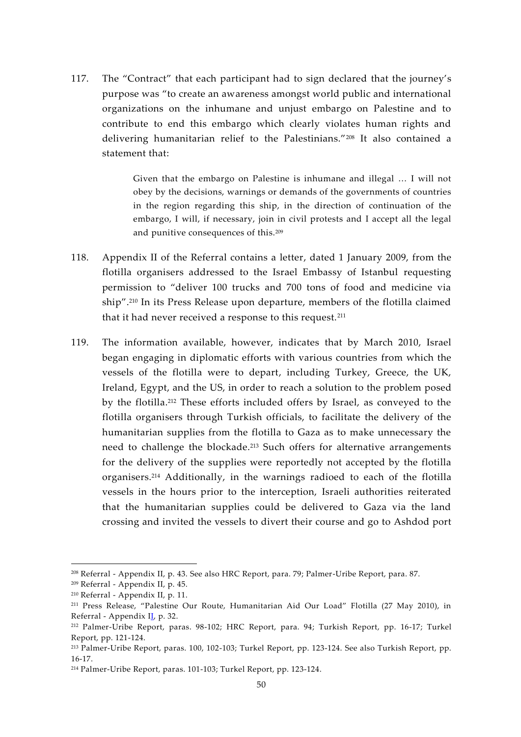117. The "Contract" that each participant had to sign declared that the journey's purpose was "to create an awareness amongst world public and international organizations on the inhumane and unjust embargo on Palestine and to contribute to end this embargo which clearly violates human rights and delivering humanitarian relief to the Palestinians."[208] It also contained a statement that:

> Given that the embargo on Palestine is inhumane and illegal … I will not obey by the decisions, warnings or demands of the governments of countries in the region regarding this ship, in the direction of continuation of the embargo, I will, if necessary, join in civil protests and I accept all the legal and punitive consequences of this.[209]

118. Appendix II of the Referral contains a letter, dated 1 January 2009, from the flotilla organisers addressed to the Israel Embassy of Istanbul requesting permission to "deliver 100 trucks and 700 tons of food and medicine via ship".[210] In its Press Release upon departure, members of the flotilla claimed that it had never received a response to this request.[211]

119. The information available, however, indicates that by March 2010, Israel began engaging in diplomatic efforts with various countries from which the vessels of the flotilla were to depart, including Turkey, Greece, the UK, Ireland, Egypt, and the US, in order to reach a solution to the problem posed by the flotilla.[212] These efforts included offers by Israel, as conveyed to the flotilla organisers through Turkish officials, to facilitate the delivery of the humanitarian supplies from the flotilla to Gaza as to make unnecessary the need to challenge the blockade.[213] Such offers for alternative arrangements for the delivery of the supplies were reportedly not accepted by the flotilla organisers.[214] Additionally, in the warnings radioed to each of the flotilla vessels in the hours prior to the interception, Israeli authorities reiterated that the humanitarian supplies could be delivered to Gaza via the land crossing and invited the vessels to divert their course and go to Ashdod port

---

[208] Referral - Appendix II, p. 43. See also HRC Report, para. 79; Palmer-Uribe Report, para. 87.

[209] Referral - Appendix II, p. 45.

[210] Referral - Appendix II, p. 11.

[211] Press Release, "Palestine Our Route, Humanitarian Aid Our Load" Flotilla (27 May 2010), in Referral - Appendix II, p. 32.

[212] Palmer-Uribe Report, paras. 98-102; HRC Report, para. 94; Turkish Report, pp. 16-17; Turkel Report, pp. 121-124.

[213] Palmer-Uribe Report, paras. 100, 102-103; Turkel Report, pp. 123-124. See also Turkish Report, pp. 16-17.

[214] Palmer-Uribe Report, paras. 101-103; Turkel Report, pp. 123-124.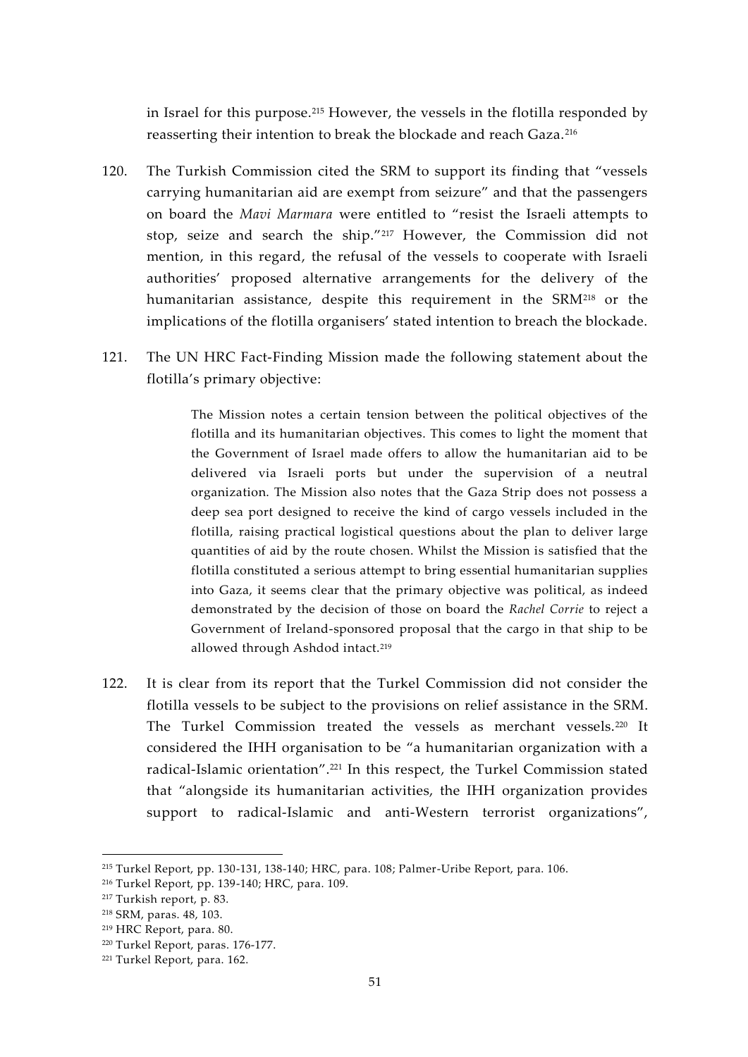in Israel for this purpose.[215] However, the vessels in the flotilla responded by reasserting their intention to break the blockade and reach Gaza.[216]

120. The Turkish Commission cited the SRM to support its finding that "vessels carrying humanitarian aid are exempt from seizure" and that the passengers on board the *Mavi Marmara* were entitled to "resist the Israeli attempts to stop, seize and search the ship."[217] However, the Commission did not mention, in this regard, the refusal of the vessels to cooperate with Israeli authorities' proposed alternative arrangements for the delivery of the humanitarian assistance, despite this requirement in the SRM[218] or the implications of the flotilla organisers' stated intention to breach the blockade.

121. The UN HRC Fact-Finding Mission made the following statement about the flotilla's primary objective:

> The Mission notes a certain tension between the political objectives of the flotilla and its humanitarian objectives. This comes to light the moment that the Government of Israel made offers to allow the humanitarian aid to be delivered via Israeli ports but under the supervision of a neutral organization. The Mission also notes that the Gaza Strip does not possess a deep sea port designed to receive the kind of cargo vessels included in the flotilla, raising practical logistical questions about the plan to deliver large quantities of aid by the route chosen. Whilst the Mission is satisfied that the flotilla constituted a serious attempt to bring essential humanitarian supplies into Gaza, it seems clear that the primary objective was political, as indeed demonstrated by the decision of those on board the *Rachel Corrie* to reject a Government of Ireland-sponsored proposal that the cargo in that ship to be allowed through Ashdod intact.[219]

122. It is clear from its report that the Turkel Commission did not consider the flotilla vessels to be subject to the provisions on relief assistance in the SRM. The Turkel Commission treated the vessels as merchant vessels.[220] It considered the IHH organisation to be "a humanitarian organization with a radical-Islamic orientation".[221] In this respect, the Turkel Commission stated that "alongside its humanitarian activities, the IHH organization provides support to radical-Islamic and anti-Western terrorist organizations",

---

[215] Turkel Report, pp. 130-131, 138-140; HRC, para. 108; Palmer-Uribe Report, para. 106.

[216] Turkel Report, pp. 139-140; HRC, para. 109.

[217] Turkish report, p. 83.

[218] SRM, paras. 48, 103.

[219] HRC Report, para. 80.

[220] Turkel Report, paras. 176-177.

[221] Turkel Report, para. 162.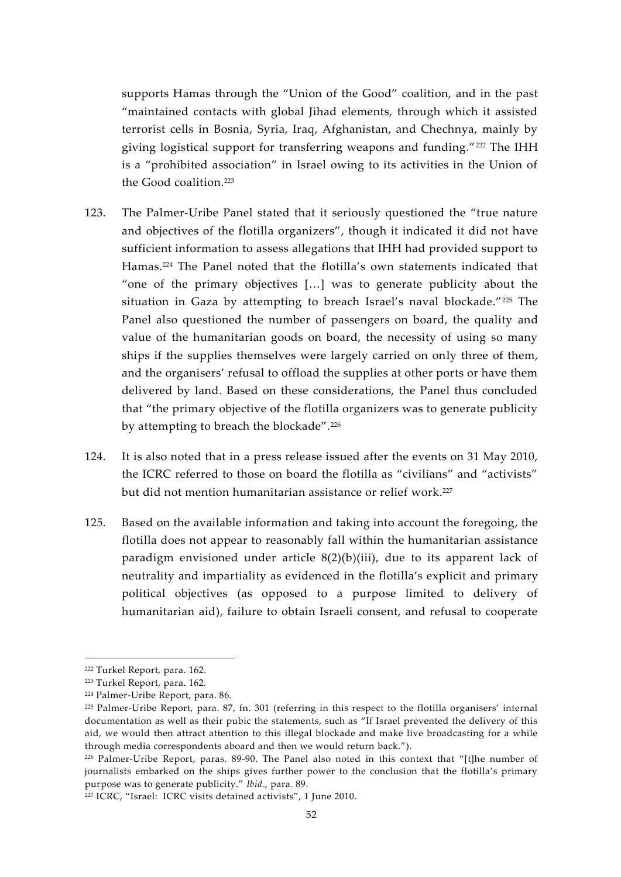supports Hamas through the "Union of the Good" coalition, and in the past "maintained contacts with global Jihad elements, through which it assisted terrorist cells in Bosnia, Syria, Iraq, Afghanistan, and Chechnya, mainly by giving logistical support for transferring weapons and funding."[222] The IHH is a "prohibited association" in Israel owing to its activities in the Union of the Good coalition.[223]

123. The Palmer-Uribe Panel stated that it seriously questioned the "true nature and objectives of the flotilla organizers", though it indicated it did not have sufficient information to assess allegations that IHH had provided support to Hamas.[224] The Panel noted that the flotilla's own statements indicated that "one of the primary objectives […] was to generate publicity about the situation in Gaza by attempting to breach Israel's naval blockade."[225] The Panel also questioned the number of passengers on board, the quality and value of the humanitarian goods on board, the necessity of using so many ships if the supplies themselves were largely carried on only three of them, and the organisers' refusal to offload the supplies at other ports or have them delivered by land. Based on these considerations, the Panel thus concluded that "the primary objective of the flotilla organizers was to generate publicity by attempting to breach the blockade".[226]

124. It is also noted that in a press release issued after the events on 31 May 2010, the ICRC referred to those on board the flotilla as "civilians" and "activists" but did not mention humanitarian assistance or relief work.[227]

125. Based on the available information and taking into account the foregoing, the flotilla does not appear to reasonably fall within the humanitarian assistance paradigm envisioned under article 8(2)(b)(iii), due to its apparent lack of neutrality and impartiality as evidenced in the flotilla's explicit and primary political objectives (as opposed to a purpose limited to delivery of humanitarian aid), failure to obtain Israeli consent, and refusal to cooperate

---

[222] Turkel Report, para. 162.

[223] Turkel Report, para. 162.

[224] Palmer-Uribe Report, para. 86.

[225] Palmer-Uribe Report, para. 87, fn. 301 (referring in this respect to the flotilla organisers' internal documentation as well as their pubic the statements, such as "If Israel prevented the delivery of this aid, we would then attract attention to this illegal blockade and make live broadcasting for a while through media correspondents aboard and then we would return back.").

[226] Palmer-Uribe Report, paras. 89-90. The Panel also noted in this context that "[t]he number of journalists embarked on the ships gives further power to the conclusion that the flotilla's primary purpose was to generate publicity." *Ibid*., para. 89.

[227] ICRC, "Israel: ICRC visits detained activists", 1 June 2010.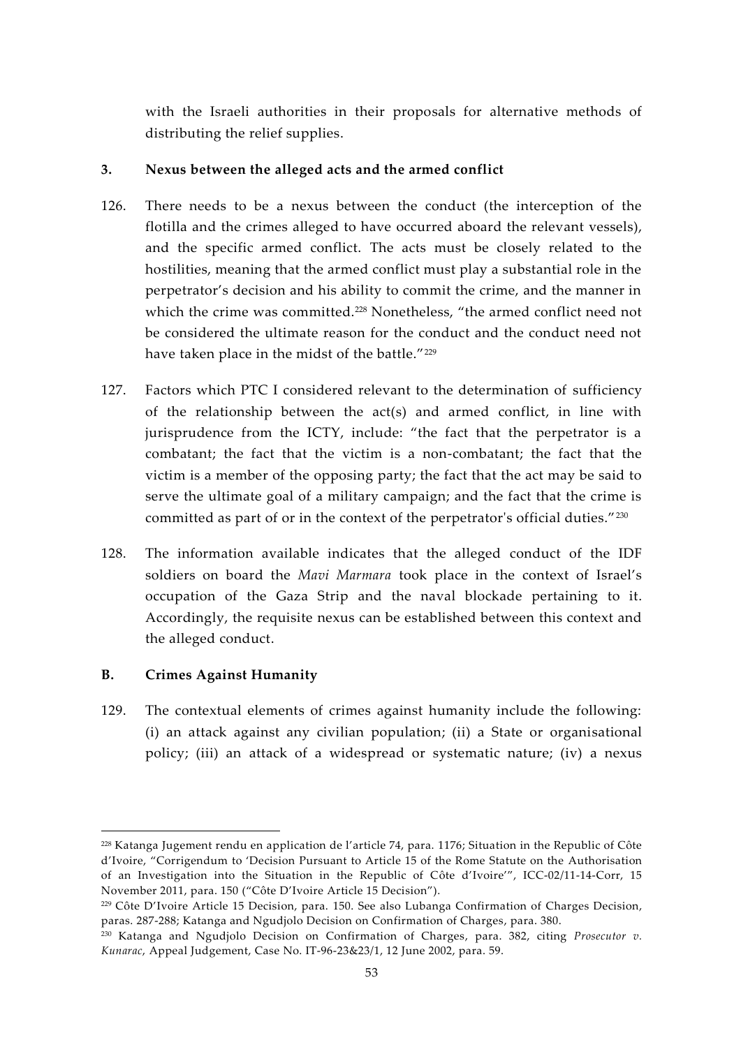with the Israeli authorities in their proposals for alternative methods of distributing the relief supplies.

### 3. Nexus between the alleged acts and the armed conflict

126. There needs to be a nexus between the conduct (the interception of the flotilla and the crimes alleged to have occurred aboard the relevant vessels), and the specific armed conflict. The acts must be closely related to the hostilities, meaning that the armed conflict must play a substantial role in the perpetrator's decision and his ability to commit the crime, and the manner in which the crime was committed.[228] Nonetheless, "the armed conflict need not be considered the ultimate reason for the conduct and the conduct need not have taken place in the midst of the battle."[229]

127. Factors which PTC I considered relevant to the determination of sufficiency of the relationship between the act(s) and armed conflict, in line with jurisprudence from the ICTY, include: "the fact that the perpetrator is a combatant; the fact that the victim is a non-combatant; the fact that the victim is a member of the opposing party; the fact that the act may be said to serve the ultimate goal of a military campaign; and the fact that the crime is committed as part of or in the context of the perpetrator's official duties."[230]

128. The information available indicates that the alleged conduct of the IDF soldiers on board the *Mavi Marmara* took place in the context of Israel's occupation of the Gaza Strip and the naval blockade pertaining to it. Accordingly, the requisite nexus can be established between this context and the alleged conduct.

## B. Crimes Against Humanity

129. The contextual elements of crimes against humanity include the following: (i) an attack against any civilian population; (ii) a State or organisational policy; (iii) an attack of a widespread or systematic nature; (iv) a nexus

---

[228] Katanga Jugement rendu en application de l'article 74, para. 1176; Situation in the Republic of Côte d'Ivoire, "Corrigendum to 'Decision Pursuant to Article 15 of the Rome Statute on the Authorisation of an Investigation into the Situation in the Republic of Côte d'Ivoire'", ICC-02/11-14-Corr, 15 November 2011, para. 150 ("Côte D'Ivoire Article 15 Decision").

[229] Côte D'Ivoire Article 15 Decision, para. 150. See also Lubanga Confirmation of Charges Decision, paras. 287-288; Katanga and Ngudjolo Decision on Confirmation of Charges, para. 380.

[230] Katanga and Ngudjolo Decision on Confirmation of Charges, para. 382, citing *Prosecutor v. Kunarac*, Appeal Judgement, Case No. IT-96-23&23/1, 12 June 2002, para. 59.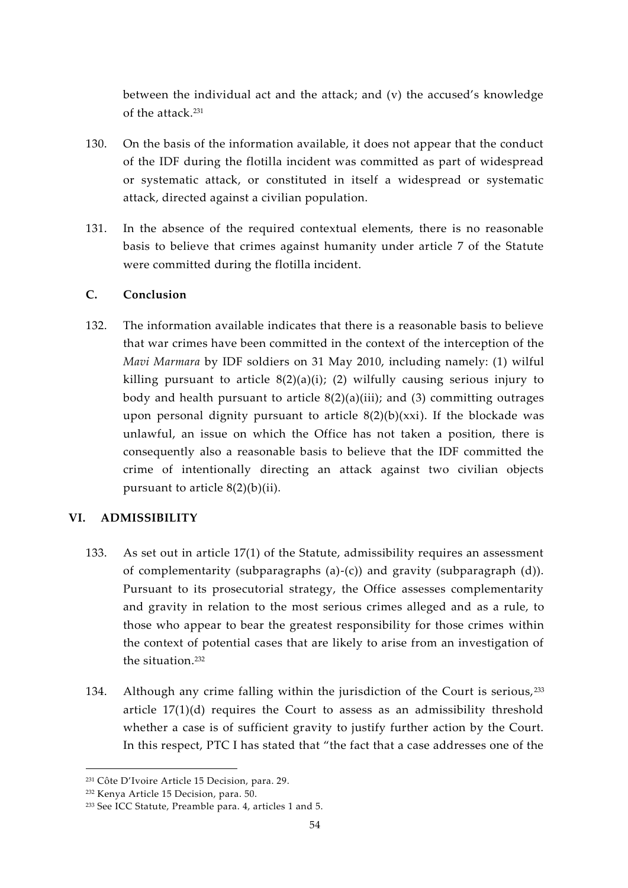between the individual act and the attack; and (v) the accused's knowledge of the attack.[231]

130. On the basis of the information available, it does not appear that the conduct of the IDF during the flotilla incident was committed as part of widespread or systematic attack, or constituted in itself a widespread or systematic attack, directed against a civilian population.

131. In the absence of the required contextual elements, there is no reasonable basis to believe that crimes against humanity under article 7 of the Statute were committed during the flotilla incident.

### C. Conclusion

132. The information available indicates that there is a reasonable basis to believe that war crimes have been committed in the context of the interception of the *Mavi Marmara* by IDF soldiers on 31 May 2010, including namely: (1) wilful killing pursuant to article 8(2)(a)(i); (2) wilfully causing serious injury to body and health pursuant to article 8(2)(a)(iii); and (3) committing outrages upon personal dignity pursuant to article 8(2)(b)(xxi). If the blockade was unlawful, an issue on which the Office has not taken a position, there is consequently also a reasonable basis to believe that the IDF committed the crime of intentionally directing an attack against two civilian objects pursuant to article 8(2)(b)(ii).

## VI. ADMISSIBILITY

133. As set out in article 17(1) of the Statute, admissibility requires an assessment of complementarity (subparagraphs (a)-(c)) and gravity (subparagraph (d)). Pursuant to its prosecutorial strategy, the Office assesses complementarity and gravity in relation to the most serious crimes alleged and as a rule, to those who appear to bear the greatest responsibility for those crimes within the context of potential cases that are likely to arise from an investigation of the situation.[232]

134. Although any crime falling within the jurisdiction of the Court is serious,[233] article 17(1)(d) requires the Court to assess as an admissibility threshold whether a case is of sufficient gravity to justify further action by the Court. In this respect, PTC I has stated that "the fact that a case addresses one of the

---

[231] Côte D'Ivoire Article 15 Decision, para. 29.

[232] Kenya Article 15 Decision, para. 50.

[233] See ICC Statute, Preamble para. 4, articles 1 and 5.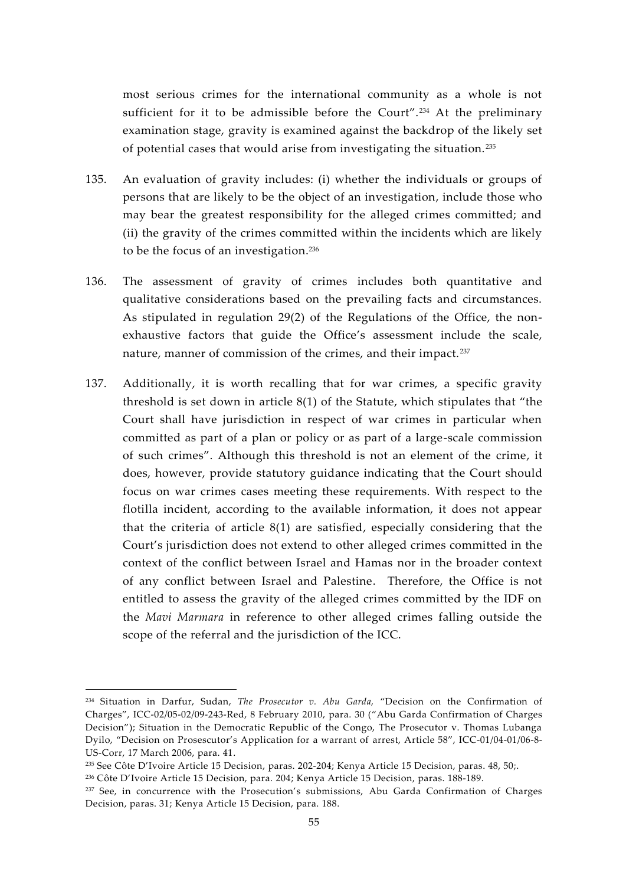most serious crimes for the international community as a whole is not sufficient for it to be admissible before the Court".[234] At the preliminary examination stage, gravity is examined against the backdrop of the likely set of potential cases that would arise from investigating the situation.[235]

135. An evaluation of gravity includes: (i) whether the individuals or groups of persons that are likely to be the object of an investigation, include those who may bear the greatest responsibility for the alleged crimes committed; and (ii) the gravity of the crimes committed within the incidents which are likely to be the focus of an investigation.[236]

136. The assessment of gravity of crimes includes both quantitative and qualitative considerations based on the prevailing facts and circumstances. As stipulated in regulation 29(2) of the Regulations of the Office, the non-exhaustive factors that guide the Office's assessment include the scale, nature, manner of commission of the crimes, and their impact.[237]

137. Additionally, it is worth recalling that for war crimes, a specific gravity threshold is set down in article 8(1) of the Statute, which stipulates that "the Court shall have jurisdiction in respect of war crimes in particular when committed as part of a plan or policy or as part of a large-scale commission of such crimes". Although this threshold is not an element of the crime, it does, however, provide statutory guidance indicating that the Court should focus on war crimes cases meeting these requirements. With respect to the flotilla incident, according to the available information, it does not appear that the criteria of article 8(1) are satisfied, especially considering that the Court's jurisdiction does not extend to other alleged crimes committed in the context of the conflict between Israel and Hamas nor in the broader context of any conflict between Israel and Palestine. Therefore, the Office is not entitled to assess the gravity of the alleged crimes committed by the IDF on the *Mavi Marmara* in reference to other alleged crimes falling outside the scope of the referral and the jurisdiction of the ICC.

---

[234] Situation in Darfur, Sudan, *The Prosecutor v. Abu Garda,* "Decision on the Confirmation of Charges", ICC-02/05-02/09-243-Red, 8 February 2010, para. 30 ("Abu Garda Confirmation of Charges Decision"); Situation in the Democratic Republic of the Congo, The Prosecutor v. Thomas Lubanga Dyilo, "Decision on Prosecutor's Application for a warrant of arrest, Article 58", ICC-01/04-01/06-8-US-Corr, 17 March 2006, para. 41.

[235] See Côte D'Ivoire Article 15 Decision, paras. 202-204; Kenya Article 15 Decision, paras. 48, 50;.

[236] Côte D'Ivoire Article 15 Decision, para. 204; Kenya Article 15 Decision, paras. 188-189.

[237] See, in concurrence with the Prosecution's submissions, Abu Garda Confirmation of Charges Decision, paras. 31; Kenya Article 15 Decision, para. 188.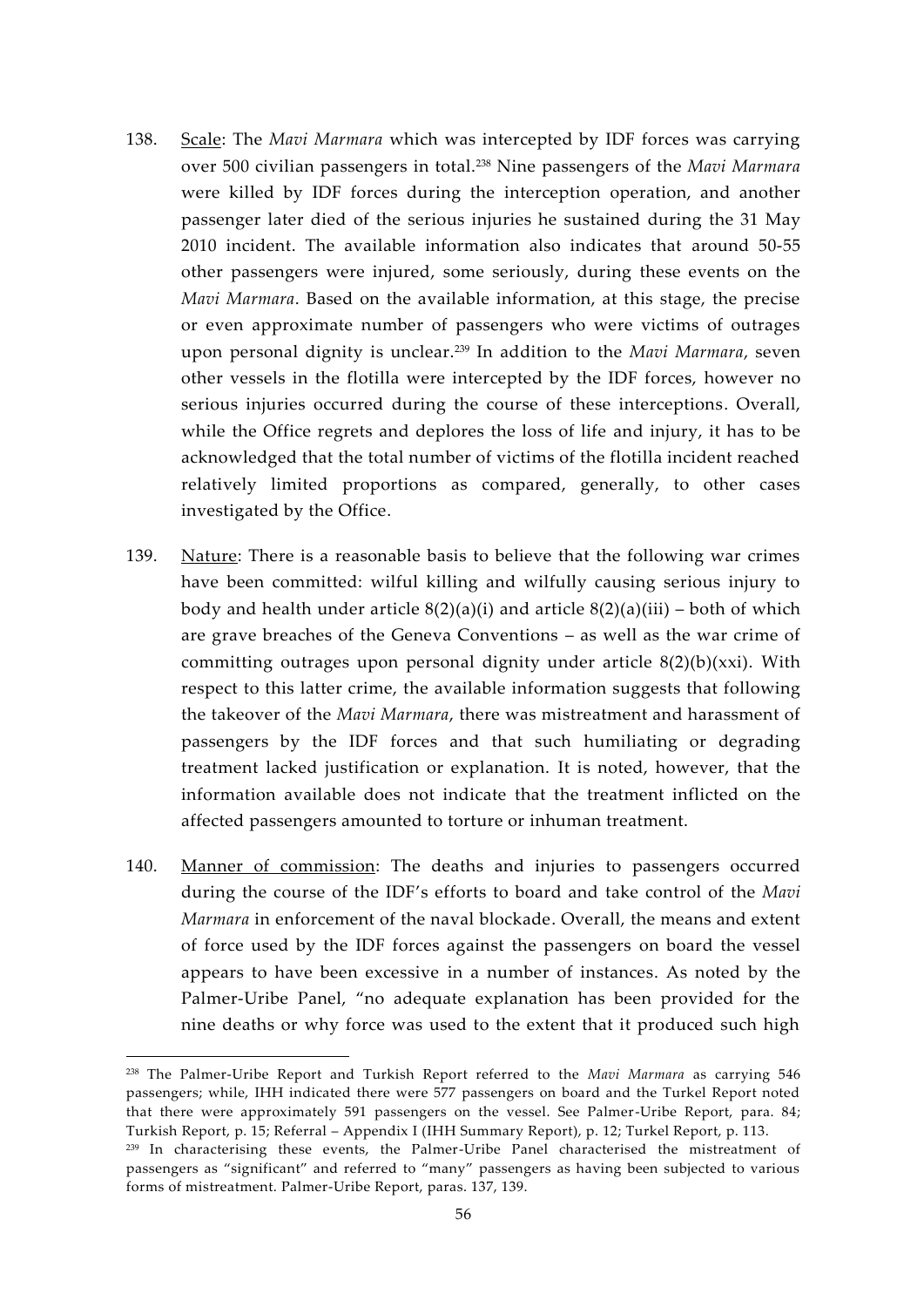138. Scale: The *Mavi Marmara* which was intercepted by IDF forces was carrying over 500 civilian passengers in total.[238] Nine passengers of the *Mavi Marmara* were killed by IDF forces during the interception operation, and another passenger later died of the serious injuries he sustained during the 31 May 2010 incident. The available information also indicates that around 50-55 other passengers were injured, some seriously, during these events on the *Mavi Marmara*. Based on the available information, at this stage, the precise or even approximate number of passengers who were victims of outrages upon personal dignity is unclear.[239] In addition to the *Mavi Marmara*, seven other vessels in the flotilla were intercepted by the IDF forces, however no serious injuries occurred during the course of these interceptions. Overall, while the Office regrets and deplores the loss of life and injury, it has to be acknowledged that the total number of victims of the flotilla incident reached relatively limited proportions as compared, generally, to other cases investigated by the Office.

139. Nature: There is a reasonable basis to believe that the following war crimes have been committed: wilful killing and wilfully causing serious injury to body and health under article 8(2)(a)(i) and article 8(2)(a)(iii) – both of which are grave breaches of the Geneva Conventions – as well as the war crime of committing outrages upon personal dignity under article 8(2)(b)(xxi). With respect to this latter crime, the available information suggests that following the takeover of the *Mavi Marmara*, there was mistreatment and harassment of passengers by the IDF forces and that such humiliating or degrading treatment lacked justification or explanation. It is noted, however, that the information available does not indicate that the treatment inflicted on the affected passengers amounted to torture or inhuman treatment.

140. Manner of commission: The deaths and injuries to passengers occurred during the course of the IDF's efforts to board and take control of the *Mavi Marmara* in enforcement of the naval blockade. Overall, the means and extent of force used by the IDF forces against the passengers on board the vessel appears to have been excessive in a number of instances. As noted by the Palmer-Uribe Panel, "no adequate explanation has been provided for the nine deaths or why force was used to the extent that it produced such high

---

[238] The Palmer-Uribe Report and Turkish Report referred to the *Mavi Marmara* as carrying 546 passengers; while, IHH indicated there were 577 passengers on board and the Turkel Report noted that there were approximately 591 passengers on the vessel. See Palmer-Uribe Report, para. 84; Turkish Report, p. 15; Referral – Appendix I (IHH Summary Report), p. 12; Turkel Report, p. 113.

[239] In characterising these events, the Palmer-Uribe Panel characterised the mistreatment of passengers as "significant" and referred to "many" passengers as having been subjected to various forms of mistreatment. Palmer-Uribe Report, paras. 137, 139.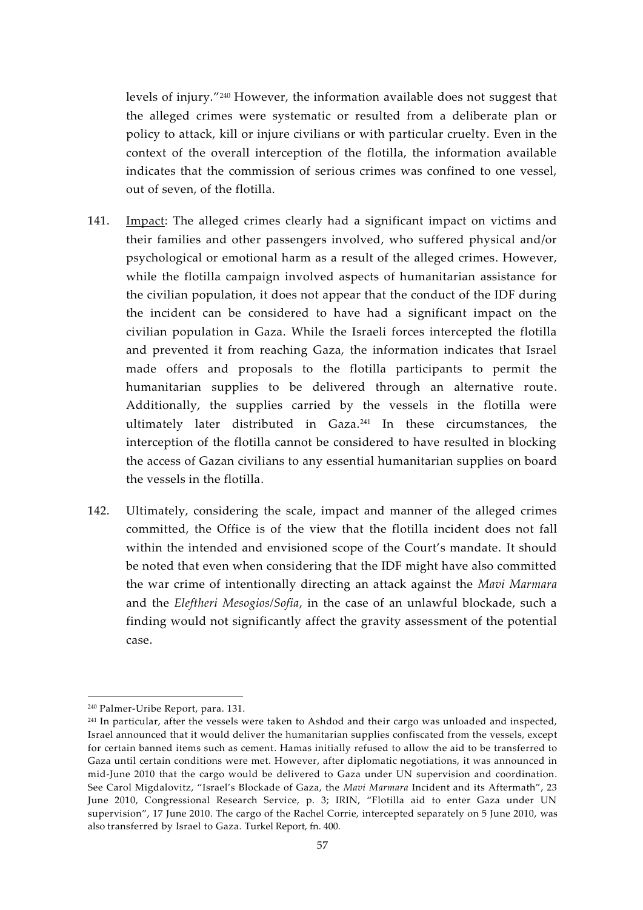levels of injury."[240] However, the information available does not suggest that the alleged crimes were systematic or resulted from a deliberate plan or policy to attack, kill or injure civilians or with particular cruelty. Even in the context of the overall interception of the flotilla, the information available indicates that the commission of serious crimes was confined to one vessel, out of seven, of the flotilla.

141. Impact: The alleged crimes clearly had a significant impact on victims and their families and other passengers involved, who suffered physical and/or psychological or emotional harm as a result of the alleged crimes. However, while the flotilla campaign involved aspects of humanitarian assistance for the civilian population, it does not appear that the conduct of the IDF during the incident can be considered to have had a significant impact on the civilian population in Gaza. While the Israeli forces intercepted the flotilla and prevented it from reaching Gaza, the information indicates that Israel made offers and proposals to the flotilla participants to permit the humanitarian supplies to be delivered through an alternative route. Additionally, the supplies carried by the vessels in the flotilla were ultimately later distributed in Gaza.[241] In these circumstances, the interception of the flotilla cannot be considered to have resulted in blocking the access of Gazan civilians to any essential humanitarian supplies on board the vessels in the flotilla.

142. Ultimately, considering the scale, impact and manner of the alleged crimes committed, the Office is of the view that the flotilla incident does not fall within the intended and envisioned scope of the Court's mandate. It should be noted that even when considering that the IDF might have also committed the war crime of intentionally directing an attack against the *Mavi Marmara* and the *Eleftheri Mesogios/Sofia*, in the case of an unlawful blockade, such a finding would not significantly affect the gravity assessment of the potential case.

---

[240] Palmer-Uribe Report, para. 131.

[241] In particular, after the vessels were taken to Ashdod and their cargo was unloaded and inspected, Israel announced that it would deliver the humanitarian supplies confiscated from the vessels, except for certain banned items such as cement. Hamas initially refused to allow the aid to be transferred to Gaza until certain conditions were met. However, after diplomatic negotiations, it was announced in mid-June 2010 that the cargo would be delivered to Gaza under UN supervision and coordination. See Carol Migdalovitz, "Israel's Blockade of Gaza, the *Mavi Marmara* Incident and its Aftermath", 23 June 2010, Congressional Research Service, p. 3; IRIN, "Flotilla aid to enter Gaza under UN supervision", 17 June 2010. The cargo of the Rachel Corrie, intercepted separately on 5 June 2010, was also transferred by Israel to Gaza. Turkel Report, fn. 400.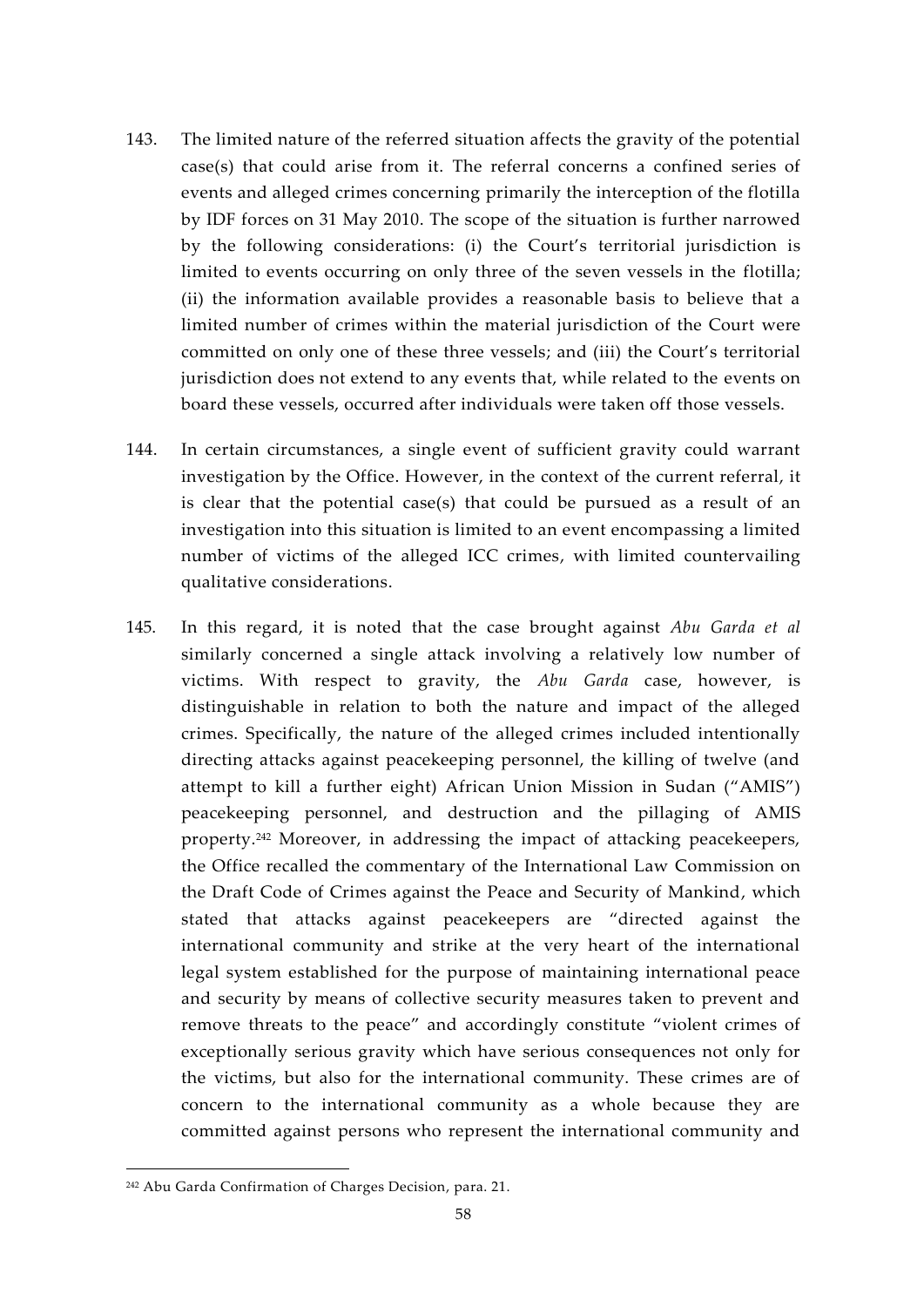143. The limited nature of the referred situation affects the gravity of the potential case(s) that could arise from it. The referral concerns a confined series of events and alleged crimes concerning primarily the interception of the flotilla by IDF forces on 31 May 2010. The scope of the situation is further narrowed by the following considerations: (i) the Court's territorial jurisdiction is limited to events occurring on only three of the seven vessels in the flotilla; (ii) the information available provides a reasonable basis to believe that a limited number of crimes within the material jurisdiction of the Court were committed on only one of these three vessels; and (iii) the Court's territorial jurisdiction does not extend to any events that, while related to the events on board these vessels, occurred after individuals were taken off those vessels.

144. In certain circumstances, a single event of sufficient gravity could warrant investigation by the Office. However, in the context of the current referral, it is clear that the potential case(s) that could be pursued as a result of an investigation into this situation is limited to an event encompassing a limited number of victims of the alleged ICC crimes, with limited countervailing qualitative considerations.

145. In this regard, it is noted that the case brought against *Abu Garda et al* similarly concerned a single attack involving a relatively low number of victims. With respect to gravity, the *Abu Garda* case, however, is distinguishable in relation to both the nature and impact of the alleged crimes. Specifically, the nature of the alleged crimes included intentionally directing attacks against peacekeeping personnel, the killing of twelve (and attempt to kill a further eight) African Union Mission in Sudan ("AMIS") peacekeeping personnel, and destruction and the pillaging of AMIS property.[242] Moreover, in addressing the impact of attacking peacekeepers, the Office recalled the commentary of the International Law Commission on the Draft Code of Crimes against the Peace and Security of Mankind, which stated that attacks against peacekeepers are "directed against the international community and strike at the very heart of the international legal system established for the purpose of maintaining international peace and security by means of collective security measures taken to prevent and remove threats to the peace" and accordingly constitute "violent crimes of exceptionally serious gravity which have serious consequences not only for the victims, but also for the international community. These crimes are of concern to the international community as a whole because they are committed against persons who represent the international community and

[242] Abu Garda Confirmation of Charges Decision, para. 21.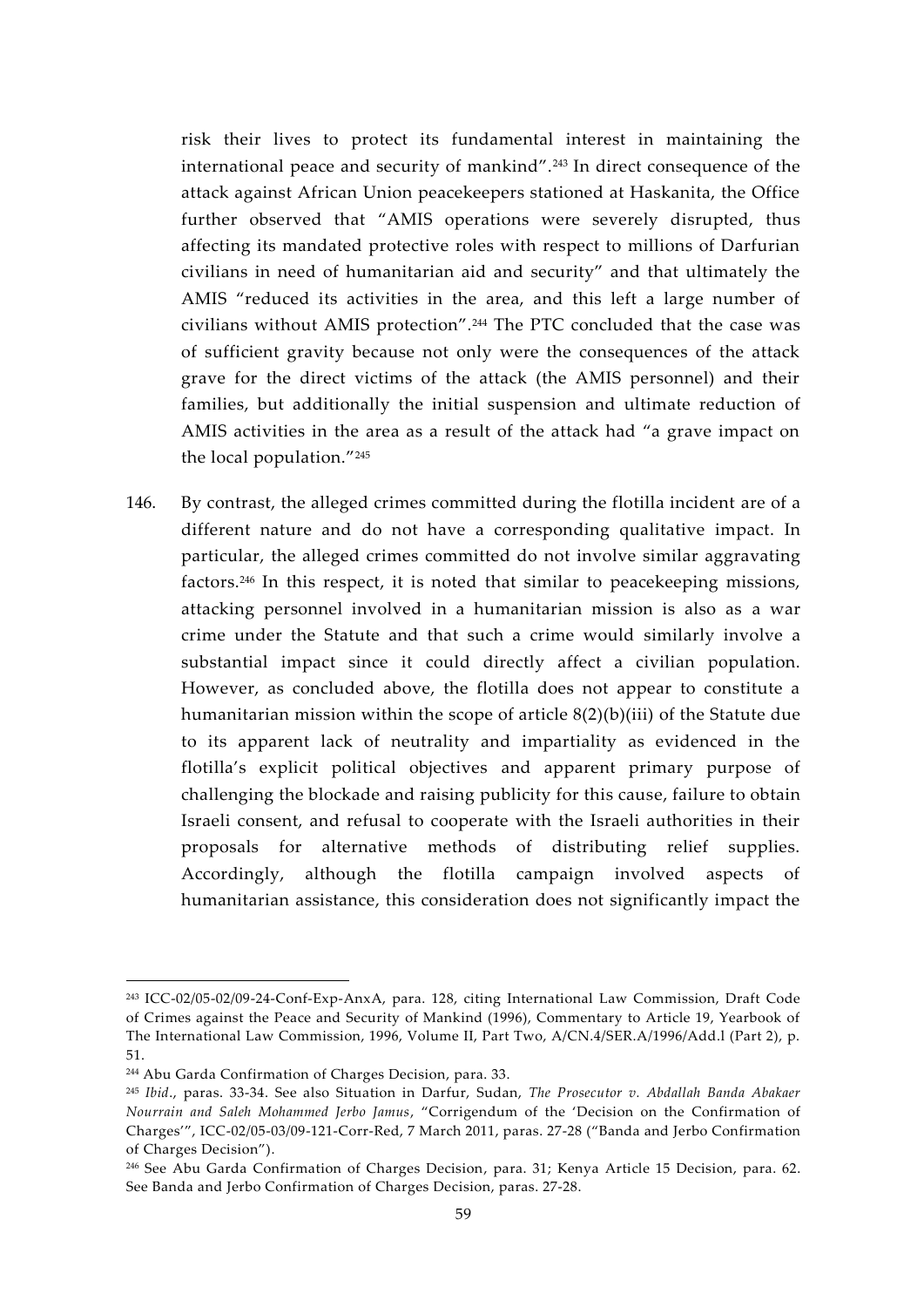risk their lives to protect its fundamental interest in maintaining the international peace and security of mankind".[243] In direct consequence of the attack against African Union peacekeepers stationed at Haskanita, the Office further observed that "AMIS operations were severely disrupted, thus affecting its mandated protective roles with respect to millions of Darfurian civilians in need of humanitarian aid and security" and that ultimately the AMIS "reduced its activities in the area, and this left a large number of civilians without AMIS protection".[244] The PTC concluded that the case was of sufficient gravity because not only were the consequences of the attack grave for the direct victims of the attack (the AMIS personnel) and their families, but additionally the initial suspension and ultimate reduction of AMIS activities in the area as a result of the attack had "a grave impact on the local population."[245]

146. By contrast, the alleged crimes committed during the flotilla incident are of a different nature and do not have a corresponding qualitative impact. In particular, the alleged crimes committed do not involve similar aggravating factors.[246] In this respect, it is noted that similar to peacekeeping missions, attacking personnel involved in a humanitarian mission is also as a war crime under the Statute and that such a crime would similarly involve a substantial impact since it could directly affect a civilian population. However, as concluded above, the flotilla does not appear to constitute a humanitarian mission within the scope of article 8(2)(b)(iii) of the Statute due to its apparent lack of neutrality and impartiality as evidenced in the flotilla's explicit political objectives and apparent primary purpose of challenging the blockade and raising publicity for this cause, failure to obtain Israeli consent, and refusal to cooperate with the Israeli authorities in their proposals for alternative methods of distributing relief supplies. Accordingly, although the flotilla campaign involved aspects of humanitarian assistance, this consideration does not significantly impact the

---

[243] ICC-02/05-02/09-24-Conf-Exp-AnxA, para. 128, citing International Law Commission, Draft Code of Crimes against the Peace and Security of Mankind (1996), Commentary to Article 19, Yearbook of The International Law Commission, 1996, Volume II, Part Two, A/CN.4/SER.A/1996/Add.l (Part 2), p. 51.

[244] Abu Garda Confirmation of Charges Decision, para. 33.

[245] *Ibid*., paras. 33-34. See also Situation in Darfur, Sudan, *The Prosecutor v. Abdallah Banda Abakaer Nourrain and Saleh Mohammed Jerbo Jamus*, "Corrigendum of the 'Decision on the Confirmation of Charges'", ICC-02/05-03/09-121-Corr-Red, 7 March 2011, paras. 27-28 ("Banda and Jerbo Confirmation of Charges Decision").

[246] See Abu Garda Confirmation of Charges Decision, para. 31; Kenya Article 15 Decision, para. 62. See Banda and Jerbo Confirmation of Charges Decision, paras. 27-28.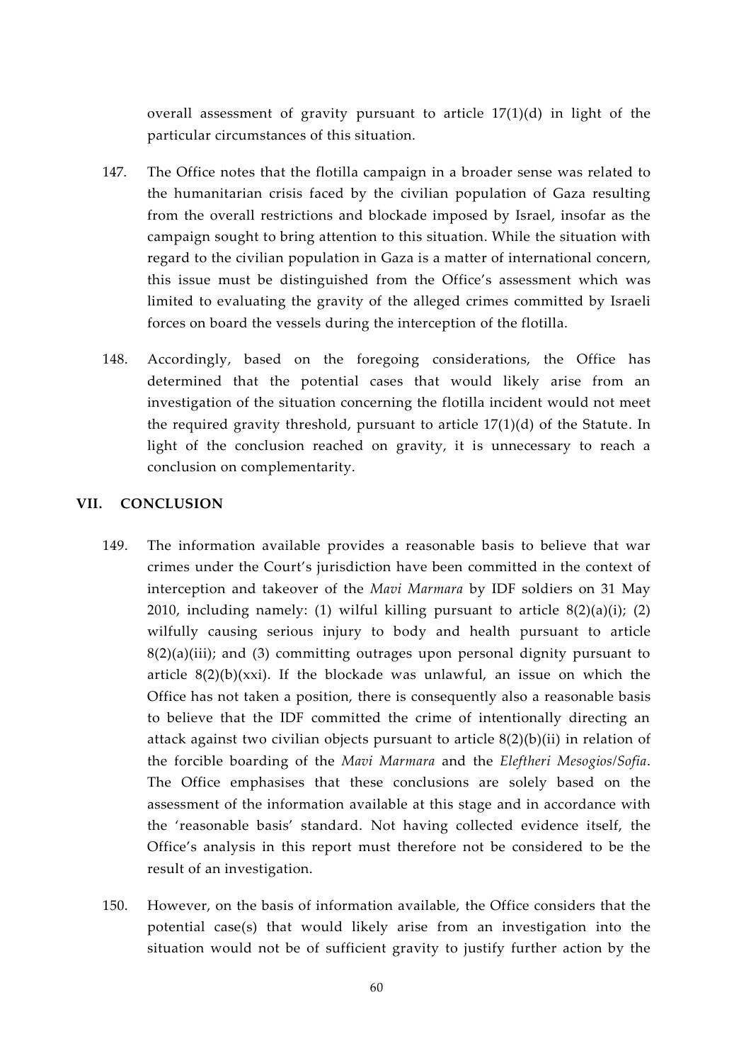overall assessment of gravity pursuant to article 17(1)(d) in light of the particular circumstances of this situation.

147. The Office notes that the flotilla campaign in a broader sense was related to the humanitarian crisis faced by the civilian population of Gaza resulting from the overall restrictions and blockade imposed by Israel, insofar as the campaign sought to bring attention to this situation. While the situation with regard to the civilian population in Gaza is a matter of international concern, this issue must be distinguished from the Office's assessment which was limited to evaluating the gravity of the alleged crimes committed by Israeli forces on board the vessels during the interception of the flotilla.

148. Accordingly, based on the foregoing considerations, the Office has determined that the potential cases that would likely arise from an investigation of the situation concerning the flotilla incident would not meet the required gravity threshold, pursuant to article 17(1)(d) of the Statute. In light of the conclusion reached on gravity, it is unnecessary to reach a conclusion on complementarity.

## VII. CONCLUSION

149. The information available provides a reasonable basis to believe that war crimes under the Court's jurisdiction have been committed in the context of interception and takeover of the *Mavi Marmara* by IDF soldiers on 31 May 2010, including namely: (1) wilful killing pursuant to article 8(2)(a)(i); (2) wilfully causing serious injury to body and health pursuant to article 8(2)(a)(iii); and (3) committing outrages upon personal dignity pursuant to article 8(2)(b)(xxi). If the blockade was unlawful, an issue on which the Office has not taken a position, there is consequently also a reasonable basis to believe that the IDF committed the crime of intentionally directing an attack against two civilian objects pursuant to article 8(2)(b)(ii) in relation of the forcible boarding of the *Mavi Marmara* and the *Eleftheri Mesogios/Sofia*. The Office emphasises that these conclusions are solely based on the assessment of the information available at this stage and in accordance with the 'reasonable basis' standard. Not having collected evidence itself, the Office's analysis in this report must therefore not be considered to be the result of an investigation.

150. However, on the basis of information available, the Office considers that the potential case(s) that would likely arise from an investigation into the situation would not be of sufficient gravity to justify further action by the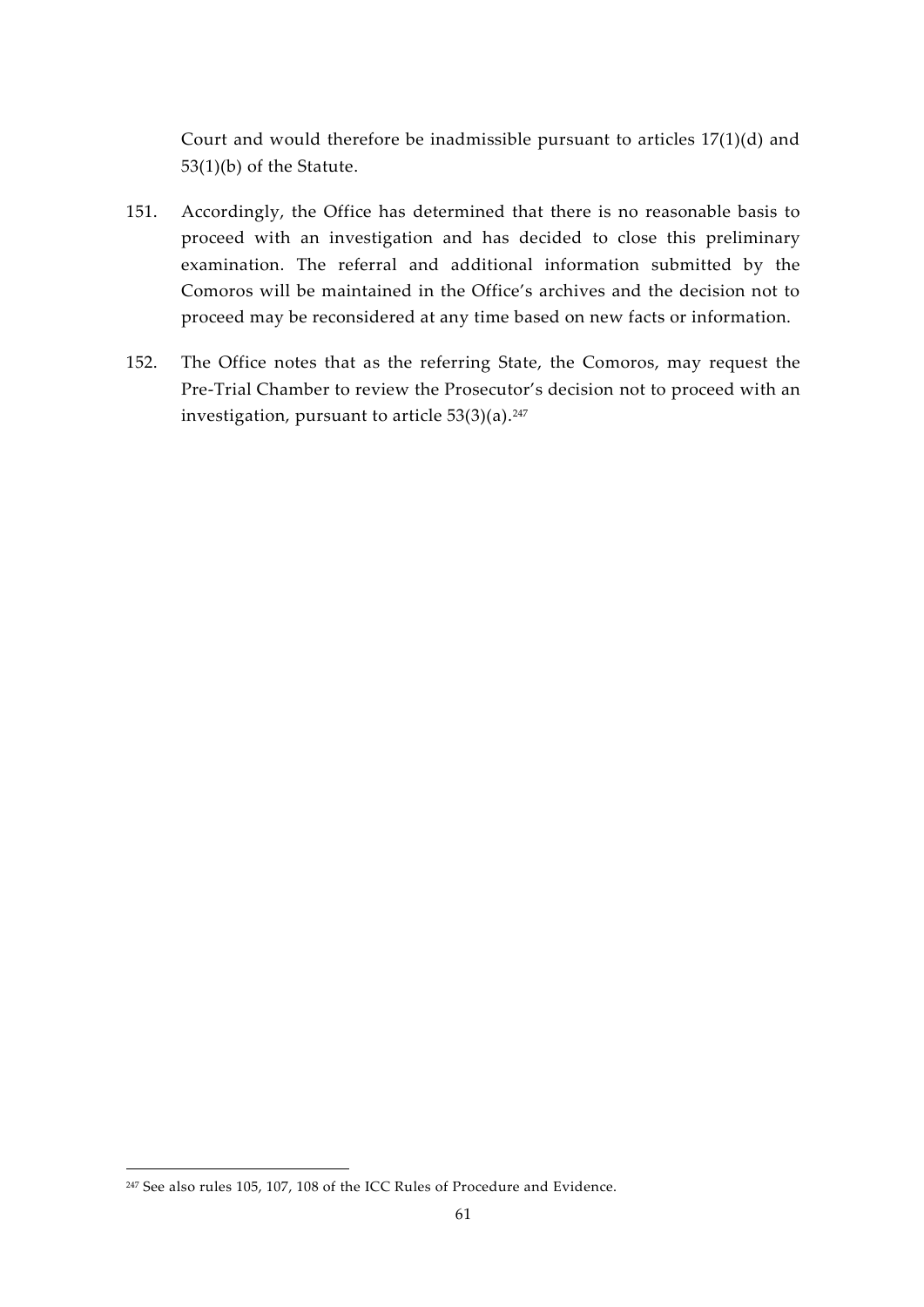Court and would therefore be inadmissible pursuant to articles 17(1)(d) and 53(1)(b) of the Statute.

151. Accordingly, the Office has determined that there is no reasonable basis to proceed with an investigation and has decided to close this preliminary examination. The referral and additional information submitted by the Comoros will be maintained in the Office's archives and the decision not to proceed may be reconsidered at any time based on new facts or information.

152. The Office notes that as the referring State, the Comoros, may request the Pre-Trial Chamber to review the Prosecutor's decision not to proceed with an investigation, pursuant to article 53(3)(a).[247]

---

[247] See also rules 105, 107, 108 of the ICC Rules of Procedure and Evidence.